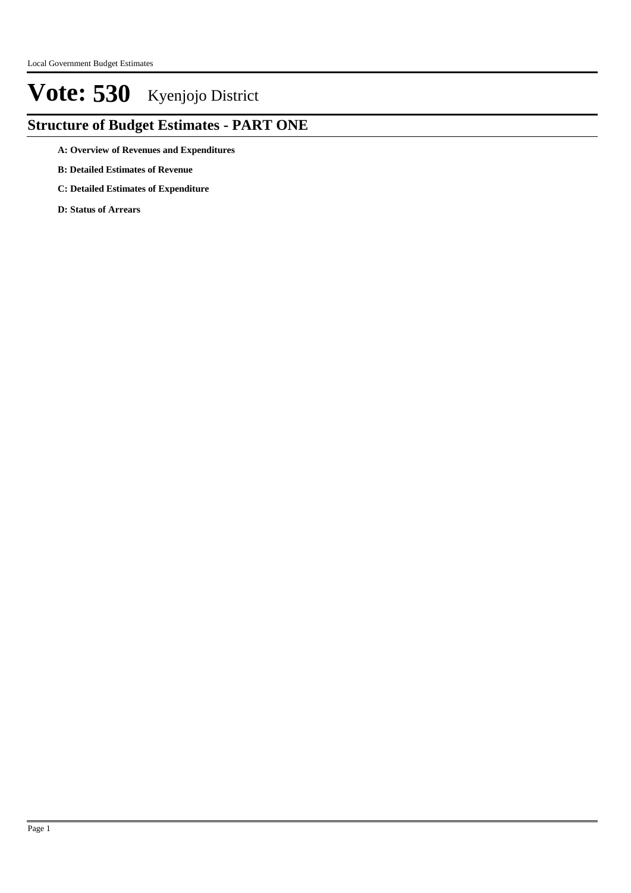# Vote: 530 Kyenjojo District

## Structure of Budget Estimates - PART ONE

**A: Overview of Revenues and Expenditures**

**B: Detailed Estimates of Revenue**

**C: Detailed Estimates of Expenditure**

**D: Status of Arrears**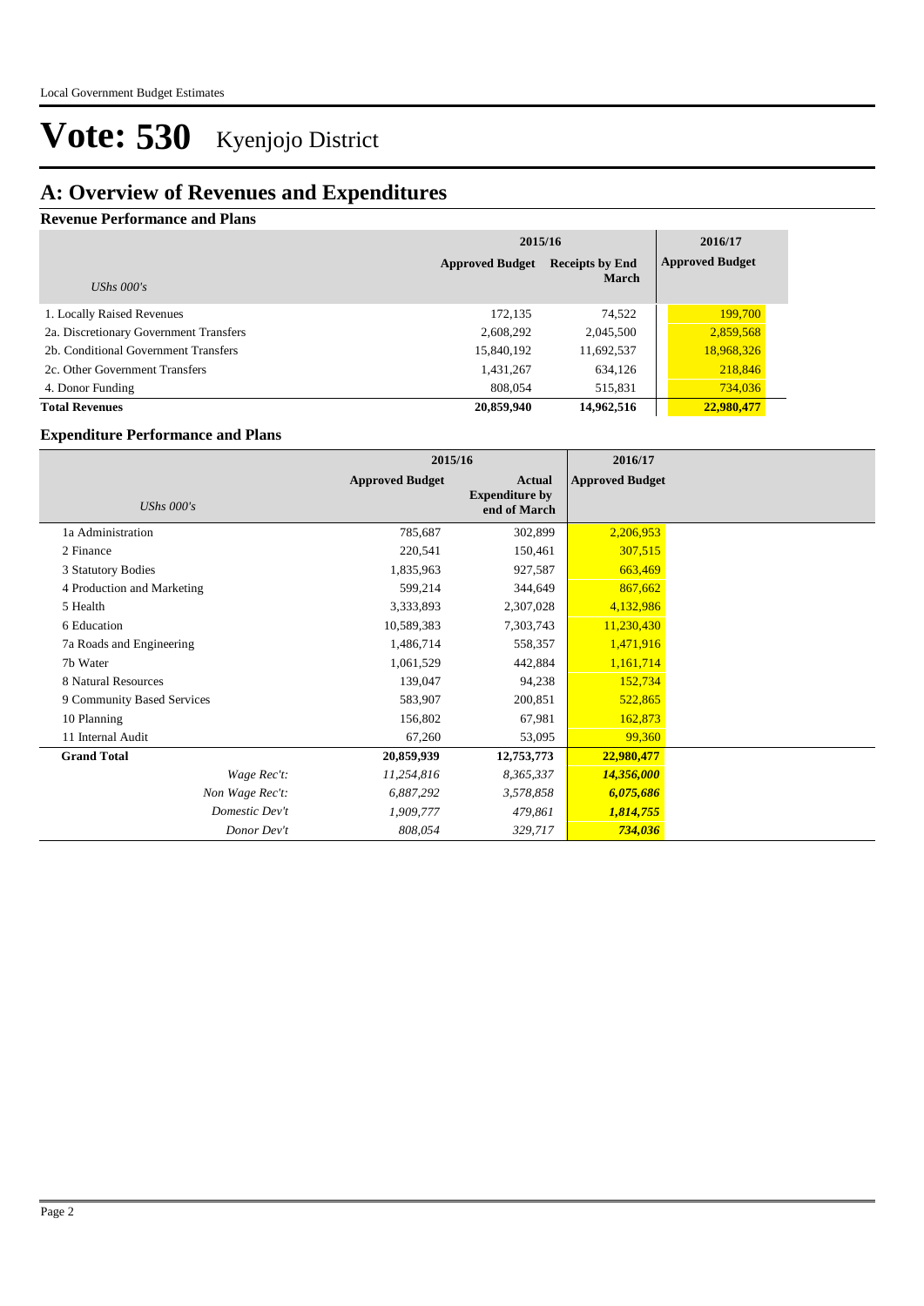# Vote: 530 Kyenjojo District

## A: Overview of Revenues and Expenditures

### Revenue Performance and Plans

| *UShs 000's* | 2015/16 Approved Budget | 2015/16 Receipts by End March | 2016/17 Approved Budget |
|---|---|---|---|
| 1. Locally Raised Revenues | 172,135 | 74,522 | 199,700 |
| 2a. Discretionary Government Transfers | 2,608,292 | 2,045,500 | 2,859,568 |
| 2b. Conditional Government Transfers | 15,840,192 | 11,692,537 | 18,968,326 |
| 2c. Other Government Transfers | 1,431,267 | 634,126 | 218,846 |
| 4. Donor Funding | 808,054 | 515,831 | 734,036 |
| **Total Revenues** | **20,859,940** | **14,962,516** | **22,980,477** |

### Expenditure Performance and Plans

| *UShs 000's* | 2015/16 Approved Budget | 2015/16 Actual Expenditure by end of March | 2016/17 Approved Budget |
|---|---|---|---|
| 1a Administration | 785,687 | 302,899 | 2,206,953 |
| 2 Finance | 220,541 | 150,461 | 307,515 |
| 3 Statutory Bodies | 1,835,963 | 927,587 | 663,469 |
| 4 Production and Marketing | 599,214 | 344,649 | 867,662 |
| 5 Health | 3,333,893 | 2,307,028 | 4,132,986 |
| 6 Education | 10,589,383 | 7,303,743 | 11,230,430 |
| 7a Roads and Engineering | 1,486,714 | 558,357 | 1,471,916 |
| 7b Water | 1,061,529 | 442,884 | 1,161,714 |
| 8 Natural Resources | 139,047 | 94,238 | 152,734 |
| 9 Community Based Services | 583,907 | 200,851 | 522,865 |
| 10 Planning | 156,802 | 67,981 | 162,873 |
| 11 Internal Audit | 67,260 | 53,095 | 99,360 |
| **Grand Total** | **20,859,939** | **12,753,773** | **22,980,477** |
| *Wage Rec't:* | *11,254,816* | *8,365,337* | ***14,356,000*** |
| *Non Wage Rec't:* | *6,887,292* | *3,578,858* | ***6,075,686*** |
| *Domestic Dev't* | *1,909,777* | *479,861* | ***1,814,755*** |
| *Donor Dev't* | *808,054* | *329,717* | ***734,036*** |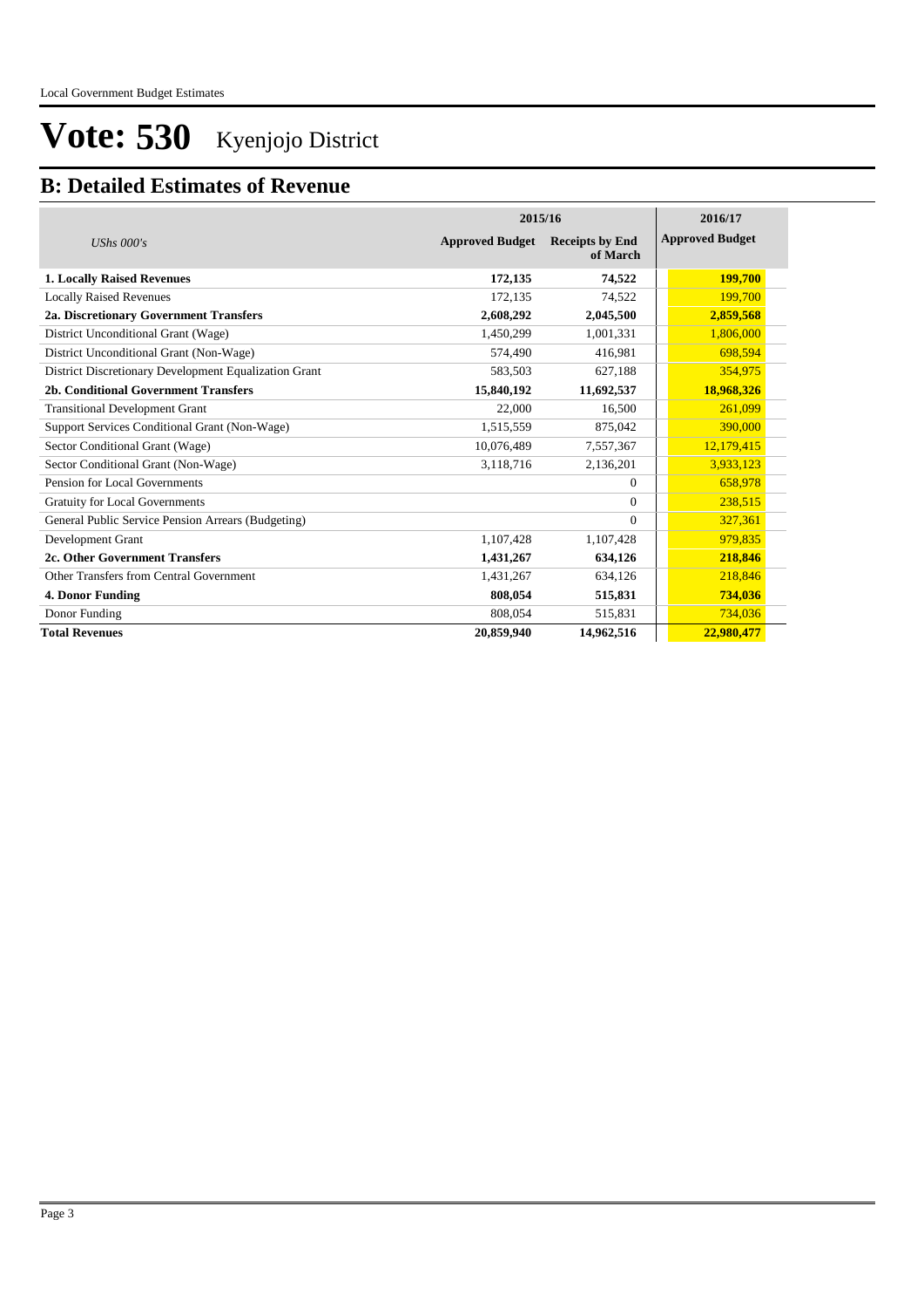# Vote: 530 Kyenjojo District

## B: Detailed Estimates of Revenue

| *UShs 000's* | 2015/16 Approved Budget | 2015/16 Receipts by End of March | 2016/17 Approved Budget |
|---|---|---|---|
| **1. Locally Raised Revenues** | **172,135** | **74,522** | **199,700** |
| Locally Raised Revenues | 172,135 | 74,522 | 199,700 |
| **2a. Discretionary Government Transfers** | **2,608,292** | **2,045,500** | **2,859,568** |
| District Unconditional Grant (Wage) | 1,450,299 | 1,001,331 | 1,806,000 |
| District Unconditional Grant (Non-Wage) | 574,490 | 416,981 | 698,594 |
| District Discretionary Development Equalization Grant | 583,503 | 627,188 | 354,975 |
| **2b. Conditional Government Transfers** | **15,840,192** | **11,692,537** | **18,968,326** |
| Transitional Development Grant | 22,000 | 16,500 | 261,099 |
| Support Services Conditional Grant (Non-Wage) | 1,515,559 | 875,042 | 390,000 |
| Sector Conditional Grant (Wage) | 10,076,489 | 7,557,367 | 12,179,415 |
| Sector Conditional Grant (Non-Wage) | 3,118,716 | 2,136,201 | 3,933,123 |
| Pension for Local Governments | | 0 | 658,978 |
| Gratuity for Local Governments | | 0 | 238,515 |
| General Public Service Pension Arrears (Budgeting) | | 0 | 327,361 |
| Development Grant | 1,107,428 | 1,107,428 | 979,835 |
| **2c. Other Government Transfers** | **1,431,267** | **634,126** | **218,846** |
| Other Transfers from Central Government | 1,431,267 | 634,126 | 218,846 |
| **4. Donor Funding** | **808,054** | **515,831** | **734,036** |
| Donor Funding | 808,054 | 515,831 | 734,036 |
| **Total Revenues** | **20,859,940** | **14,962,516** | **22,980,477** |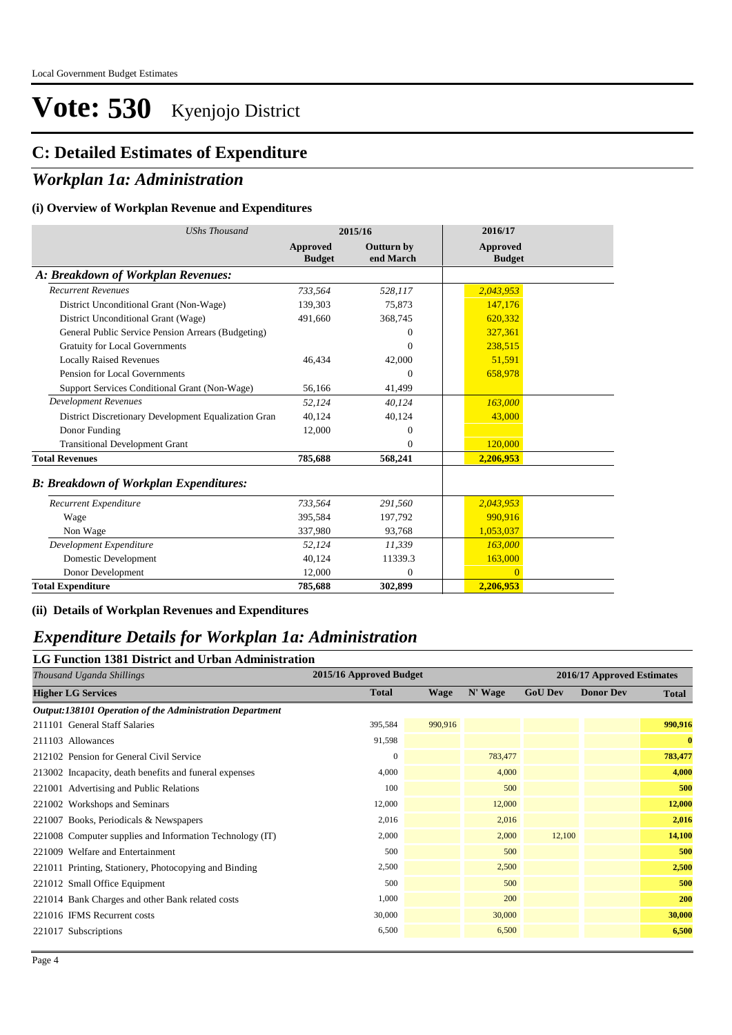Local Government Budget Estimates

# Vote: 530 Kyenjojo District

## C: Detailed Estimates of Expenditure

## *Workplan 1a: Administration*

### (i) Overview of Workplan Revenue and Expenditures

| *UShs Thousand* | 2015/16 | | 2016/17 |
|---|---|---|---|
| | **Approved Budget** | **Outturn by end March** | **Approved Budget** |
| ***A: Breakdown of Workplan Revenues:*** | | | |
| *Recurrent Revenues* | *733,564* | *528,117* | *2,043,953* |
| District Unconditional Grant (Non-Wage) | 139,303 | 75,873 | 147,176 |
| District Unconditional Grant (Wage) | 491,660 | 368,745 | 620,332 |
| General Public Service Pension Arrears (Budgeting) | | 0 | 327,361 |
| Gratuity for Local Governments | | 0 | 238,515 |
| Locally Raised Revenues | 46,434 | 42,000 | 51,591 |
| Pension for Local Governments | | 0 | 658,978 |
| Support Services Conditional Grant (Non-Wage) | 56,166 | 41,499 | |
| *Development Revenues* | *52,124* | *40,124* | *163,000* |
| District Discretionary Development Equalization Gran | 40,124 | 40,124 | 43,000 |
| Donor Funding | 12,000 | 0 | |
| Transitional Development Grant | | 0 | 120,000 |
| **Total Revenues** | **785,688** | **568,241** | **2,206,953** |
| ***B: Breakdown of Workplan Expenditures:*** | | | |
| *Recurrent Expenditure* | *733,564* | *291,560* | *2,043,953* |
| Wage | 395,584 | 197,792 | 990,916 |
| Non Wage | 337,980 | 93,768 | 1,053,037 |
| *Development Expenditure* | *52,124* | *11,339* | *163,000* |
| Domestic Development | 40,124 | 11339.3 | 163,000 |
| Donor Development | 12,000 | 0 | 0 |
| **Total Expenditure** | **785,688** | **302,899** | **2,206,953** |

### (ii) Details of Workplan Revenues and Expenditures

## *Expenditure Details for Workplan 1a: Administration*

### LG Function 1381 District and Urban Administration

| *Thousand Uganda Shillings* | 2015/16 Approved Budget | 2016/17 Approved Estimates | | | | |
|---|---|---|---|---|---|---|
| **Higher LG Services** | **Total** | **Wage** | **N' Wage** | **GoU Dev** | **Donor Dev** | **Total** |
| ***Output:138101 Operation of the Administration Department*** | | | | | | |
| 211101 General Staff Salaries | 395,584 | 990,916 | | | | **990,916** |
| 211103 Allowances | 91,598 | | | | | **0** |
| 212102 Pension for General Civil Service | 0 | | 783,477 | | | **783,477** |
| 213002 Incapacity, death benefits and funeral expenses | 4,000 | | 4,000 | | | **4,000** |
| 221001 Advertising and Public Relations | 100 | | 500 | | | **500** |
| 221002 Workshops and Seminars | 12,000 | | 12,000 | | | **12,000** |
| 221007 Books, Periodicals & Newspapers | 2,016 | | 2,016 | | | **2,016** |
| 221008 Computer supplies and Information Technology (IT) | 2,000 | | 2,000 | 12,100 | | **14,100** |
| 221009 Welfare and Entertainment | 500 | | 500 | | | **500** |
| 221011 Printing, Stationery, Photocopying and Binding | 2,500 | | 2,500 | | | **2,500** |
| 221012 Small Office Equipment | 500 | | 500 | | | **500** |
| 221014 Bank Charges and other Bank related costs | 1,000 | | 200 | | | **200** |
| 221016 IFMS Recurrent costs | 30,000 | | 30,000 | | | **30,000** |
| 221017 Subscriptions | 6,500 | | 6,500 | | | **6,500** |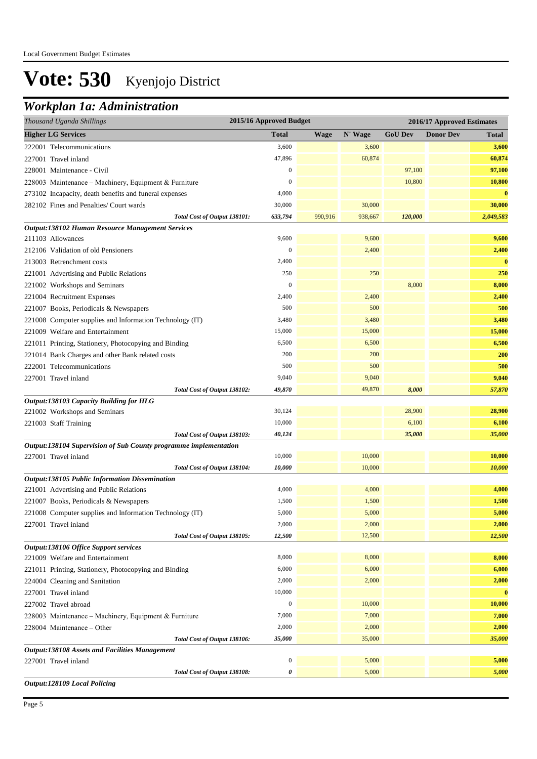# Vote: 530 Kyenjojo District

## Workplan 1a: Administration

| *Thousand Uganda Shillings* | 2015/16 Approved Budget | 2016/17 Approved Estimates | | | | |
|---|---|---|---|---|---|---|
| **Higher LG Services** | **Total** | **Wage** | **N' Wage** | **GoU Dev** | **Donor Dev** | **Total** |
| 222001 Telecommunications | 3,600 | | 3,600 | | | **3,600** |
| 227001 Travel inland | 47,896 | | 60,874 | | | **60,874** |
| 228001 Maintenance - Civil | 0 | | | 97,100 | | **97,100** |
| 228003 Maintenance – Machinery, Equipment & Furniture | 0 | | | 10,800 | | **10,800** |
| 273102 Incapacity, death benefits and funeral expenses | 4,000 | | | | | **0** |
| 282102 Fines and Penalties/ Court wards | 30,000 | | 30,000 | | | **30,000** |
| *Total Cost of Output 138101:* | *633,794* | 990,916 | 938,667 | *120,000* | | *2,049,583* |
| ***Output:138102 Human Resource Management Services*** | | | | | | |
| 211103 Allowances | 9,600 | | 9,600 | | | **9,600** |
| 212106 Validation of old Pensioners | 0 | | 2,400 | | | **2,400** |
| 213003 Retrenchment costs | 2,400 | | | | | **0** |
| 221001 Advertising and Public Relations | 250 | | 250 | | | **250** |
| 221002 Workshops and Seminars | 0 | | | 8,000 | | **8,000** |
| 221004 Recruitment Expenses | 2,400 | | 2,400 | | | **2,400** |
| 221007 Books, Periodicals & Newspapers | 500 | | 500 | | | **500** |
| 221008 Computer supplies and Information Technology (IT) | 3,480 | | 3,480 | | | **3,480** |
| 221009 Welfare and Entertainment | 15,000 | | 15,000 | | | **15,000** |
| 221011 Printing, Stationery, Photocopying and Binding | 6,500 | | 6,500 | | | **6,500** |
| 221014 Bank Charges and other Bank related costs | 200 | | 200 | | | **200** |
| 222001 Telecommunications | 500 | | 500 | | | **500** |
| 227001 Travel inland | 9,040 | | 9,040 | | | **9,040** |
| *Total Cost of Output 138102:* | *49,870* | | 49,870 | *8,000* | | *57,870* |
| ***Output:138103 Capacity Building for HLG*** | | | | | | |
| 221002 Workshops and Seminars | 30,124 | | | 28,900 | | **28,900** |
| 221003 Staff Training | 10,000 | | | 6,100 | | **6,100** |
| *Total Cost of Output 138103:* | *40,124* | | | *35,000* | | *35,000* |
| ***Output:138104 Supervision of Sub County programme implementation*** | | | | | | |
| 227001 Travel inland | 10,000 | | 10,000 | | | **10,000** |
| *Total Cost of Output 138104:* | *10,000* | | 10,000 | | | *10,000* |
| ***Output:138105 Public Information Dissemination*** | | | | | | |
| 221001 Advertising and Public Relations | 4,000 | | 4,000 | | | **4,000** |
| 221007 Books, Periodicals & Newspapers | 1,500 | | 1,500 | | | **1,500** |
| 221008 Computer supplies and Information Technology (IT) | 5,000 | | 5,000 | | | **5,000** |
| 227001 Travel inland | 2,000 | | 2,000 | | | **2,000** |
| *Total Cost of Output 138105:* | *12,500* | | 12,500 | | | *12,500* |
| ***Output:138106 Office Support services*** | | | | | | |
| 221009 Welfare and Entertainment | 8,000 | | 8,000 | | | **8,000** |
| 221011 Printing, Stationery, Photocopying and Binding | 6,000 | | 6,000 | | | **6,000** |
| 224004 Cleaning and Sanitation | 2,000 | | 2,000 | | | **2,000** |
| 227001 Travel inland | 10,000 | | | | | **0** |
| 227002 Travel abroad | 0 | | 10,000 | | | **10,000** |
| 228003 Maintenance – Machinery, Equipment & Furniture | 7,000 | | 7,000 | | | **7,000** |
| 228004 Maintenance – Other | 2,000 | | 2,000 | | | **2,000** |
| *Total Cost of Output 138106:* | *35,000* | | 35,000 | | | *35,000* |
| ***Output:138108 Assets and Facilities Management*** | | | | | | |
| 227001 Travel inland | 0 | | 5,000 | | | **5,000** |
| *Total Cost of Output 138108:* | *0* | | 5,000 | | | *5,000* |
| ***Output:128109 Local Policing*** | | | | | | |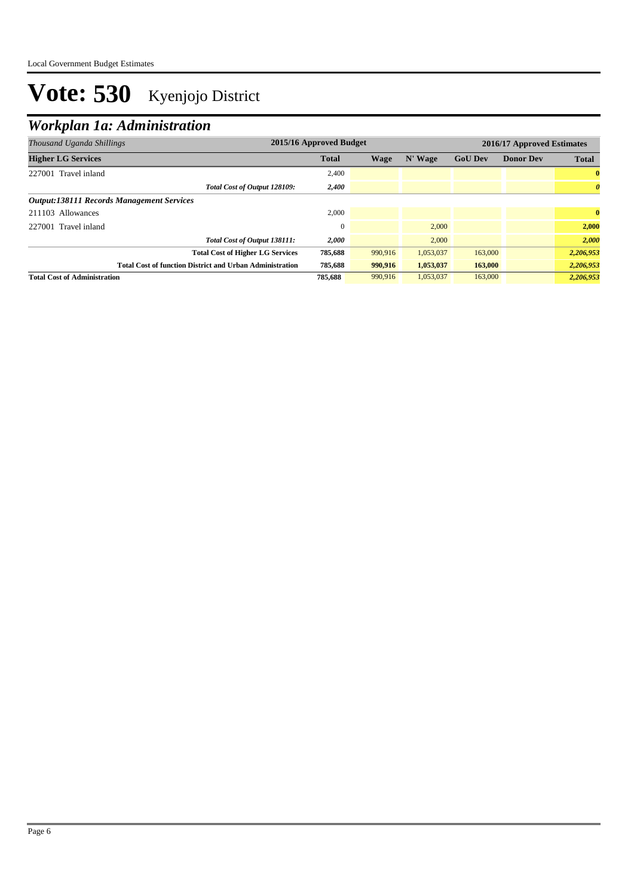# Vote: 530 Kyenjojo District

## *Workplan 1a: Administration*

| *Thousand Uganda Shillings* | 2015/16 Approved Budget | 2016/17 Approved Estimates | | | | |
|---|---|---|---|---|---|---|
| **Higher LG Services** | **Total** | **Wage** | **N' Wage** | **GoU Dev** | **Donor Dev** | **Total** |
| 227001 Travel inland | 2,400 | | | | | **0** |
| *Total Cost of Output 128109:* | *2,400* | | | | | *0* |
| ***Output:138111 Records Management Services*** | | | | | | |
| 211103 Allowances | 2,000 | | | | | **0** |
| 227001 Travel inland | 0 | | 2,000 | | | **2,000** |
| *Total Cost of Output 138111:* | *2,000* | | 2,000 | | | *2,000* |
| **Total Cost of Higher LG Services** | **785,688** | 990,916 | 1,053,037 | 163,000 | | ***2,206,953*** |
| **Total Cost of function District and Urban Administration** | **785,688** | **990,916** | **1,053,037** | **163,000** | | ***2,206,953*** |
| **Total Cost of Administration** | **785,688** | 990,916 | 1,053,037 | 163,000 | | ***2,206,953*** |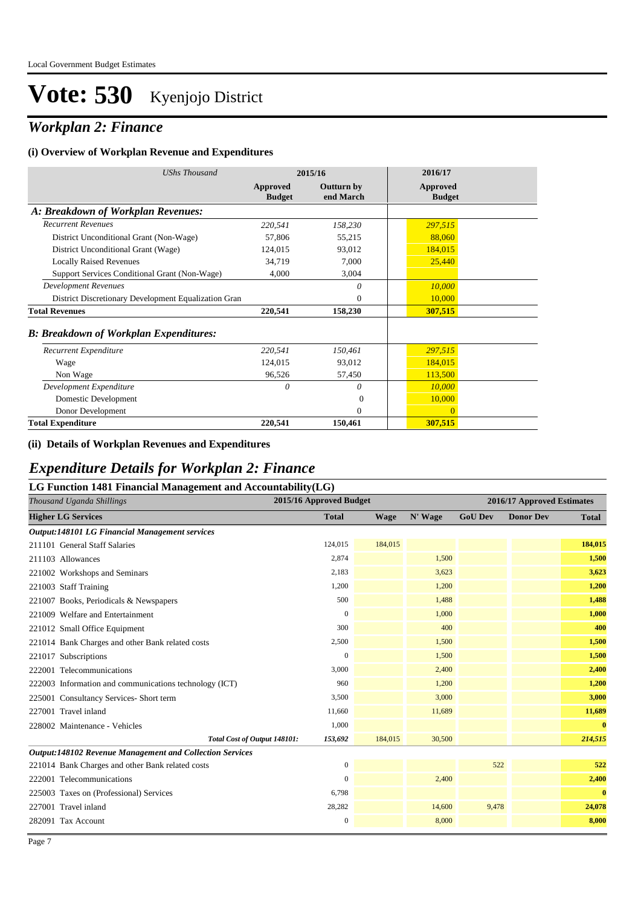# Vote: 530 Kyenjojo District

## *Workplan 2: Finance*

### (i) Overview of Workplan Revenue and Expenditures

| *UShs Thousand* | 2015/16 Approved Budget | 2015/16 Outturn by end March | 2016/17 Approved Budget |
|---|---|---|---|
| ***A: Breakdown of Workplan Revenues:*** | | | |
| *Recurrent Revenues* | *220,541* | *158,230* | *297,515* |
| District Unconditional Grant (Non-Wage) | 57,806 | 55,215 | 88,060 |
| District Unconditional Grant (Wage) | 124,015 | 93,012 | 184,015 |
| Locally Raised Revenues | 34,719 | 7,000 | 25,440 |
| Support Services Conditional Grant (Non-Wage) | 4,000 | 3,004 | |
| *Development Revenues* | | *0* | *10,000* |
| District Discretionary Development Equalization Gran | | 0 | 10,000 |
| **Total Revenues** | **220,541** | **158,230** | **307,515** |
| ***B: Breakdown of Workplan Expenditures:*** | | | |
| *Recurrent Expenditure* | *220,541* | *150,461* | *297,515* |
| Wage | 124,015 | 93,012 | 184,015 |
| Non Wage | 96,526 | 57,450 | 113,500 |
| *Development Expenditure* | *0* | *0* | *10,000* |
| Domestic Development | | 0 | 10,000 |
| Donor Development | | 0 | 0 |
| **Total Expenditure** | **220,541** | **150,461** | **307,515** |

### (ii) Details of Workplan Revenues and Expenditures

## *Expenditure Details for Workplan 2: Finance*

### LG Function 1481 Financial Management and Accountability(LG)

| *Thousand Uganda Shillings* | 2015/16 Approved Budget | 2016/17 Approved Estimates | | | | |
|---|---|---|---|---|---|---|
| **Higher LG Services** | **Total** | **Wage** | **N' Wage** | **GoU Dev** | **Donor Dev** | **Total** |
| ***Output:148101 LG Financial Management services*** | | | | | | |
| 211101 General Staff Salaries | 124,015 | 184,015 | | | | **184,015** |
| 211103 Allowances | 2,874 | | 1,500 | | | **1,500** |
| 221002 Workshops and Seminars | 2,183 | | 3,623 | | | **3,623** |
| 221003 Staff Training | 1,200 | | 1,200 | | | **1,200** |
| 221007 Books, Periodicals & Newspapers | 500 | | 1,488 | | | **1,488** |
| 221009 Welfare and Entertainment | 0 | | 1,000 | | | **1,000** |
| 221012 Small Office Equipment | 300 | | 400 | | | **400** |
| 221014 Bank Charges and other Bank related costs | 2,500 | | 1,500 | | | **1,500** |
| 221017 Subscriptions | 0 | | 1,500 | | | **1,500** |
| 222001 Telecommunications | 3,000 | | 2,400 | | | **2,400** |
| 222003 Information and communications technology (ICT) | 960 | | 1,200 | | | **1,200** |
| 225001 Consultancy Services- Short term | 3,500 | | 3,000 | | | **3,000** |
| 227001 Travel inland | 11,660 | | 11,689 | | | **11,689** |
| 228002 Maintenance - Vehicles | 1,000 | | | | | **0** |
| ***Total Cost of Output 148101:*** | ***153,692*** | 184,015 | 30,500 | | | ***214,515*** |
| ***Output:148102 Revenue Management and Collection Services*** | | | | | | |
| 221014 Bank Charges and other Bank related costs | 0 | | | 522 | | **522** |
| 222001 Telecommunications | 0 | | 2,400 | | | **2,400** |
| 225003 Taxes on (Professional) Services | 6,798 | | | | | **0** |
| 227001 Travel inland | 28,282 | | 14,600 | 9,478 | | **24,078** |
| 282091 Tax Account | 0 | | 8,000 | | | **8,000** |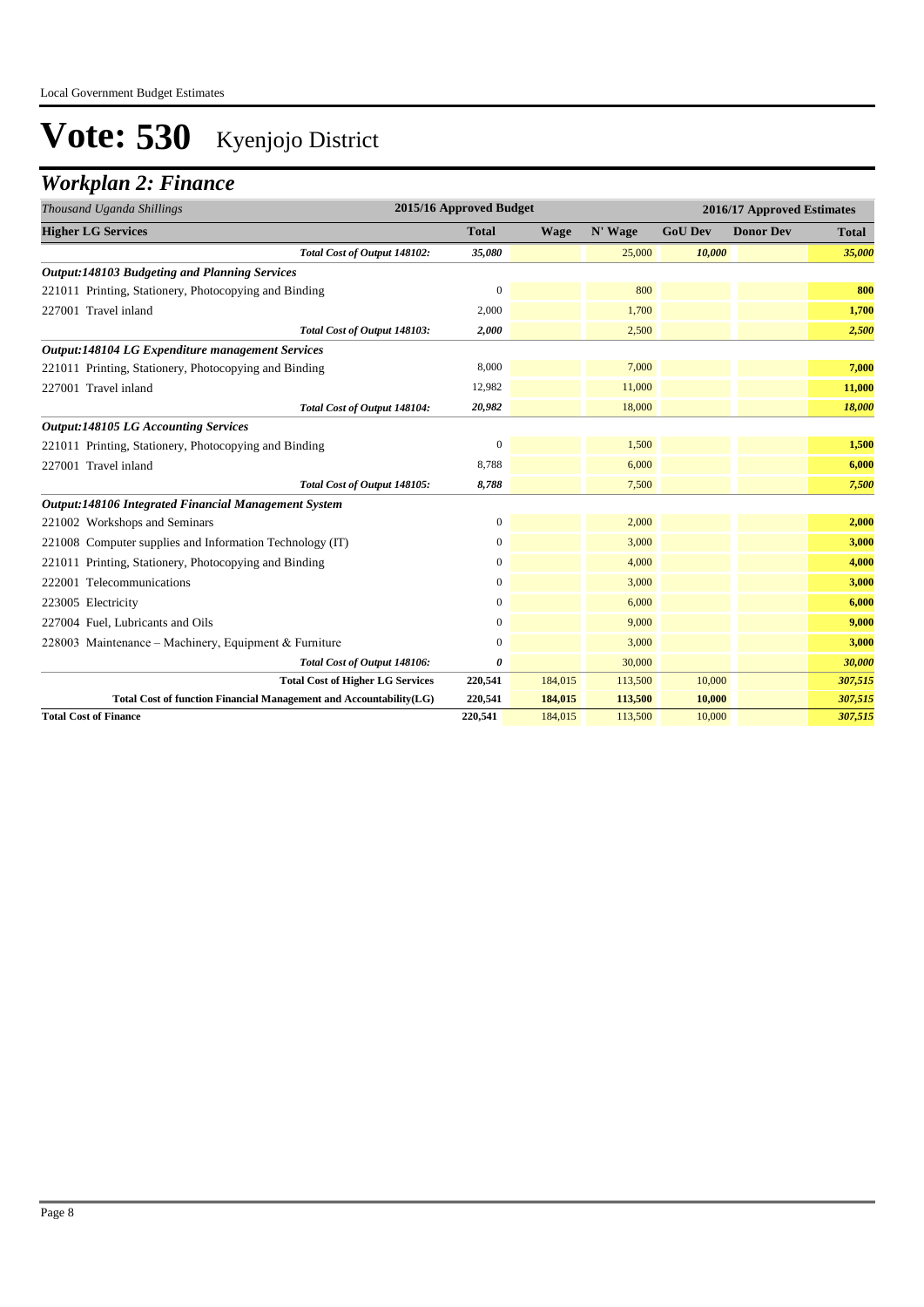# Vote: 530 Kyenjojo District

## *Workplan 2: Finance*

| *Thousand Uganda Shillings* | 2015/16 Approved Budget | | | 2016/17 Approved Estimates | | |
|---|---|---|---|---|---|---|
| **Higher LG Services** | **Total** | **Wage** | **N' Wage** | **GoU Dev** | **Donor Dev** | **Total** |
| *Total Cost of Output 148102:* | *35,080* | | 25,000 | *10,000* | | *35,000* |
| ***Output:148103 Budgeting and Planning Services*** | | | | | | |
| 221011 Printing, Stationery, Photocopying and Binding | 0 | | 800 | | | **800** |
| 227001 Travel inland | 2,000 | | 1,700 | | | **1,700** |
| *Total Cost of Output 148103:* | *2,000* | | 2,500 | | | *2,500* |
| ***Output:148104 LG Expenditure management Services*** | | | | | | |
| 221011 Printing, Stationery, Photocopying and Binding | 8,000 | | 7,000 | | | **7,000** |
| 227001 Travel inland | 12,982 | | 11,000 | | | **11,000** |
| *Total Cost of Output 148104:* | *20,982* | | 18,000 | | | *18,000* |
| ***Output:148105 LG Accounting Services*** | | | | | | |
| 221011 Printing, Stationery, Photocopying and Binding | 0 | | 1,500 | | | **1,500** |
| 227001 Travel inland | 8,788 | | 6,000 | | | **6,000** |
| *Total Cost of Output 148105:* | *8,788* | | 7,500 | | | *7,500* |
| ***Output:148106 Integrated Financial Management System*** | | | | | | |
| 221002 Workshops and Seminars | 0 | | 2,000 | | | **2,000** |
| 221008 Computer supplies and Information Technology (IT) | 0 | | 3,000 | | | **3,000** |
| 221011 Printing, Stationery, Photocopying and Binding | 0 | | 4,000 | | | **4,000** |
| 222001 Telecommunications | 0 | | 3,000 | | | **3,000** |
| 223005 Electricity | 0 | | 6,000 | | | **6,000** |
| 227004 Fuel, Lubricants and Oils | 0 | | 9,000 | | | **9,000** |
| 228003 Maintenance – Machinery, Equipment & Furniture | 0 | | 3,000 | | | **3,000** |
| *Total Cost of Output 148106:* | *0* | | 30,000 | | | *30,000* |
| **Total Cost of Higher LG Services** | **220,541** | 184,015 | 113,500 | 10,000 | | *307,515* |
| **Total Cost of function Financial Management and Accountability(LG)** | **220,541** | **184,015** | **113,500** | **10,000** | | *307,515* |
| **Total Cost of Finance** | **220,541** | 184,015 | 113,500 | 10,000 | | *307,515* |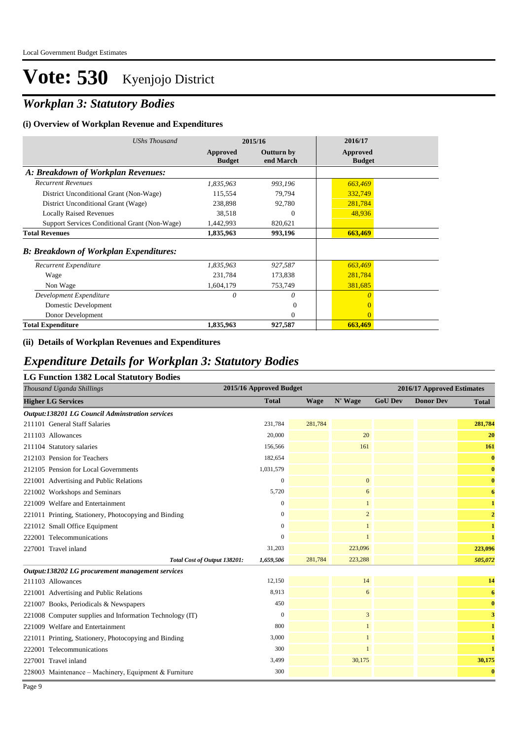# Vote: 530 Kyenjojo District

## *Workplan 3: Statutory Bodies*

### (i) Overview of Workplan Revenue and Expenditures

| *UShs Thousand* | 2015/16 Approved Budget | 2015/16 Outturn by end March | 2016/17 Approved Budget |
|---|---|---|---|
| ***A: Breakdown of Workplan Revenues:*** | | | |
| *Recurrent Revenues* | *1,835,963* | *993,196* | *663,469* |
| District Unconditional Grant (Non-Wage) | 115,554 | 79,794 | 332,749 |
| District Unconditional Grant (Wage) | 238,898 | 92,780 | 281,784 |
| Locally Raised Revenues | 38,518 | 0 | 48,936 |
| Support Services Conditional Grant (Non-Wage) | 1,442,993 | 820,621 | |
| **Total Revenues** | **1,835,963** | **993,196** | **663,469** |
| ***B: Breakdown of Workplan Expenditures:*** | | | |
| *Recurrent Expenditure* | *1,835,963* | *927,587* | *663,469* |
| Wage | 231,784 | 173,838 | 281,784 |
| Non Wage | 1,604,179 | 753,749 | 381,685 |
| *Development Expenditure* | *0* | *0* | *0* |
| Domestic Development | | 0 | 0 |
| Donor Development | | 0 | 0 |
| **Total Expenditure** | **1,835,963** | **927,587** | **663,469** |

### (ii) Details of Workplan Revenues and Expenditures

## *Expenditure Details for Workplan 3: Statutory Bodies*

### LG Function 1382 Local Statutory Bodies

| *Thousand Uganda Shillings* | 2015/16 Approved Budget | 2016/17 Approved Estimates | | | | |
|---|---|---|---|---|---|---|
| **Higher LG Services** | **Total** | **Wage** | **N' Wage** | **GoU Dev** | **Donor Dev** | **Total** |
| ***Output:138201 LG Council Adminstration services*** | | | | | | |
| 211101 General Staff Salaries | 231,784 | 281,784 | | | | 281,784 |
| 211103 Allowances | 20,000 | | 20 | | | 20 |
| 211104 Statutory salaries | 156,566 | | 161 | | | 161 |
| 212103 Pension for Teachers | 182,654 | | | | | 0 |
| 212105 Pension for Local Governments | 1,031,579 | | | | | 0 |
| 221001 Advertising and Public Relations | 0 | | 0 | | | 0 |
| 221002 Workshops and Seminars | 5,720 | | 6 | | | 6 |
| 221009 Welfare and Entertainment | 0 | | 1 | | | 1 |
| 221011 Printing, Stationery, Photocopying and Binding | 0 | | 2 | | | 2 |
| 221012 Small Office Equipment | 0 | | 1 | | | 1 |
| 222001 Telecommunications | 0 | | 1 | | | 1 |
| 227001 Travel inland | 31,203 | | 223,096 | | | 223,096 |
| *Total Cost of Output 138201:* | *1,659,506* | 281,784 | 223,288 | | | *505,072* |
| ***Output:138202 LG procurement management services*** | | | | | | |
| 211103 Allowances | 12,150 | | 14 | | | 14 |
| 221001 Advertising and Public Relations | 8,913 | | 6 | | | 6 |
| 221007 Books, Periodicals & Newspapers | 450 | | | | | 0 |
| 221008 Computer supplies and Information Technology (IT) | 0 | | 3 | | | 3 |
| 221009 Welfare and Entertainment | 800 | | 1 | | | 1 |
| 221011 Printing, Stationery, Photocopying and Binding | 3,000 | | 1 | | | 1 |
| 222001 Telecommunications | 300 | | 1 | | | 1 |
| 227001 Travel inland | 3,499 | | 30,175 | | | 30,175 |
| 228003 Maintenance – Machinery, Equipment & Furniture | 300 | | | | | 0 |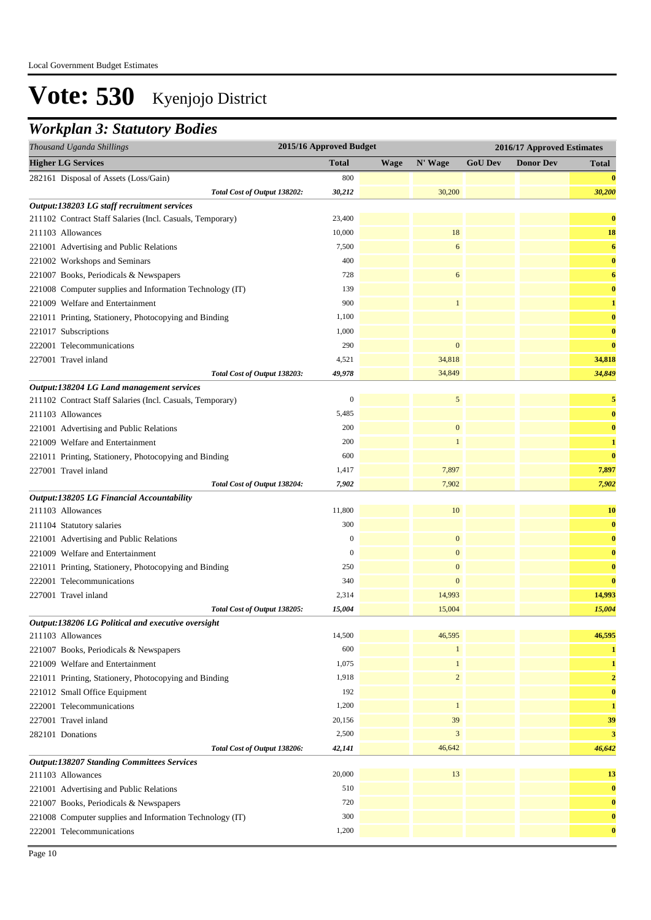Local Government Budget Estimates

# Vote: 530 Kyenjojo District

## *Workplan 3: Statutory Bodies*

| *Thousand Uganda Shillings* | 2015/16 Approved Budget | 2016/17 Approved Estimates | | | | |
|---|---|---|---|---|---|---|
| **Higher LG Services** | **Total** | **Wage** | **N' Wage** | **GoU Dev** | **Donor Dev** | **Total** |
| 282161 Disposal of Assets (Loss/Gain) | 800 | | | | | **0** |
| *Total Cost of Output 138202:* | *30,212* | | 30,200 | | | *30,200* |
| ***Output:138203 LG staff recruitment services*** | | | | | | |
| 211102 Contract Staff Salaries (Incl. Casuals, Temporary) | 23,400 | | | | | **0** |
| 211103 Allowances | 10,000 | | 18 | | | **18** |
| 221001 Advertising and Public Relations | 7,500 | | 6 | | | **6** |
| 221002 Workshops and Seminars | 400 | | | | | **0** |
| 221007 Books, Periodicals & Newspapers | 728 | | 6 | | | **6** |
| 221008 Computer supplies and Information Technology (IT) | 139 | | | | | **0** |
| 221009 Welfare and Entertainment | 900 | | 1 | | | **1** |
| 221011 Printing, Stationery, Photocopying and Binding | 1,100 | | | | | **0** |
| 221017 Subscriptions | 1,000 | | | | | **0** |
| 222001 Telecommunications | 290 | | 0 | | | **0** |
| 227001 Travel inland | 4,521 | | 34,818 | | | **34,818** |
| *Total Cost of Output 138203:* | *49,978* | | 34,849 | | | *34,849* |
| ***Output:138204 LG Land management services*** | | | | | | |
| 211102 Contract Staff Salaries (Incl. Casuals, Temporary) | 0 | | 5 | | | **5** |
| 211103 Allowances | 5,485 | | | | | **0** |
| 221001 Advertising and Public Relations | 200 | | 0 | | | **0** |
| 221009 Welfare and Entertainment | 200 | | 1 | | | **1** |
| 221011 Printing, Stationery, Photocopying and Binding | 600 | | | | | **0** |
| 227001 Travel inland | 1,417 | | 7,897 | | | **7,897** |
| *Total Cost of Output 138204:* | *7,902* | | 7,902 | | | *7,902* |
| ***Output:138205 LG Financial Accountability*** | | | | | | |
| 211103 Allowances | 11,800 | | 10 | | | **10** |
| 211104 Statutory salaries | 300 | | | | | **0** |
| 221001 Advertising and Public Relations | 0 | | 0 | | | **0** |
| 221009 Welfare and Entertainment | 0 | | 0 | | | **0** |
| 221011 Printing, Stationery, Photocopying and Binding | 250 | | 0 | | | **0** |
| 222001 Telecommunications | 340 | | 0 | | | **0** |
| 227001 Travel inland | 2,314 | | 14,993 | | | **14,993** |
| *Total Cost of Output 138205:* | *15,004* | | 15,004 | | | *15,004* |
| ***Output:138206 LG Political and executive oversight*** | | | | | | |
| 211103 Allowances | 14,500 | | 46,595 | | | **46,595** |
| 221007 Books, Periodicals & Newspapers | 600 | | 1 | | | **1** |
| 221009 Welfare and Entertainment | 1,075 | | 1 | | | **1** |
| 221011 Printing, Stationery, Photocopying and Binding | 1,918 | | 2 | | | **2** |
| 221012 Small Office Equipment | 192 | | | | | **0** |
| 222001 Telecommunications | 1,200 | | 1 | | | **1** |
| 227001 Travel inland | 20,156 | | 39 | | | **39** |
| 282101 Donations | 2,500 | | 3 | | | **3** |
| *Total Cost of Output 138206:* | *42,141* | | 46,642 | | | *46,642* |
| ***Output:138207 Standing Committees Services*** | | | | | | |
| 211103 Allowances | 20,000 | | 13 | | | **13** |
| 221001 Advertising and Public Relations | 510 | | | | | **0** |
| 221007 Books, Periodicals & Newspapers | 720 | | | | | **0** |
| 221008 Computer supplies and Information Technology (IT) | 300 | | | | | **0** |
| 222001 Telecommunications | 1,200 | | | | | **0** |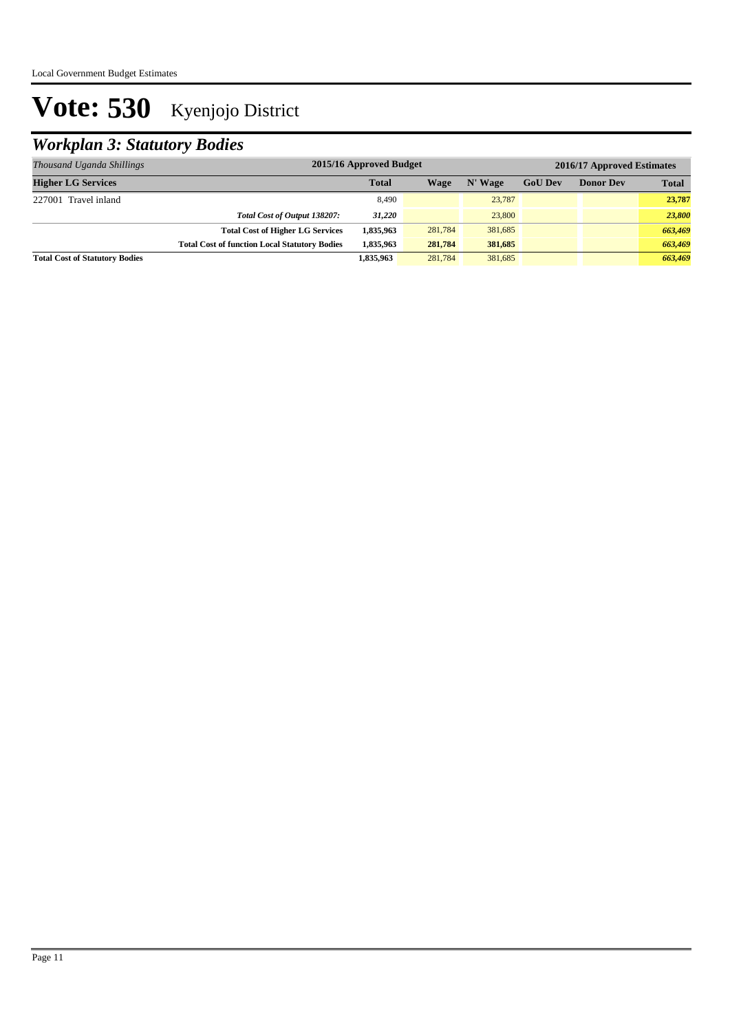# Vote: 530 Kyenjojo District

## *Workplan 3: Statutory Bodies*

| *Thousand Uganda Shillings* | 2015/16 Approved Budget | 2016/17 Approved Estimates | | | | |
|---|---|---|---|---|---|---|
| **Higher LG Services** | **Total** | **Wage** | **N' Wage** | **GoU Dev** | **Donor Dev** | **Total** |
| 227001 Travel inland | 8,490 | | 23,787 | | | **23,787** |
| *Total Cost of Output 138207:* | *31,220* | | 23,800 | | | ***23,800*** |
| **Total Cost of Higher LG Services** | **1,835,963** | 281,784 | 381,685 | | | ***663,469*** |
| **Total Cost of function Local Statutory Bodies** | **1,835,963** | **281,784** | **381,685** | | | ***663,469*** |
| **Total Cost of Statutory Bodies** | **1,835,963** | 281,784 | 381,685 | | | ***663,469*** |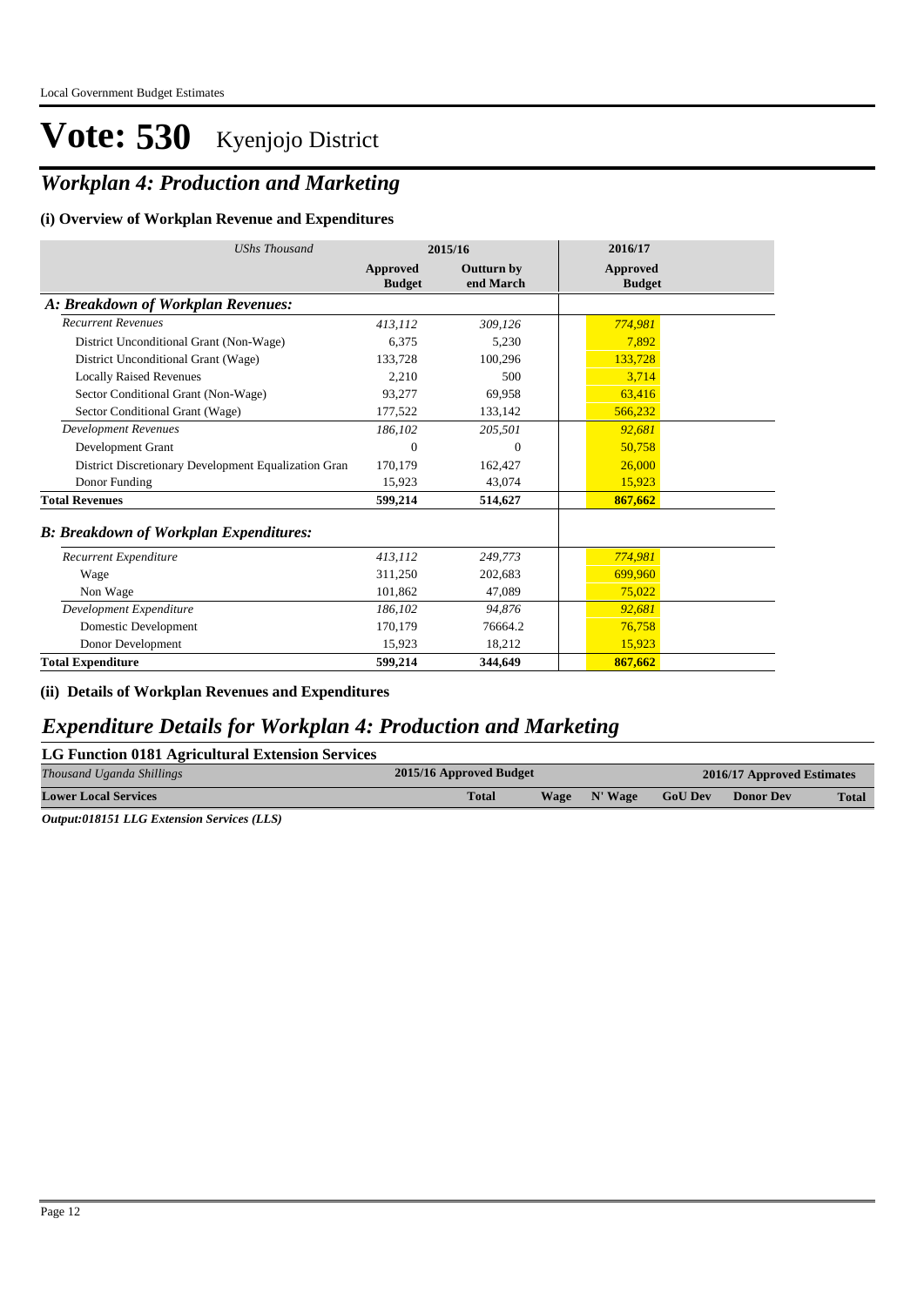# Vote: 530 Kyenjojo District

## *Workplan 4: Production and Marketing*

### (i) Overview of Workplan Revenue and Expenditures

| *UShs Thousand* | 2015/16 | | 2016/17 |
|---|---|---|---|
| | **Approved Budget** | **Outturn by end March** | **Approved Budget** |
| ***A: Breakdown of Workplan Revenues:*** | | | |
| *Recurrent Revenues* | *413,112* | *309,126* | *774,981* |
| District Unconditional Grant (Non-Wage) | 6,375 | 5,230 | 7,892 |
| District Unconditional Grant (Wage) | 133,728 | 100,296 | 133,728 |
| Locally Raised Revenues | 2,210 | 500 | 3,714 |
| Sector Conditional Grant (Non-Wage) | 93,277 | 69,958 | 63,416 |
| Sector Conditional Grant (Wage) | 177,522 | 133,142 | 566,232 |
| *Development Revenues* | *186,102* | *205,501* | *92,681* |
| Development Grant | 0 | 0 | 50,758 |
| District Discretionary Development Equalization Gran | 170,179 | 162,427 | 26,000 |
| Donor Funding | 15,923 | 43,074 | 15,923 |
| **Total Revenues** | **599,214** | **514,627** | **867,662** |
| ***B: Breakdown of Workplan Expenditures:*** | | | |
| *Recurrent Expenditure* | *413,112* | *249,773* | *774,981* |
| Wage | 311,250 | 202,683 | 699,960 |
| Non Wage | 101,862 | 47,089 | 75,022 |
| *Development Expenditure* | *186,102* | *94,876* | *92,681* |
| Domestic Development | 170,179 | 76664.2 | 76,758 |
| Donor Development | 15,923 | 18,212 | 15,923 |
| **Total Expenditure** | **599,214** | **344,649** | **867,662** |

### (ii) Details of Workplan Revenues and Expenditures

## *Expenditure Details for Workplan 4: Production and Marketing*

**LG Function 0181 Agricultural Extension Services**

| *Thousand Uganda Shillings* | 2015/16 Approved Budget | 2016/17 Approved Estimates | | | | |
|---|---|---|---|---|---|---|
| **Lower Local Services** | **Total** | **Wage** | **N' Wage** | **GoU Dev** | **Donor Dev** | **Total** |

***Output:018151 LLG Extension Services (LLS)***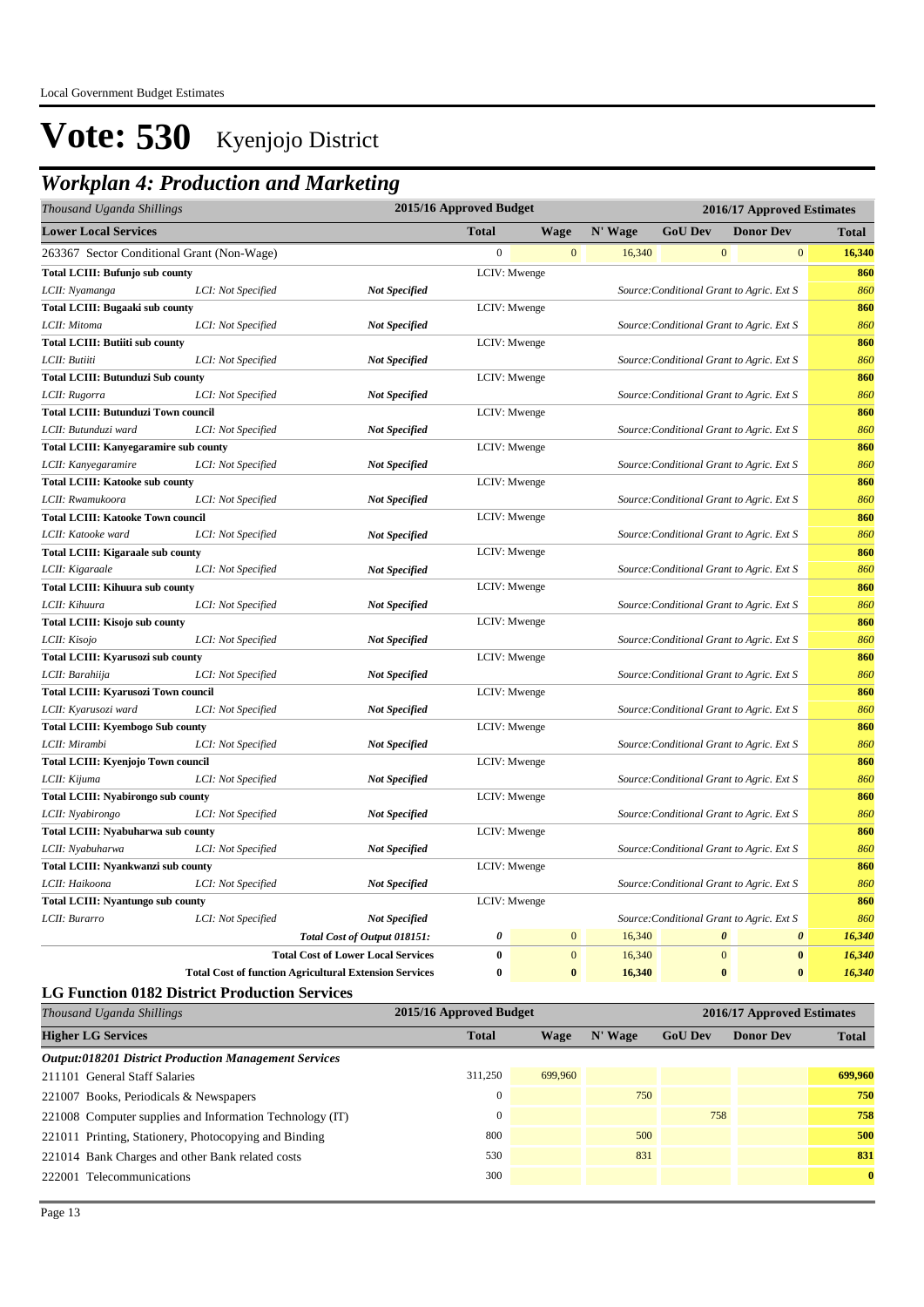# Vote: 530 Kyenjojo District

## Workplan 4: Production and Marketing

| Thousand Uganda Shillings | | | 2015/16 Approved Budget | | 2016/17 Approved Estimates | | | |
|---|---|---|---|---|---|---|---|---|
| **Lower Local Services** | | | **Total** | **Wage** | **N' Wage** | **GoU Dev** | **Donor Dev** | **Total** |
| 263367 Sector Conditional Grant (Non-Wage) | | | 0 | 0 | 16,340 | 0 | 0 | **16,340** |
| **Total LCIII: Bufunjo sub county** | | | LCIV: Mwenge | | | | | **860** |
| *LCII: Nyamanga* | *LCI: Not Specified* | ***Not Specified*** | | | *Source:Conditional Grant to Agric. Ext S* | | | *860* |
| **Total LCIII: Bugaaki sub county** | | | LCIV: Mwenge | | | | | **860** |
| *LCII: Mitoma* | *LCI: Not Specified* | ***Not Specified*** | | | *Source:Conditional Grant to Agric. Ext S* | | | *860* |
| **Total LCIII: Butiiti sub county** | | | LCIV: Mwenge | | | | | **860** |
| *LCII: Butiiti* | *LCI: Not Specified* | ***Not Specified*** | | | *Source:Conditional Grant to Agric. Ext S* | | | *860* |
| **Total LCIII: Butunduzi Sub county** | | | LCIV: Mwenge | | | | | **860** |
| *LCII: Rugorra* | *LCI: Not Specified* | ***Not Specified*** | | | *Source:Conditional Grant to Agric. Ext S* | | | *860* |
| **Total LCIII: Butunduzi Town council** | | | LCIV: Mwenge | | | | | **860** |
| *LCII: Butunduzi ward* | *LCI: Not Specified* | ***Not Specified*** | | | *Source:Conditional Grant to Agric. Ext S* | | | *860* |
| **Total LCIII: Kanyegaramire sub county** | | | LCIV: Mwenge | | | | | **860** |
| *LCII: Kanyegaramire* | *LCI: Not Specified* | ***Not Specified*** | | | *Source:Conditional Grant to Agric. Ext S* | | | *860* |
| **Total LCIII: Katooke sub county** | | | LCIV: Mwenge | | | | | **860** |
| *LCII: Rwamukoora* | *LCI: Not Specified* | ***Not Specified*** | | | *Source:Conditional Grant to Agric. Ext S* | | | *860* |
| **Total LCIII: Katooke Town council** | | | LCIV: Mwenge | | | | | **860** |
| *LCII: Katooke ward* | *LCI: Not Specified* | ***Not Specified*** | | | *Source:Conditional Grant to Agric. Ext S* | | | *860* |
| **Total LCIII: Kigaraale sub county** | | | LCIV: Mwenge | | | | | **860** |
| *LCII: Kigaraale* | *LCI: Not Specified* | ***Not Specified*** | | | *Source:Conditional Grant to Agric. Ext S* | | | *860* |
| **Total LCIII: Kihuura sub county** | | | LCIV: Mwenge | | | | | **860** |
| *LCII: Kihuura* | *LCI: Not Specified* | ***Not Specified*** | | | *Source:Conditional Grant to Agric. Ext S* | | | *860* |
| **Total LCIII: Kisojo sub county** | | | LCIV: Mwenge | | | | | **860** |
| *LCII: Kisojo* | *LCI: Not Specified* | ***Not Specified*** | | | *Source:Conditional Grant to Agric. Ext S* | | | *860* |
| **Total LCIII: Kyarusozi sub county** | | | LCIV: Mwenge | | | | | **860** |
| *LCII: Barahiija* | *LCI: Not Specified* | ***Not Specified*** | | | *Source:Conditional Grant to Agric. Ext S* | | | *860* |
| **Total LCIII: Kyarusozi Town council** | | | LCIV: Mwenge | | | | | **860** |
| *LCII: Kyarusozi ward* | *LCI: Not Specified* | ***Not Specified*** | | | *Source:Conditional Grant to Agric. Ext S* | | | *860* |
| **Total LCIII: Kyembogo Sub county** | | | LCIV: Mwenge | | | | | **860** |
| *LCII: Mirambi* | *LCI: Not Specified* | ***Not Specified*** | | | *Source:Conditional Grant to Agric. Ext S* | | | *860* |
| **Total LCIII: Kyenjojo Town council** | | | LCIV: Mwenge | | | | | **860** |
| *LCII: Kijuma* | *LCI: Not Specified* | ***Not Specified*** | | | *Source:Conditional Grant to Agric. Ext S* | | | *860* |
| **Total LCIII: Nyabirongo sub county** | | | LCIV: Mwenge | | | | | **860** |
| *LCII: Nyabirongo* | *LCI: Not Specified* | ***Not Specified*** | | | *Source:Conditional Grant to Agric. Ext S* | | | *860* |
| **Total LCIII: Nyabuharwa sub county** | | | LCIV: Mwenge | | | | | **860** |
| *LCII: Nyabuharwa* | *LCI: Not Specified* | ***Not Specified*** | | | *Source:Conditional Grant to Agric. Ext S* | | | *860* |
| **Total LCIII: Nyankwanzi sub county** | | | LCIV: Mwenge | | | | | **860** |
| *LCII: Haikoona* | *LCI: Not Specified* | ***Not Specified*** | | | *Source:Conditional Grant to Agric. Ext S* | | | *860* |
| **Total LCIII: Nyantungo sub county** | | | LCIV: Mwenge | | | | | **860** |
| *LCII: Burarro* | *LCI: Not Specified* | ***Not Specified*** | | | *Source:Conditional Grant to Agric. Ext S* | | | *860* |
| | | ***Total Cost of Output 018151:*** | ***0*** | 0 | 16,340 | ***0*** | ***0*** | ***16,340*** |
| | | **Total Cost of Lower Local Services** | **0** | 0 | 16,340 | 0 | **0** | ***16,340*** |
| | | **Total Cost of function Agricultural Extension Services** | **0** | **0** | **16,340** | **0** | **0** | ***16,340*** |

### LG Function 0182 District Production Services

| Thousand Uganda Shillings | 2015/16 Approved Budget | 2016/17 Approved Estimates | | | | |
|---|---|---|---|---|---|---|
| **Higher LG Services** | **Total** | **Wage** | **N' Wage** | **GoU Dev** | **Donor Dev** | **Total** |
| ***Output:018201 District Production Management Services*** | | | | | | |
| 211101 General Staff Salaries | 311,250 | 699,960 | | | | **699,960** |
| 221007 Books, Periodicals & Newspapers | 0 | | 750 | | | **750** |
| 221008 Computer supplies and Information Technology (IT) | 0 | | | 758 | | **758** |
| 221011 Printing, Stationery, Photocopying and Binding | 800 | | 500 | | | **500** |
| 221014 Bank Charges and other Bank related costs | 530 | | 831 | | | **831** |
| 222001 Telecommunications | 300 | | | | | **0** |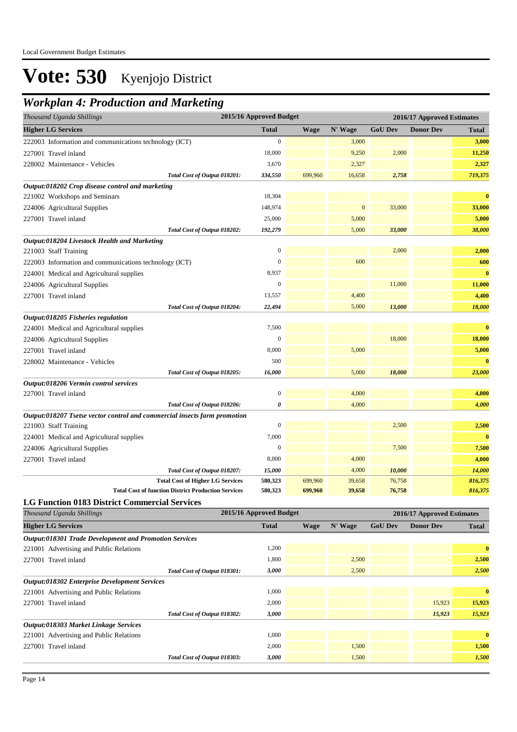# Vote: 530 Kyenjojo District

## Workplan 4: Production and Marketing

| Thousand Uganda Shillings | 2015/16 Approved Budget | 2016/17 Approved Estimates | | | | |
|---|---|---|---|---|---|---|
| **Higher LG Services** | **Total** | **Wage** | **N' Wage** | **GoU Dev** | **Donor Dev** | **Total** |
| 222003 Information and communications technology (ICT) | 0 | | 3,000 | | | **3,000** |
| 227001 Travel inland | 18,000 | | 9,250 | 2,000 | | **11,250** |
| 228002 Maintenance - Vehicles | 3,670 | | 2,327 | | | **2,327** |
| *Total Cost of Output 018201:* | *334,550* | 699,960 | 16,658 | *2,758* | | ***719,375*** |
| ***Output:018202 Crop disease control and marketing*** | | | | | | |
| 221002 Workshops and Seminars | 18,304 | | | | | **0** |
| 224006 Agricultural Supplies | 148,974 | | 0 | 33,000 | | **33,000** |
| 227001 Travel inland | 25,000 | | 5,000 | | | **5,000** |
| *Total Cost of Output 018202:* | *192,279* | | 5,000 | *33,000* | | ***38,000*** |
| ***Output:018204 Livestock Health and Marketing*** | | | | | | |
| 221003 Staff Training | 0 | | | 2,000 | | **2,000** |
| 222003 Information and communications technology (ICT) | 0 | | 600 | | | **600** |
| 224001 Medical and Agricultural supplies | 8,937 | | | | | **0** |
| 224006 Agricultural Supplies | 0 | | | 11,000 | | **11,000** |
| 227001 Travel inland | 13,557 | | 4,400 | | | **4,400** |
| *Total Cost of Output 018204:* | *22,494* | | 5,000 | *13,000* | | ***18,000*** |
| ***Output:018205 Fisheries regulation*** | | | | | | |
| 224001 Medical and Agricultural supplies | 7,500 | | | | | **0** |
| 224006 Agricultural Supplies | 0 | | | 18,000 | | **18,000** |
| 227001 Travel inland | 8,000 | | 5,000 | | | **5,000** |
| 228002 Maintenance - Vehicles | 500 | | | | | **0** |
| *Total Cost of Output 018205:* | *16,000* | | 5,000 | *18,000* | | ***23,000*** |
| ***Output:018206 Vermin control services*** | | | | | | |
| 227001 Travel inland | 0 | | 4,000 | | | **4,000** |
| *Total Cost of Output 018206:* | *0* | | 4,000 | | | ***4,000*** |
| ***Output:018207 Tsetse vector control and commercial insects farm promotion*** | | | | | | |
| 221003 Staff Training | 0 | | | 2,500 | | **2,500** |
| 224001 Medical and Agricultural supplies | 7,000 | | | | | **0** |
| 224006 Agricultural Supplies | 0 | | | 7,500 | | **7,500** |
| 227001 Travel inland | 8,000 | | 4,000 | | | **4,000** |
| *Total Cost of Output 018207:* | *15,000* | | 4,000 | *10,000* | | ***14,000*** |
| **Total Cost of Higher LG Services** | **580,323** | **699,960** | **39,658** | **76,758** | | ***816,375*** |
| **Total Cost of function District Production Services** | **580,323** | **699,960** | **39,658** | **76,758** | | ***816,375*** |

### LG Function 0183 District Commercial Services

| Thousand Uganda Shillings | 2015/16 Approved Budget | 2016/17 Approved Estimates | | | | |
|---|---|---|---|---|---|---|
| **Higher LG Services** | **Total** | **Wage** | **N' Wage** | **GoU Dev** | **Donor Dev** | **Total** |
| ***Output:018301 Trade Development and Promotion Services*** | | | | | | |
| 221001 Advertising and Public Relations | 1,200 | | | | | **0** |
| 227001 Travel inland | 1,800 | | 2,500 | | | **2,500** |
| *Total Cost of Output 018301:* | *3,000* | | 2,500 | | | ***2,500*** |
| ***Output:018302 Enterprise Development Services*** | | | | | | |
| 221001 Advertising and Public Relations | 1,000 | | | | | **0** |
| 227001 Travel inland | 2,000 | | | | 15,923 | **15,923** |
| *Total Cost of Output 018302:* | *3,000* | | | | *15,923* | ***15,923*** |
| ***Output:018303 Market Linkage Services*** | | | | | | |
| 221001 Advertising and Public Relations | 1,000 | | | | | **0** |
| 227001 Travel inland | 2,000 | | 1,500 | | | **1,500** |
| *Total Cost of Output 018303:* | *3,000* | | 1,500 | | | ***1,500*** |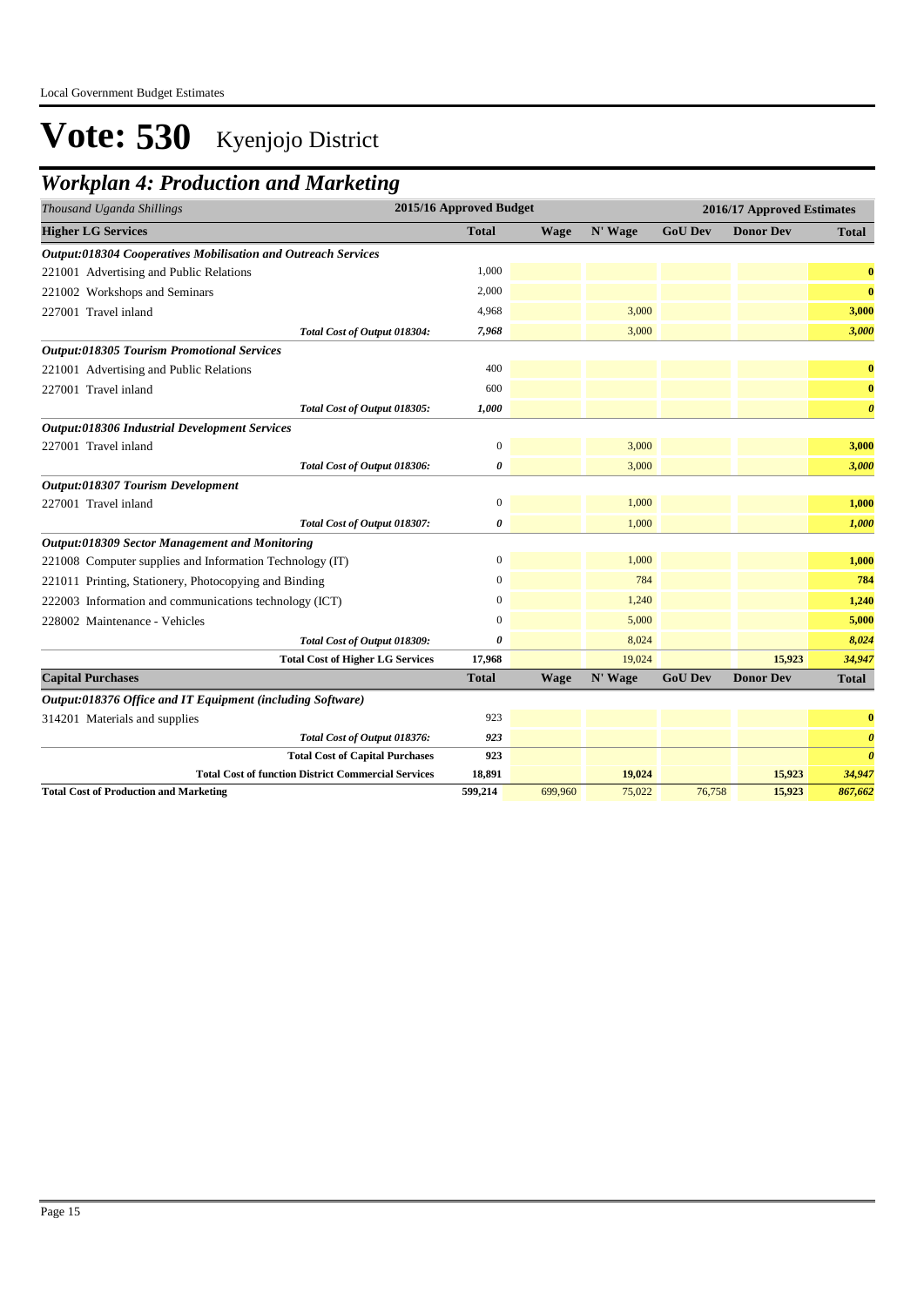# Vote: 530 Kyenjojo District

## *Workplan 4: Production and Marketing*

| *Thousand Uganda Shillings* | 2015/16 Approved Budget | 2016/17 Approved Estimates | | | | |
|---|---|---|---|---|---|---|
| **Higher LG Services** | **Total** | **Wage** | **N' Wage** | **GoU Dev** | **Donor Dev** | **Total** |
| ***Output:018304 Cooperatives Mobilisation and Outreach Services*** | | | | | | |
| 221001 Advertising and Public Relations | 1,000 | | | | | **0** |
| 221002 Workshops and Seminars | 2,000 | | | | | **0** |
| 227001 Travel inland | 4,968 | | 3,000 | | | **3,000** |
| *Total Cost of Output 018304:* | ***7,968*** | | 3,000 | | | ***3,000*** |
| ***Output:018305 Tourism Promotional Services*** | | | | | | |
| 221001 Advertising and Public Relations | 400 | | | | | **0** |
| 227001 Travel inland | 600 | | | | | **0** |
| *Total Cost of Output 018305:* | ***1,000*** | | | | | ***0*** |
| ***Output:018306 Industrial Development Services*** | | | | | | |
| 227001 Travel inland | 0 | | 3,000 | | | **3,000** |
| *Total Cost of Output 018306:* | ***0*** | | 3,000 | | | ***3,000*** |
| ***Output:018307 Tourism Development*** | | | | | | |
| 227001 Travel inland | 0 | | 1,000 | | | **1,000** |
| *Total Cost of Output 018307:* | ***0*** | | 1,000 | | | ***1,000*** |
| ***Output:018309 Sector Management and Monitoring*** | | | | | | |
| 221008 Computer supplies and Information Technology (IT) | 0 | | 1,000 | | | **1,000** |
| 221011 Printing, Stationery, Photocopying and Binding | 0 | | 784 | | | **784** |
| 222003 Information and communications technology (ICT) | 0 | | 1,240 | | | **1,240** |
| 228002 Maintenance - Vehicles | 0 | | 5,000 | | | **5,000** |
| *Total Cost of Output 018309:* | ***0*** | | 8,024 | | | ***8,024*** |
| **Total Cost of Higher LG Services** | **17,968** | | 19,024 | | **15,923** | ***34,947*** |
| **Capital Purchases** | **Total** | **Wage** | **N' Wage** | **GoU Dev** | **Donor Dev** | **Total** |
| ***Output:018376 Office and IT Equipment (including Software)*** | | | | | | |
| 314201 Materials and supplies | 923 | | | | | **0** |
| *Total Cost of Output 018376:* | ***923*** | | | | | ***0*** |
| **Total Cost of Capital Purchases** | **923** | | | | | ***0*** |
| **Total Cost of function District Commercial Services** | **18,891** | | **19,024** | | **15,923** | ***34,947*** |
| **Total Cost of Production and Marketing** | **599,214** | 699,960 | 75,022 | 76,758 | **15,923** | ***867,662*** |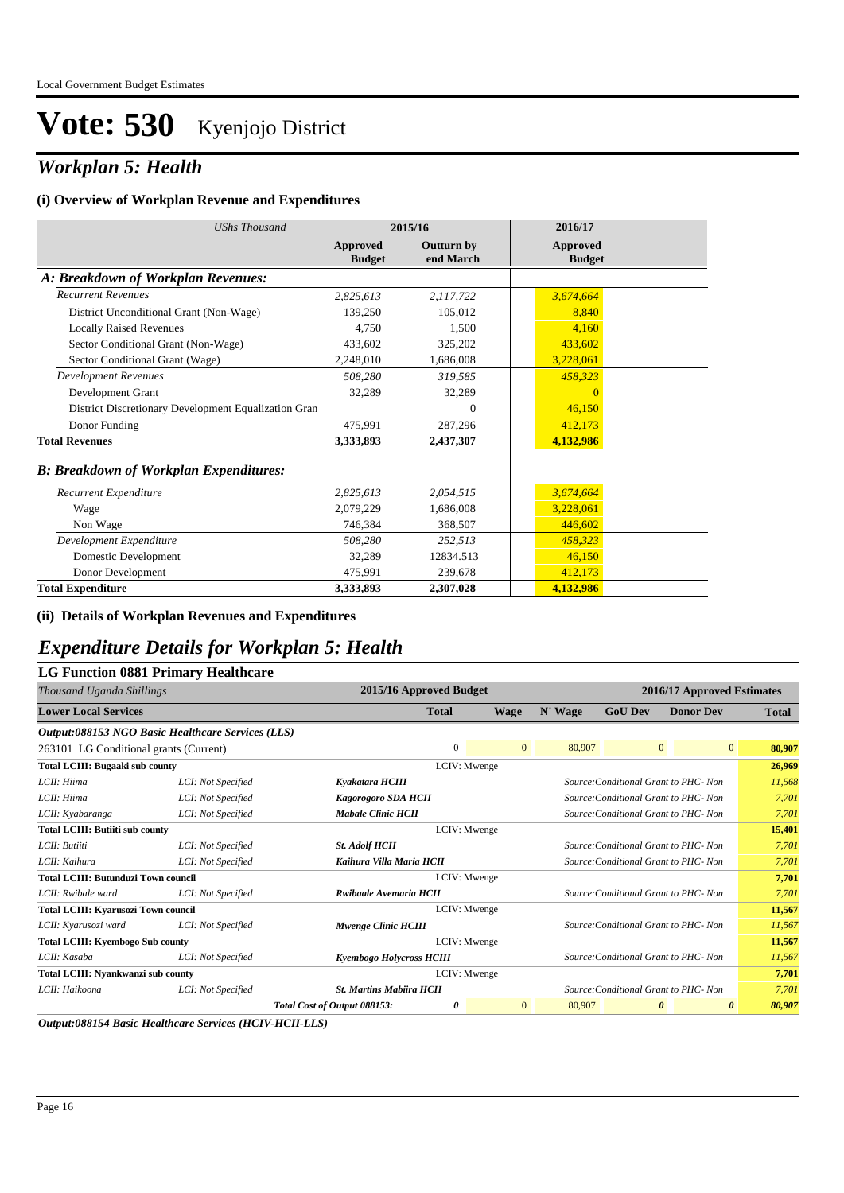# Vote: 530 Kyenjojo District

## *Workplan 5: Health*

### (i) Overview of Workplan Revenue and Expenditures

| *UShs Thousand* | 2015/16 | | 2016/17 |
|---|---|---|---|
| | **Approved Budget** | **Outturn by end March** | **Approved Budget** |
| ***A: Breakdown of Workplan Revenues:*** | | | |
| *Recurrent Revenues* | *2,825,613* | *2,117,722* | *3,674,664* |
| District Unconditional Grant (Non-Wage) | 139,250 | 105,012 | 8,840 |
| Locally Raised Revenues | 4,750 | 1,500 | 4,160 |
| Sector Conditional Grant (Non-Wage) | 433,602 | 325,202 | 433,602 |
| Sector Conditional Grant (Wage) | 2,248,010 | 1,686,008 | 3,228,061 |
| *Development Revenues* | *508,280* | *319,585* | *458,323* |
| Development Grant | 32,289 | 32,289 | 0 |
| District Discretionary Development Equalization Gran | | 0 | 46,150 |
| Donor Funding | 475,991 | 287,296 | 412,173 |
| **Total Revenues** | **3,333,893** | **2,437,307** | **4,132,986** |
| ***B: Breakdown of Workplan Expenditures:*** | | | |
| *Recurrent Expenditure* | *2,825,613* | *2,054,515* | *3,674,664* |
| Wage | 2,079,229 | 1,686,008 | 3,228,061 |
| Non Wage | 746,384 | 368,507 | 446,602 |
| *Development Expenditure* | *508,280* | *252,513* | *458,323* |
| Domestic Development | 32,289 | 12834.513 | 46,150 |
| Donor Development | 475,991 | 239,678 | 412,173 |
| **Total Expenditure** | **3,333,893** | **2,307,028** | **4,132,986** |

### (ii) Details of Workplan Revenues and Expenditures

## *Expenditure Details for Workplan 5: Health*

### LG Function 0881 Primary Healthcare

| *Thousand Uganda Shillings* | | 2015/16 Approved Budget | | 2016/17 Approved Estimates | | | | |
|---|---|---|---|---|---|---|---|---|
| **Lower Local Services** | | | **Total** | **Wage** | **N' Wage** | **GoU Dev** | **Donor Dev** | **Total** |
| ***Output:088153 NGO Basic Healthcare Services (LLS)*** | | | | | | | | |
| 263101 LG Conditional grants (Current) | | | 0 | 0 | 80,907 | 0 | 0 | **80,907** |
| **Total LCIII: Bugaaki sub county** | | LCIV: Mwenge | | | | | | **26,969** |
| *LCII: Hiima* | *LCI: Not Specified* | ***Kyakatara HCIII*** | | | *Source:Conditional Grant to PHC- Non* | | | *11,568* |
| *LCII: Hiima* | *LCI: Not Specified* | ***Kagorogoro SDA HCII*** | | | *Source:Conditional Grant to PHC- Non* | | | *7,701* |
| *LCII: Kyabaranga* | *LCI: Not Specified* | ***Mabale Clinic HCII*** | | | *Source:Conditional Grant to PHC- Non* | | | *7,701* |
| **Total LCIII: Butiiti sub county** | | LCIV: Mwenge | | | | | | **15,401** |
| *LCII: Butiiti* | *LCI: Not Specified* | ***St. Adolf HCII*** | | | *Source:Conditional Grant to PHC- Non* | | | *7,701* |
| *LCII: Kaihura* | *LCI: Not Specified* | ***Kaihura Villa Maria HCII*** | | | *Source:Conditional Grant to PHC- Non* | | | *7,701* |
| **Total LCIII: Butunduzi Town council** | | LCIV: Mwenge | | | | | | **7,701** |
| *LCII: Rwibale ward* | *LCI: Not Specified* | ***Rwibaale Avemaria HCII*** | | | *Source:Conditional Grant to PHC- Non* | | | *7,701* |
| **Total LCIII: Kyarusozi Town council** | | LCIV: Mwenge | | | | | | **11,567** |
| *LCII: Kyarusozi ward* | *LCI: Not Specified* | ***Mwenge Clinic HCIII*** | | | *Source:Conditional Grant to PHC- Non* | | | *11,567* |
| **Total LCIII: Kyembogo Sub county** | | LCIV: Mwenge | | | | | | **11,567** |
| *LCII: Kasaba* | *LCI: Not Specified* | ***Kyembogo Holycross HCIII*** | | | *Source:Conditional Grant to PHC- Non* | | | *11,567* |
| **Total LCIII: Nyankwanzi sub county** | | LCIV: Mwenge | | | | | | **7,701** |
| *LCII: Haikoona* | *LCI: Not Specified* | ***St. Martins Mabiira HCII*** | | | *Source:Conditional Grant to PHC- Non* | | | *7,701* |
| | | ***Total Cost of Output 088153:*** | ***0*** | 0 | 80,907 | ***0*** | ***0*** | ***80,907*** |

***Output:088154 Basic Healthcare Services (HCIV-HCII-LLS)***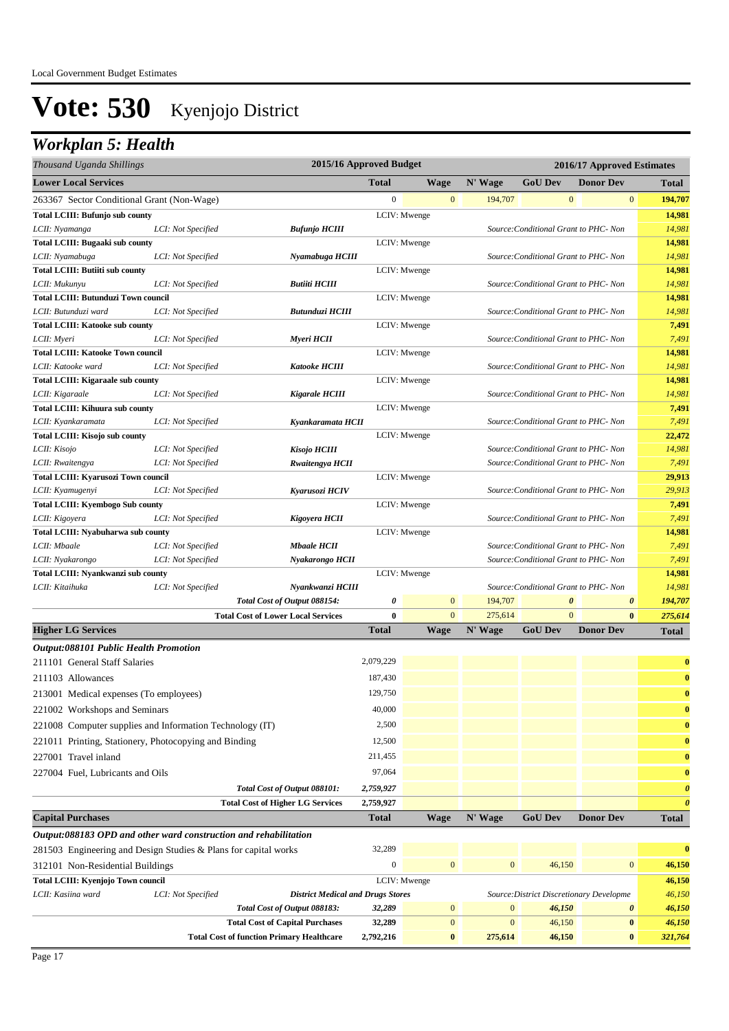# Vote: 530 Kyenjojo District

## *Workplan 5: Health*

| *Thousand Uganda Shillings* | | | 2015/16 Approved Budget | 2016/17 Approved Estimates | | | | |
|---|---|---|---|---|---|---|---|---|
| **Lower Local Services** | | | **Total** | **Wage** | **N' Wage** | **GoU Dev** | **Donor Dev** | **Total** |
| 263367 Sector Conditional Grant (Non-Wage) | | | 0 | 0 | 194,707 | 0 | 0 | **194,707** |
| **Total LCIII: Bufunjo sub county** | | | LCIV: Mwenge | | | | | **14,981** |
| *LCII: Nyamanga* | *LCI: Not Specified* | ***Bufunjo HCIII*** | | | *Source:Conditional Grant to PHC- Non* | | | *14,981* |
| **Total LCIII: Bugaaki sub county** | | | LCIV: Mwenge | | | | | **14,981** |
| *LCII: Nyamabuga* | *LCI: Not Specified* | ***Nyamabuga HCIII*** | | | *Source:Conditional Grant to PHC- Non* | | | *14,981* |
| **Total LCIII: Butiiti sub county** | | | LCIV: Mwenge | | | | | **14,981** |
| *LCII: Mukunyu* | *LCI: Not Specified* | ***Butiiti HCIII*** | | | *Source:Conditional Grant to PHC- Non* | | | *14,981* |
| **Total LCIII: Butunduzi Town council** | | | LCIV: Mwenge | | | | | **14,981** |
| *LCII: Butunduzi ward* | *LCI: Not Specified* | ***Butunduzi HCIII*** | | | *Source:Conditional Grant to PHC- Non* | | | *14,981* |
| **Total LCIII: Katooke sub county** | | | LCIV: Mwenge | | | | | **7,491** |
| *LCII: Myeri* | *LCI: Not Specified* | ***Myeri HCII*** | | | *Source:Conditional Grant to PHC- Non* | | | *7,491* |
| **Total LCIII: Katooke Town council** | | | LCIV: Mwenge | | | | | **14,981** |
| *LCII: Katooke ward* | *LCI: Not Specified* | ***Katooke HCIII*** | | | *Source:Conditional Grant to PHC- Non* | | | *14,981* |
| **Total LCIII: Kigaraale sub county** | | | LCIV: Mwenge | | | | | **14,981** |
| *LCII: Kigaraale* | *LCI: Not Specified* | ***Kigarale HCIII*** | | | *Source:Conditional Grant to PHC- Non* | | | *14,981* |
| **Total LCIII: Kihuura sub county** | | | LCIV: Mwenge | | | | | **7,491** |
| *LCII: Kyankaramata* | *LCI: Not Specified* | ***Kyankaramata HCII*** | | | *Source:Conditional Grant to PHC- Non* | | | *7,491* |
| **Total LCIII: Kisojo sub county** | | | LCIV: Mwenge | | | | | **22,472** |
| *LCII: Kisojo* | *LCI: Not Specified* | ***Kisojo HCIII*** | | | *Source:Conditional Grant to PHC- Non* | | | *14,981* |
| *LCII: Rwaitengya* | *LCI: Not Specified* | ***Rwaitengya HCII*** | | | *Source:Conditional Grant to PHC- Non* | | | *7,491* |
| **Total LCIII: Kyarusozi Town council** | | | LCIV: Mwenge | | | | | **29,913** |
| *LCII: Kyamugenyi* | *LCI: Not Specified* | ***Kyarusozi HCIV*** | | | *Source:Conditional Grant to PHC- Non* | | | *29,913* |
| **Total LCIII: Kyembogo Sub county** | | | LCIV: Mwenge | | | | | **7,491** |
| *LCII: Kigoyera* | *LCI: Not Specified* | ***Kigoyera HCII*** | | | *Source:Conditional Grant to PHC- Non* | | | *7,491* |
| **Total LCIII: Nyabuharwa sub county** | | | LCIV: Mwenge | | | | | **14,981** |
| *LCII: Mbaale* | *LCI: Not Specified* | ***Mbaale HCII*** | | | *Source:Conditional Grant to PHC- Non* | | | *7,491* |
| *LCII: Nyakarongo* | *LCI: Not Specified* | ***Nyakarongo HCII*** | | | *Source:Conditional Grant to PHC- Non* | | | *7,491* |
| **Total LCIII: Nyankwanzi sub county** | | | LCIV: Mwenge | | | | | **14,981** |
| *LCII: Kitaihuka* | *LCI: Not Specified* | ***Nyankwanzi HCIII*** | | | *Source:Conditional Grant to PHC- Non* | | | *14,981* |
| | | *Total Cost of Output 088154:* | *0* | 0 | 194,707 | *0* | *0* | *194,707* |
| | | **Total Cost of Lower Local Services** | **0** | 0 | 275,614 | 0 | **0** | *275,614* |
| **Higher LG Services** | | | **Total** | **Wage** | **N' Wage** | **GoU Dev** | **Donor Dev** | **Total** |
| ***Output:088101 Public Health Promotion*** | | | | | | | | |
| 211101 General Staff Salaries | | | 2,079,229 | | | | | **0** |
| 211103 Allowances | | | 187,430 | | | | | **0** |
| 213001 Medical expenses (To employees) | | | 129,750 | | | | | **0** |
| 221002 Workshops and Seminars | | | 40,000 | | | | | **0** |
| 221008 Computer supplies and Information Technology (IT) | | | 2,500 | | | | | **0** |
| 221011 Printing, Stationery, Photocopying and Binding | | | 12,500 | | | | | **0** |
| 227001 Travel inland | | | 211,455 | | | | | **0** |
| 227004 Fuel, Lubricants and Oils | | | 97,064 | | | | | **0** |
| | | *Total Cost of Output 088101:* | *2,759,927* | | | | | *0* |
| | | **Total Cost of Higher LG Services** | **2,759,927** | | | | | *0* |
| **Capital Purchases** | | | **Total** | **Wage** | **N' Wage** | **GoU Dev** | **Donor Dev** | **Total** |
| ***Output:088183 OPD and other ward construction and rehabilitation*** | | | | | | | | |
| 281503 Engineering and Design Studies & Plans for capital works | | | 32,289 | | | | | **0** |
| 312101 Non-Residential Buildings | | | 0 | 0 | 0 | 46,150 | 0 | **46,150** |
| **Total LCIII: Kyenjojo Town council** | | | LCIV: Mwenge | | | | | **46,150** |
| *LCII: Kasiina ward* | *LCI: Not Specified* | ***District Medical and Drugs Stores*** | | | *Source:District Discretionary Develepme* | | | *46,150* |
| | | *Total Cost of Output 088183:* | *32,289* | 0 | 0 | *46,150* | *0* | *46,150* |
| | | **Total Cost of Capital Purchases** | **32,289** | 0 | 0 | 46,150 | **0** | *46,150* |
| | | **Total Cost of function Primary Healthcare** | **2,792,216** | **0** | **275,614** | **46,150** | **0** | ***321,764*** |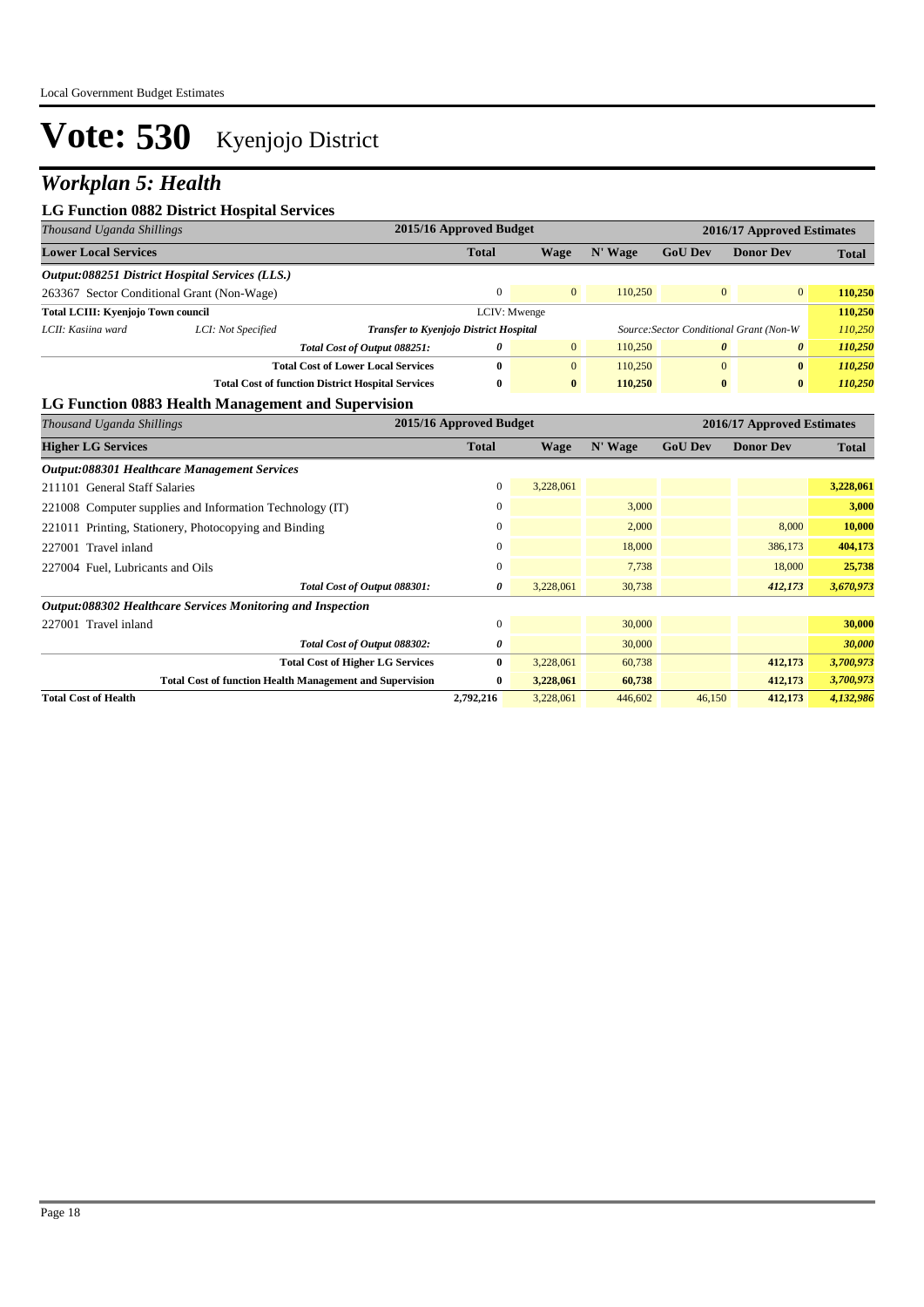# Vote: 530 Kyenjojo District

## *Workplan 5: Health*

### LG Function 0882 District Hospital Services

| *Thousand Uganda Shillings* | | | 2015/16 Approved Budget | 2016/17 Approved Estimates | | | | |
|---|---|---|---|---|---|---|---|---|
| **Lower Local Services** | | | **Total** | **Wage** | **N' Wage** | **GoU Dev** | **Donor Dev** | **Total** |
| ***Output:088251 District Hospital Services (LLS.)*** | | | | | | | | |
| 263367 Sector Conditional Grant (Non-Wage) | | | 0 | 0 | 110,250 | 0 | 0 | **110,250** |
| **Total LCIII: Kyenjojo Town council** | | | LCIV: Mwenge | | | | | **110,250** |
| *LCII: Kasiina ward* | *LCI: Not Specified* | ***Transfer to Kyenjojo District Hospital*** | | | | *Source:Sector Conditional Grant (Non-W* | | *110,250* |
| | | ***Total Cost of Output 088251:*** | ***0*** | 0 | 110,250 | ***0*** | ***0*** | ***110,250*** |
| | | **Total Cost of Lower Local Services** | **0** | 0 | 110,250 | 0 | **0** | ***110,250*** |
| | | **Total Cost of function District Hospital Services** | **0** | **0** | **110,250** | **0** | **0** | ***110,250*** |

### LG Function 0883 Health Management and Supervision

| *Thousand Uganda Shillings* | 2015/16 Approved Budget | 2016/17 Approved Estimates | | | | |
|---|---|---|---|---|---|---|
| **Higher LG Services** | **Total** | **Wage** | **N' Wage** | **GoU Dev** | **Donor Dev** | **Total** |
| ***Output:088301 Healthcare Management Services*** | | | | | | |
| 211101 General Staff Salaries | 0 | 3,228,061 | | | | **3,228,061** |
| 221008 Computer supplies and Information Technology (IT) | 0 | | 3,000 | | | **3,000** |
| 221011 Printing, Stationery, Photocopying and Binding | 0 | | 2,000 | | 8,000 | **10,000** |
| 227001 Travel inland | 0 | | 18,000 | | 386,173 | **404,173** |
| 227004 Fuel, Lubricants and Oils | 0 | | 7,738 | | 18,000 | **25,738** |
| ***Total Cost of Output 088301:*** | ***0*** | 3,228,061 | 30,738 | | ***412,173*** | ***3,670,973*** |
| ***Output:088302 Healthcare Services Monitoring and Inspection*** | | | | | | |
| 227001 Travel inland | 0 | | 30,000 | | | **30,000** |
| ***Total Cost of Output 088302:*** | ***0*** | | 30,000 | | | ***30,000*** |
| **Total Cost of Higher LG Services** | **0** | 3,228,061 | 60,738 | | **412,173** | ***3,700,973*** |
| **Total Cost of function Health Management and Supervision** | **0** | **3,228,061** | **60,738** | | **412,173** | ***3,700,973*** |
| **Total Cost of Health** | **2,792,216** | 3,228,061 | 446,602 | 46,150 | **412,173** | ***4,132,986*** |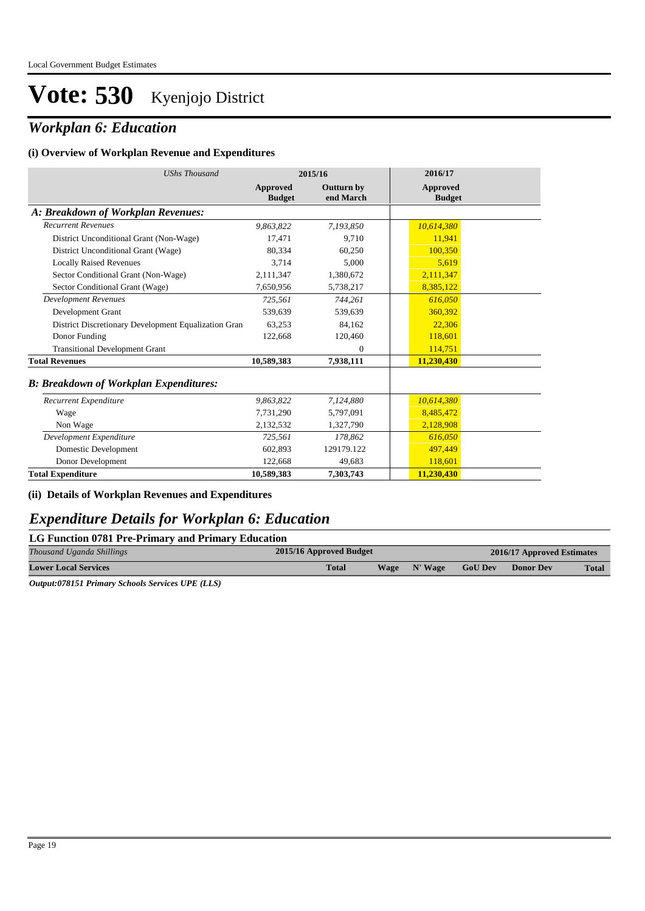# Vote: 530 Kyenjojo District

## *Workplan 6: Education*

### (i) Overview of Workplan Revenue and Expenditures

| *UShs Thousand* | 2015/16 | | 2016/17 |
|---|---|---|---|
| | **Approved Budget** | **Outturn by end March** | **Approved Budget** |
| ***A: Breakdown of Workplan Revenues:*** | | | |
| *Recurrent Revenues* | *9,863,822* | *7,193,850* | *10,614,380* |
| District Unconditional Grant (Non-Wage) | 17,471 | 9,710 | 11,941 |
| District Unconditional Grant (Wage) | 80,334 | 60,250 | 100,350 |
| Locally Raised Revenues | 3,714 | 5,000 | 5,619 |
| Sector Conditional Grant (Non-Wage) | 2,111,347 | 1,380,672 | 2,111,347 |
| Sector Conditional Grant (Wage) | 7,650,956 | 5,738,217 | 8,385,122 |
| *Development Revenues* | *725,561* | *744,261* | *616,050* |
| Development Grant | 539,639 | 539,639 | 360,392 |
| District Discretionary Development Equalization Gran | 63,253 | 84,162 | 22,306 |
| Donor Funding | 122,668 | 120,460 | 118,601 |
| Transitional Development Grant | | 0 | 114,751 |
| **Total Revenues** | **10,589,383** | **7,938,111** | **11,230,430** |
| ***B: Breakdown of Workplan Expenditures:*** | | | |
| *Recurrent Expenditure* | *9,863,822* | *7,124,880* | *10,614,380* |
| Wage | 7,731,290 | 5,797,091 | 8,485,472 |
| Non Wage | 2,132,532 | 1,327,790 | 2,128,908 |
| *Development Expenditure* | *725,561* | *178,862* | *616,050* |
| Domestic Development | 602,893 | 129179.122 | 497,449 |
| Donor Development | 122,668 | 49,683 | 118,601 |
| **Total Expenditure** | **10,589,383** | **7,303,743** | **11,230,430** |

### (ii) Details of Workplan Revenues and Expenditures

## *Expenditure Details for Workplan 6: Education*

**LG Function 0781 Pre-Primary and Primary Education**

| *Thousand Uganda Shillings* | 2015/16 Approved Budget | 2016/17 Approved Estimates | | | | |
|---|---|---|---|---|---|---|
| **Lower Local Services** | **Total** | **Wage** | **N' Wage** | **GoU Dev** | **Donor Dev** | **Total** |

***Output:078151 Primary Schools Services UPE (LLS)***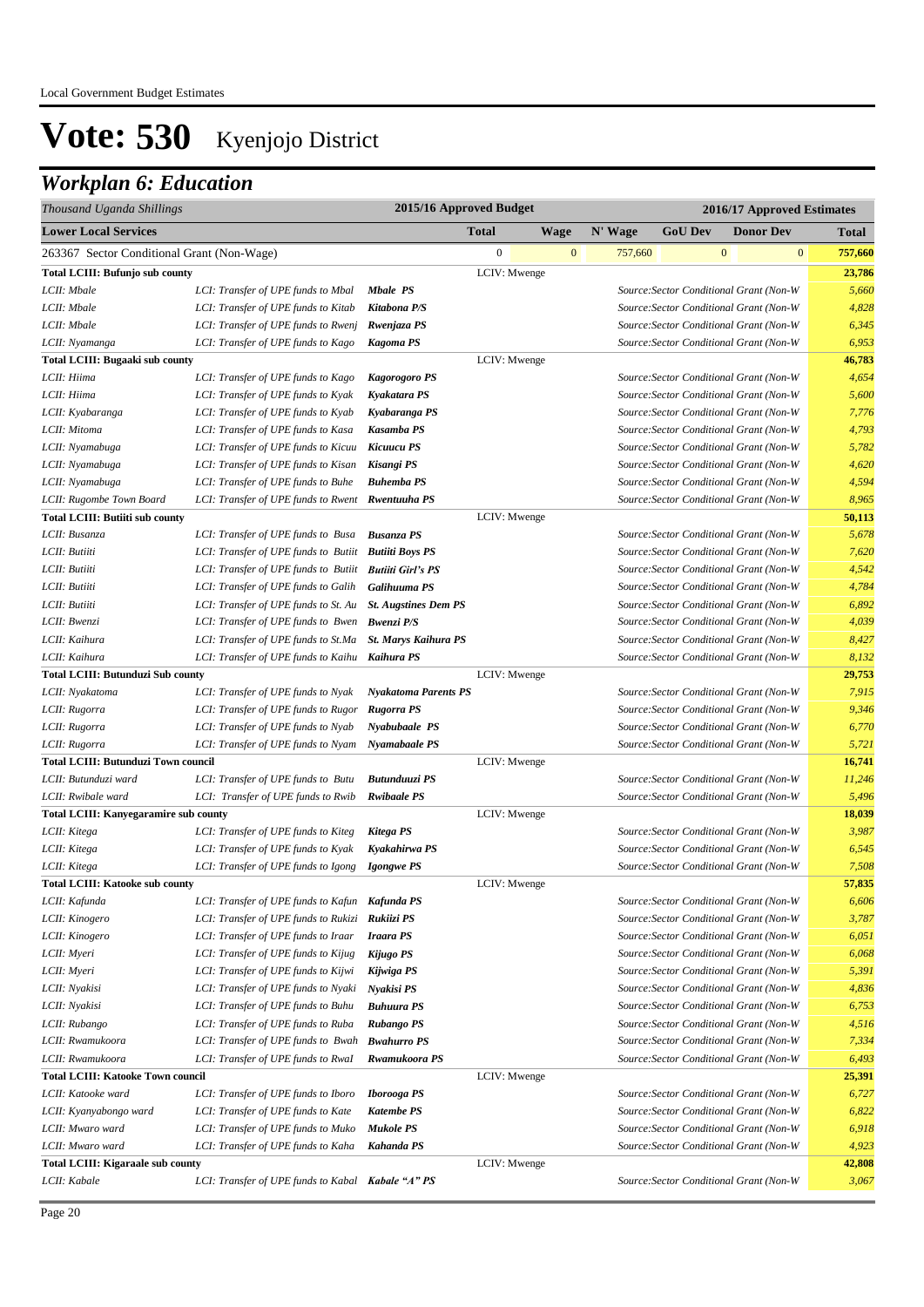Local Government Budget Estimates

# Vote: 530 Kyenjojo District

## *Workplan 6: Education*

| *Thousand Uganda Shillings* | | | 2015/16 Approved Budget | | 2016/17 Approved Estimates | | | |
|---|---|---|---|---|---|---|---|---|
| **Lower Local Services** | | | **Total** | **Wage** | **N' Wage** | **GoU Dev** | **Donor Dev** | **Total** |
| 263367 Sector Conditional Grant (Non-Wage) | | | 0 | 0 | 757,660 | 0 | 0 | 757,660 |
| **Total LCIII: Bufunjo sub county** | | | LCIV: Mwenge | | | | | **23,786** |
| *LCII: Mbale* | *LCI: Transfer of UPE funds to Mbal* | ***Mbale PS*** | | | *Source:Sector Conditional Grant (Non-W* | | | *5,660* |
| *LCII: Mbale* | *LCI: Transfer of UPE funds to Kitab* | ***Kitabona P/S*** | | | *Source:Sector Conditional Grant (Non-W* | | | *4,828* |
| *LCII: Mbale* | *LCI: Transfer of UPE funds to Rwenj* | ***Rwenjaza PS*** | | | *Source:Sector Conditional Grant (Non-W* | | | *6,345* |
| *LCII: Nyamanga* | *LCI: Transfer of UPE funds to Kago* | ***Kagoma PS*** | | | *Source:Sector Conditional Grant (Non-W* | | | *6,953* |
| **Total LCIII: Bugaaki sub county** | | | LCIV: Mwenge | | | | | **46,783** |
| *LCII: Hiima* | *LCI: Transfer of UPE funds to Kago* | ***Kagorogoro PS*** | | | *Source:Sector Conditional Grant (Non-W* | | | *4,654* |
| *LCII: Hiima* | *LCI: Transfer of UPE funds to Kyak* | ***Kyakatara PS*** | | | *Source:Sector Conditional Grant (Non-W* | | | *5,600* |
| *LCII: Kyabaranga* | *LCI: Transfer of UPE funds to Kyab* | ***Kyabaranga PS*** | | | *Source:Sector Conditional Grant (Non-W* | | | *7,776* |
| *LCII: Mitoma* | *LCI: Transfer of UPE funds to Kasa* | ***Kasamba PS*** | | | *Source:Sector Conditional Grant (Non-W* | | | *4,793* |
| *LCII: Nyamabuga* | *LCI: Transfer of UPE funds to Kicuu* | ***Kicuucu PS*** | | | *Source:Sector Conditional Grant (Non-W* | | | *5,782* |
| *LCII: Nyamabuga* | *LCI: Transfer of UPE funds to Kisan* | ***Kisangi PS*** | | | *Source:Sector Conditional Grant (Non-W* | | | *4,620* |
| *LCII: Nyamabuga* | *LCI: Transfer of UPE funds to Buhe* | ***Buhemba PS*** | | | *Source:Sector Conditional Grant (Non-W* | | | *4,594* |
| *LCII: Rugombe Town Board* | *LCI: Transfer of UPE funds to Rwent* | ***Rwentuuha PS*** | | | *Source:Sector Conditional Grant (Non-W* | | | *8,965* |
| **Total LCIII: Butiiti sub county** | | | LCIV: Mwenge | | | | | **50,113** |
| *LCII: Busanza* | *LCI: Transfer of UPE funds to Busa* | ***Busanza PS*** | | | *Source:Sector Conditional Grant (Non-W* | | | *5,678* |
| *LCII: Butiiti* | *LCI: Transfer of UPE funds to Butiit* | ***Butiiti Boys PS*** | | | *Source:Sector Conditional Grant (Non-W* | | | *7,620* |
| *LCII: Butiiti* | *LCI: Transfer of UPE funds to Butiit* | ***Butiiti Girl's PS*** | | | *Source:Sector Conditional Grant (Non-W* | | | *4,542* |
| *LCII: Butiiti* | *LCI: Transfer of UPE funds to Galih* | ***Galihuuma PS*** | | | *Source:Sector Conditional Grant (Non-W* | | | *4,784* |
| *LCII: Butiiti* | *LCI: Transfer of UPE funds to St. Au* | ***St. Augstines Dem PS*** | | | *Source:Sector Conditional Grant (Non-W* | | | *6,892* |
| *LCII: Bwenzi* | *LCI: Transfer of UPE funds to Bwen* | ***Bwenzi P/S*** | | | *Source:Sector Conditional Grant (Non-W* | | | *4,039* |
| *LCII: Kaihura* | *LCI: Transfer of UPE funds to St.Ma* | ***St. Marys Kaihura PS*** | | | *Source:Sector Conditional Grant (Non-W* | | | *8,427* |
| *LCII: Kaihura* | *LCI: Transfer of UPE funds to Kaihu* | ***Kaihura PS*** | | | *Source:Sector Conditional Grant (Non-W* | | | *8,132* |
| **Total LCIII: Butunduzi Sub county** | | | LCIV: Mwenge | | | | | **29,753** |
| *LCII: Nyakatoma* | *LCI: Transfer of UPE funds to Nyak* | ***Nyakatoma Parents PS*** | | | *Source:Sector Conditional Grant (Non-W* | | | *7,915* |
| *LCII: Rugorra* | *LCI: Transfer of UPE funds to Rugor* | ***Rugorra PS*** | | | *Source:Sector Conditional Grant (Non-W* | | | *9,346* |
| *LCII: Rugorra* | *LCI: Transfer of UPE funds to Nyab* | ***Nyabubaale PS*** | | | *Source:Sector Conditional Grant (Non-W* | | | *6,770* |
| *LCII: Rugorra* | *LCI: Transfer of UPE funds to Nyam* | ***Nyamabaale PS*** | | | *Source:Sector Conditional Grant (Non-W* | | | *5,721* |
| **Total LCIII: Butunduzi Town council** | | | LCIV: Mwenge | | | | | **16,741** |
| *LCII: Butunduzi ward* | *LCI: Transfer of UPE funds to Butu* | ***Butunduuzi PS*** | | | *Source:Sector Conditional Grant (Non-W* | | | *11,246* |
| *LCII: Rwibale ward* | *LCI: Transfer of UPE funds to Rwib* | ***Rwibaale PS*** | | | *Source:Sector Conditional Grant (Non-W* | | | *5,496* |
| **Total LCIII: Kanyegaramire sub county** | | | LCIV: Mwenge | | | | | **18,039** |
| *LCII: Kitega* | *LCI: Transfer of UPE funds to Kiteg* | ***Kitega PS*** | | | *Source:Sector Conditional Grant (Non-W* | | | *3,987* |
| *LCII: Kitega* | *LCI: Transfer of UPE funds to Kyak* | ***Kyakahirwa PS*** | | | *Source:Sector Conditional Grant (Non-W* | | | *6,545* |
| *LCII: Kitega* | *LCI: Transfer of UPE funds to Igong* | ***Igongwe PS*** | | | *Source:Sector Conditional Grant (Non-W* | | | *7,508* |
| **Total LCIII: Katooke sub county** | | | LCIV: Mwenge | | | | | **57,835** |
| *LCII: Kafunda* | *LCI: Transfer of UPE funds to Kafun* | ***Kafunda PS*** | | | *Source:Sector Conditional Grant (Non-W* | | | *6,606* |
| *LCII: Kinogero* | *LCI: Transfer of UPE funds to Rukizi* | ***Rukiizi PS*** | | | *Source:Sector Conditional Grant (Non-W* | | | *3,787* |
| *LCII: Kinogero* | *LCI: Transfer of UPE funds to Iraar* | ***Iraara PS*** | | | *Source:Sector Conditional Grant (Non-W* | | | *6,051* |
| *LCII: Myeri* | *LCI: Transfer of UPE funds to Kijug* | ***Kijugo PS*** | | | *Source:Sector Conditional Grant (Non-W* | | | *6,068* |
| *LCII: Myeri* | *LCI: Transfer of UPE funds to Kijwi* | ***Kijwiga PS*** | | | *Source:Sector Conditional Grant (Non-W* | | | *5,391* |
| *LCII: Nyakisi* | *LCI: Transfer of UPE funds to Nyaki* | ***Nyakisi PS*** | | | *Source:Sector Conditional Grant (Non-W* | | | *4,836* |
| *LCII: Nyakisi* | *LCI: Transfer of UPE funds to Buhu* | ***Buhuura PS*** | | | *Source:Sector Conditional Grant (Non-W* | | | *6,753* |
| *LCII: Rubango* | *LCI: Transfer of UPE funds to Ruba* | ***Rubango PS*** | | | *Source:Sector Conditional Grant (Non-W* | | | *4,516* |
| *LCII: Rwamukoora* | *LCI: Transfer of UPE funds to Bwah* | ***Bwahurro PS*** | | | *Source:Sector Conditional Grant (Non-W* | | | *7,334* |
| *LCII: Rwamukoora* | *LCI: Transfer of UPE funds to RwaI* | ***Rwamukoora PS*** | | | *Source:Sector Conditional Grant (Non-W* | | | *6,493* |
| **Total LCIII: Katooke Town council** | | | LCIV: Mwenge | | | | | **25,391** |
| *LCII: Katooke ward* | *LCI: Transfer of UPE funds to Iboro* | ***Iborooga PS*** | | | *Source:Sector Conditional Grant (Non-W* | | | *6,727* |
| *LCII: Kyanyabongo ward* | *LCI: Transfer of UPE funds to Kate* | ***Katembe PS*** | | | *Source:Sector Conditional Grant (Non-W* | | | *6,822* |
| *LCII: Mwaro ward* | *LCI: Transfer of UPE funds to Muko* | ***Mukole PS*** | | | *Source:Sector Conditional Grant (Non-W* | | | *6,918* |
| *LCII: Mwaro ward* | *LCI: Transfer of UPE funds to Kaha* | ***Kahanda PS*** | | | *Source:Sector Conditional Grant (Non-W* | | | *4,923* |
| **Total LCIII: Kigaraale sub county** | | | LCIV: Mwenge | | | | | **42,808** |
| *LCII: Kabale* | *LCI: Transfer of UPE funds to Kabal* | ***Kabale "A" PS*** | | | *Source:Sector Conditional Grant (Non-W* | | | *3,067* |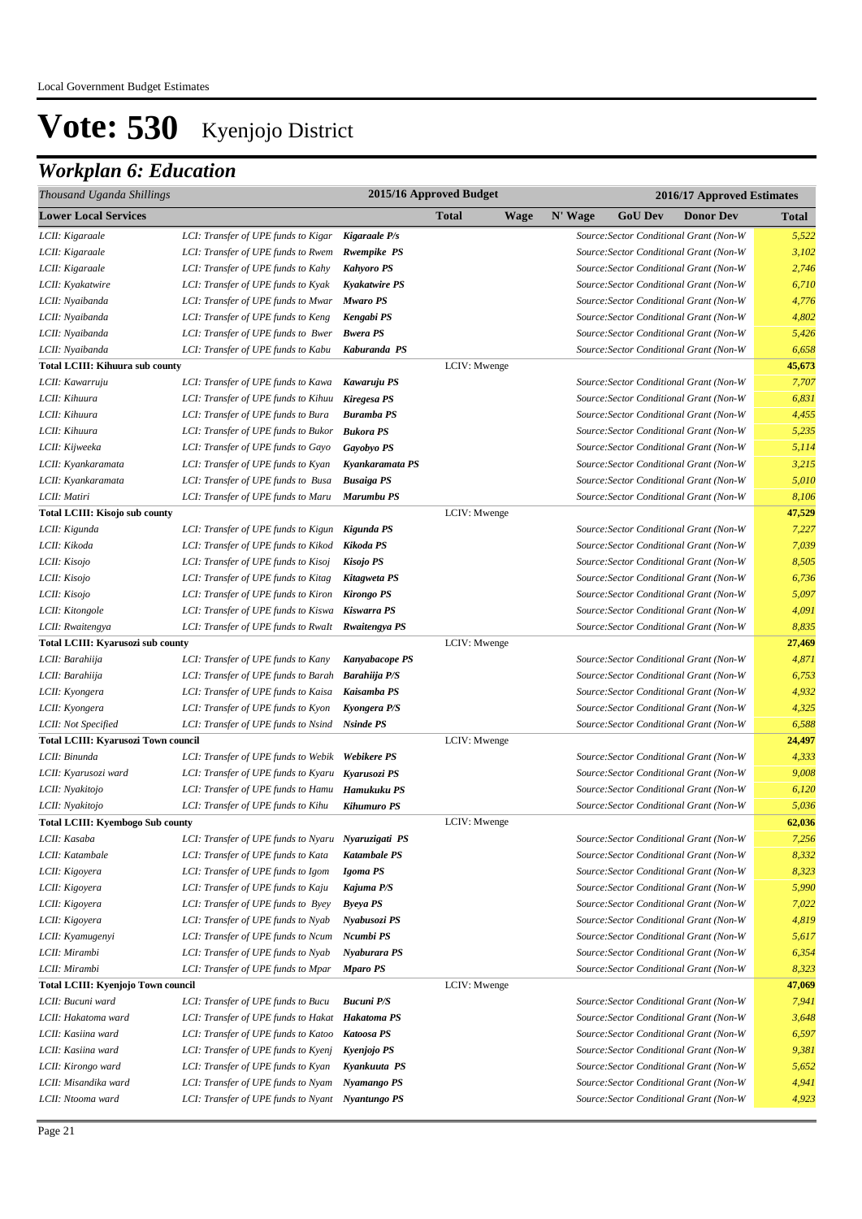# Vote: 530 Kyenjojo District

## *Workplan 6: Education*

| *Thousand Uganda Shillings* | | | 2015/16 Approved Budget | | 2016/17 Approved Estimates | | | |
|---|---|---|---|---|---|---|---|---|
| **Lower Local Services** | | | **Total** | **Wage** | **N' Wage** | **GoU Dev** | **Donor Dev** | **Total** |
| *LCII: Kigaraale* | *LCI: Transfer of UPE funds to Kigar* | ***Kigaraale P/s*** | | | | *Source:Sector Conditional Grant (Non-W* | | *5,522* |
| *LCII: Kigaraale* | *LCI: Transfer of UPE funds to Rwem* | ***Rwempike PS*** | | | | *Source:Sector Conditional Grant (Non-W* | | *3,102* |
| *LCII: Kigaraale* | *LCI: Transfer of UPE funds to Kahy* | ***Kahyoro PS*** | | | | *Source:Sector Conditional Grant (Non-W* | | *2,746* |
| *LCII: Kyakatwire* | *LCI: Transfer of UPE funds to Kyak* | ***Kyakatwire PS*** | | | | *Source:Sector Conditional Grant (Non-W* | | *6,710* |
| *LCII: Nyaibanda* | *LCI: Transfer of UPE funds to Mwar* | ***Mwaro PS*** | | | | *Source:Sector Conditional Grant (Non-W* | | *4,776* |
| *LCII: Nyaibanda* | *LCI: Transfer of UPE funds to Keng* | ***Kengabi PS*** | | | | *Source:Sector Conditional Grant (Non-W* | | *4,802* |
| *LCII: Nyaibanda* | *LCI: Transfer of UPE funds to Bwer* | ***Bwera PS*** | | | | *Source:Sector Conditional Grant (Non-W* | | *5,426* |
| *LCII: Nyaibanda* | *LCI: Transfer of UPE funds to Kabu* | ***Kaburanda PS*** | | | | *Source:Sector Conditional Grant (Non-W* | | *6,658* |
| **Total LCIII: Kihuura sub county** | | | LCIV: Mwenge | | | | | **45,673** |
| *LCII: Kawarruju* | *LCI: Transfer of UPE funds to Kawa* | ***Kawaruju PS*** | | | | *Source:Sector Conditional Grant (Non-W* | | *7,707* |
| *LCII: Kihuura* | *LCI: Transfer of UPE funds to Kihuu* | ***Kiregesa PS*** | | | | *Source:Sector Conditional Grant (Non-W* | | *6,831* |
| *LCII: Kihuura* | *LCI: Transfer of UPE funds to Bura* | ***Buramba PS*** | | | | *Source:Sector Conditional Grant (Non-W* | | *4,455* |
| *LCII: Kihuura* | *LCI: Transfer of UPE funds to Bukor* | ***Bukora PS*** | | | | *Source:Sector Conditional Grant (Non-W* | | *5,235* |
| *LCII: Kijweeka* | *LCI: Transfer of UPE funds to Gayo* | ***Gayobyo PS*** | | | | *Source:Sector Conditional Grant (Non-W* | | *5,114* |
| *LCII: Kyankaramata* | *LCI: Transfer of UPE funds to Kyan* | ***Kyankaramata PS*** | | | | *Source:Sector Conditional Grant (Non-W* | | *3,215* |
| *LCII: Kyankaramata* | *LCI: Transfer of UPE funds to Busa* | ***Busaiga PS*** | | | | *Source:Sector Conditional Grant (Non-W* | | *5,010* |
| *LCII: Matiri* | *LCI: Transfer of UPE funds to Maru* | ***Marumbu PS*** | | | | *Source:Sector Conditional Grant (Non-W* | | *8,106* |
| **Total LCIII: Kisojo sub county** | | | LCIV: Mwenge | | | | | **47,529** |
| *LCII: Kigunda* | *LCI: Transfer of UPE funds to Kigun* | ***Kigunda PS*** | | | | *Source:Sector Conditional Grant (Non-W* | | *7,227* |
| *LCII: Kikoda* | *LCI: Transfer of UPE funds to Kikod* | ***Kikoda PS*** | | | | *Source:Sector Conditional Grant (Non-W* | | *7,039* |
| *LCII: Kisojo* | *LCI: Transfer of UPE funds to Kisoj* | ***Kisojo PS*** | | | | *Source:Sector Conditional Grant (Non-W* | | *8,505* |
| *LCII: Kisojo* | *LCI: Transfer of UPE funds to Kitag* | ***Kitagweta PS*** | | | | *Source:Sector Conditional Grant (Non-W* | | *6,736* |
| *LCII: Kisojo* | *LCI: Transfer of UPE funds to Kiron* | ***Kirongo PS*** | | | | *Source:Sector Conditional Grant (Non-W* | | *5,097* |
| *LCII: Kitongole* | *LCI: Transfer of UPE funds to Kiswa* | ***Kiswarra PS*** | | | | *Source:Sector Conditional Grant (Non-W* | | *4,091* |
| *LCII: Rwaitengya* | *LCI: Transfer of UPE funds to RwaIt* | ***Rwaitengya PS*** | | | | *Source:Sector Conditional Grant (Non-W* | | *8,835* |
| **Total LCIII: Kyarusozi sub county** | | | LCIV: Mwenge | | | | | **27,469** |
| *LCII: Barahiija* | *LCI: Transfer of UPE funds to Kany* | ***Kanyabacope PS*** | | | | *Source:Sector Conditional Grant (Non-W* | | *4,871* |
| *LCII: Barahiija* | *LCI: Transfer of UPE funds to Barah* | ***Barahiija P/S*** | | | | *Source:Sector Conditional Grant (Non-W* | | *6,753* |
| *LCII: Kyongera* | *LCI: Transfer of UPE funds to Kaisa* | ***Kaisamba PS*** | | | | *Source:Sector Conditional Grant (Non-W* | | *4,932* |
| *LCII: Kyongera* | *LCI: Transfer of UPE funds to Kyon* | ***Kyongera P/S*** | | | | *Source:Sector Conditional Grant (Non-W* | | *4,325* |
| *LCII: Not Specified* | *LCI: Transfer of UPE funds to Nsind* | ***Nsinde PS*** | | | | *Source:Sector Conditional Grant (Non-W* | | *6,588* |
| **Total LCIII: Kyarusozi Town council** | | | LCIV: Mwenge | | | | | **24,497** |
| *LCII: Binunda* | *LCI: Transfer of UPE funds to Webik* | ***Webikere PS*** | | | | *Source:Sector Conditional Grant (Non-W* | | *4,333* |
| *LCII: Kyarusozi ward* | *LCI: Transfer of UPE funds to Kyaru* | ***Kyarusozi PS*** | | | | *Source:Sector Conditional Grant (Non-W* | | *9,008* |
| *LCII: Nyakitojo* | *LCI: Transfer of UPE funds to Hamu* | ***Hamukuku PS*** | | | | *Source:Sector Conditional Grant (Non-W* | | *6,120* |
| *LCII: Nyakitojo* | *LCI: Transfer of UPE funds to Kihu* | ***Kihumuro PS*** | | | | *Source:Sector Conditional Grant (Non-W* | | *5,036* |
| **Total LCIII: Kyembogo Sub county** | | | LCIV: Mwenge | | | | | **62,036** |
| *LCII: Kasaba* | *LCI: Transfer of UPE funds to Nyaru* | ***Nyaruzigati PS*** | | | | *Source:Sector Conditional Grant (Non-W* | | *7,256* |
| *LCII: Katambale* | *LCI: Transfer of UPE funds to Kata* | ***Katambale PS*** | | | | *Source:Sector Conditional Grant (Non-W* | | *8,332* |
| *LCII: Kigoyera* | *LCI: Transfer of UPE funds to Igom* | ***Igoma PS*** | | | | *Source:Sector Conditional Grant (Non-W* | | *8,323* |
| *LCII: Kigoyera* | *LCI: Transfer of UPE funds to Kaju* | ***Kajuma P/S*** | | | | *Source:Sector Conditional Grant (Non-W* | | *5,990* |
| *LCII: Kigoyera* | *LCI: Transfer of UPE funds to Byey* | ***Byeya PS*** | | | | *Source:Sector Conditional Grant (Non-W* | | *7,022* |
| *LCII: Kigoyera* | *LCI: Transfer of UPE funds to Nyab* | ***Nyabusozi PS*** | | | | *Source:Sector Conditional Grant (Non-W* | | *4,819* |
| *LCII: Kyamugenyi* | *LCI: Transfer of UPE funds to Ncum* | ***Ncumbi PS*** | | | | *Source:Sector Conditional Grant (Non-W* | | *5,617* |
| *LCII: Mirambi* | *LCI: Transfer of UPE funds to Nyab* | ***Nyaburara PS*** | | | | *Source:Sector Conditional Grant (Non-W* | | *6,354* |
| *LCII: Mirambi* | *LCI: Transfer of UPE funds to Mpar* | ***Mparo PS*** | | | | *Source:Sector Conditional Grant (Non-W* | | *8,323* |
| **Total LCIII: Kyenjojo Town council** | | | LCIV: Mwenge | | | | | **47,069** |
| *LCII: Bucuni ward* | *LCI: Transfer of UPE funds to Bucu* | ***Bucuni P/S*** | | | | *Source:Sector Conditional Grant (Non-W* | | *7,941* |
| *LCII: Hakatoma ward* | *LCI: Transfer of UPE funds to Hakat* | ***Hakatoma PS*** | | | | *Source:Sector Conditional Grant (Non-W* | | *3,648* |
| *LCII: Kasiina ward* | *LCI: Transfer of UPE funds to Katoo* | ***Katoosa PS*** | | | | *Source:Sector Conditional Grant (Non-W* | | *6,597* |
| *LCII: Kasiina ward* | *LCI: Transfer of UPE funds to Kyenj* | ***Kyenjojo PS*** | | | | *Source:Sector Conditional Grant (Non-W* | | *9,381* |
| *LCII: Kirongo ward* | *LCI: Transfer of UPE funds to Kyan* | ***Kyankuuta PS*** | | | | *Source:Sector Conditional Grant (Non-W* | | *5,652* |
| *LCII: Misandika ward* | *LCI: Transfer of UPE funds to Nyam* | ***Nyamango PS*** | | | | *Source:Sector Conditional Grant (Non-W* | | *4,941* |
| *LCII: Ntooma ward* | *LCI: Transfer of UPE funds to Nyant* | ***Nyantungo PS*** | | | | *Source:Sector Conditional Grant (Non-W* | | *4,923* |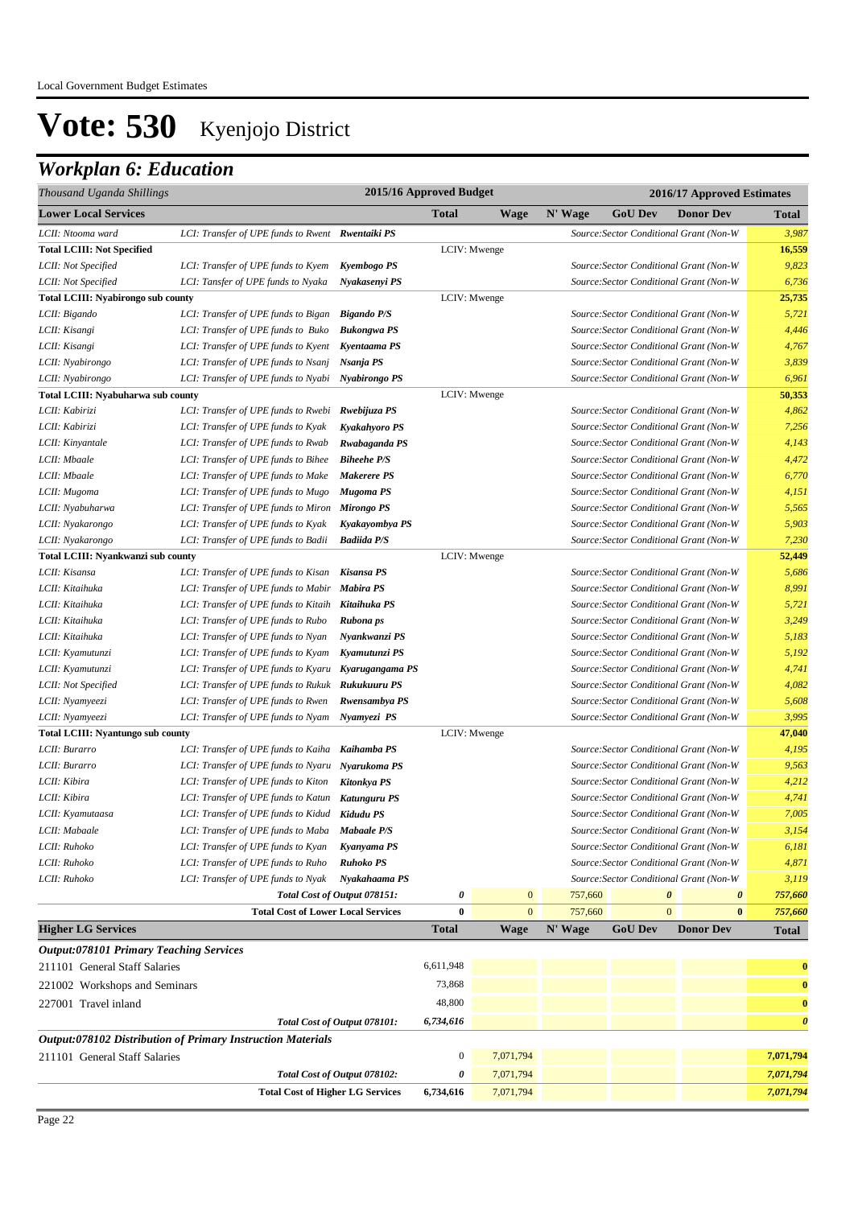# Vote: 530 Kyenjojo District

## Workplan 6: Education

| Thousand Uganda Shillings | | | 2015/16 Approved Budget | | 2016/17 Approved Estimates | | | | |
|---|---|---|---|---|---|---|---|---|---|
| **Lower Local Services** | | | **Total** | **Wage** | **N' Wage** | **GoU Dev** | **Donor Dev** | | **Total** |
| *LCII: Ntooma ward* | *LCI: Transfer of UPE funds to Rwent* | ***Rwentaiki PS*** | | | | *Source:Sector Conditional Grant (Non-W* | | | *3,987* |
| **Total LCIII: Not Specified** | | | LCIV: Mwenge | | | | | | **16,559** |
| *LCII: Not Specified* | *LCI: Transfer of UPE funds to Kyem* | ***Kyembogo PS*** | | | | *Source:Sector Conditional Grant (Non-W* | | | *9,823* |
| *LCII: Not Specified* | *LCI: Tansfer of UPE funds to Nyaka* | ***Nyakasenyi PS*** | | | | *Source:Sector Conditional Grant (Non-W* | | | *6,736* |
| **Total LCIII: Nyabirongo sub county** | | | LCIV: Mwenge | | | | | | **25,735** |
| *LCII: Bigando* | *LCI: Transfer of UPE funds to Bigan* | ***Bigando P/S*** | | | | *Source:Sector Conditional Grant (Non-W* | | | *5,721* |
| *LCII: Kisangi* | *LCI: Transfer of UPE funds to Buko* | ***Bukongwa PS*** | | | | *Source:Sector Conditional Grant (Non-W* | | | *4,446* |
| *LCII: Kisangi* | *LCI: Transfer of UPE funds to Kyent* | ***Kyentaama PS*** | | | | *Source:Sector Conditional Grant (Non-W* | | | *4,767* |
| *LCII: Nyabirongo* | *LCI: Transfer of UPE funds to Nsanj* | ***Nsanja PS*** | | | | *Source:Sector Conditional Grant (Non-W* | | | *3,839* |
| *LCII: Nyabirongo* | *LCI: Transfer of UPE funds to Nyabi* | ***Nyabirongo PS*** | | | | *Source:Sector Conditional Grant (Non-W* | | | *6,961* |
| **Total LCIII: Nyabuharwa sub county** | | | LCIV: Mwenge | | | | | | **50,353** |
| *LCII: Kabirizi* | *LCI: Transfer of UPE funds to Rwebi* | ***Rwebijuza PS*** | | | | *Source:Sector Conditional Grant (Non-W* | | | *4,862* |
| *LCII: Kabirizi* | *LCI: Transfer of UPE funds to Kyak* | ***Kyakahyoro PS*** | | | | *Source:Sector Conditional Grant (Non-W* | | | *7,256* |
| *LCII: Kinyantale* | *LCI: Transfer of UPE funds to Rwab* | ***Rwabaganda PS*** | | | | *Source:Sector Conditional Grant (Non-W* | | | *4,143* |
| *LCII: Mbaale* | *LCI: Transfer of UPE funds to Bihee* | ***Biheehe P/S*** | | | | *Source:Sector Conditional Grant (Non-W* | | | *4,472* |
| *LCII: Mbaale* | *LCI: Transfer of UPE funds to Make* | ***Makerere PS*** | | | | *Source:Sector Conditional Grant (Non-W* | | | *6,770* |
| *LCII: Mugoma* | *LCI: Transfer of UPE funds to Mugo* | ***Mugoma PS*** | | | | *Source:Sector Conditional Grant (Non-W* | | | *4,151* |
| *LCII: Nyabuharwa* | *LCI: Transfer of UPE funds to Miron* | ***Mirongo PS*** | | | | *Source:Sector Conditional Grant (Non-W* | | | *5,565* |
| *LCII: Nyakarongo* | *LCI: Transfer of UPE funds to Kyak* | ***Kyakayombya PS*** | | | | *Source:Sector Conditional Grant (Non-W* | | | *5,903* |
| *LCII: Nyakarongo* | *LCI: Transfer of UPE funds to Badii* | ***Badiida P/S*** | | | | *Source:Sector Conditional Grant (Non-W* | | | *7,230* |
| **Total LCIII: Nyankwanzi sub county** | | | LCIV: Mwenge | | | | | | **52,449** |
| *LCII: Kisansa* | *LCI: Transfer of UPE funds to Kisan* | ***Kisansa PS*** | | | | *Source:Sector Conditional Grant (Non-W* | | | *5,686* |
| *LCII: Kitaihuka* | *LCI: Transfer of UPE funds to Mabir* | ***Mabira PS*** | | | | *Source:Sector Conditional Grant (Non-W* | | | *8,991* |
| *LCII: Kitaihuka* | *LCI: Transfer of UPE funds to Kitaih* | ***Kitaihuka PS*** | | | | *Source:Sector Conditional Grant (Non-W* | | | *5,721* |
| *LCII: Kitaihuka* | *LCI: Transfer of UPE funds to Rubo* | ***Rubona ps*** | | | | *Source:Sector Conditional Grant (Non-W* | | | *3,249* |
| *LCII: Kitaihuka* | *LCI: Transfer of UPE funds to Nyan* | ***Nyankwanzi PS*** | | | | *Source:Sector Conditional Grant (Non-W* | | | *5,183* |
| *LCII: Kyamutunzi* | *LCI: Transfer of UPE funds to Kyam* | ***Kyamutunzi PS*** | | | | *Source:Sector Conditional Grant (Non-W* | | | *5,192* |
| *LCII: Kyamutunzi* | *LCI: Transfer of UPE funds to Kyaru* | ***Kyarugangama PS*** | | | | *Source:Sector Conditional Grant (Non-W* | | | *4,741* |
| *LCII: Not Specified* | *LCI: Transfer of UPE funds to Rukuk* | ***Rukukuuru PS*** | | | | *Source:Sector Conditional Grant (Non-W* | | | *4,082* |
| *LCII: Nyamyeezi* | *LCI: Transfer of UPE funds to Rwen* | ***Rwensambya PS*** | | | | *Source:Sector Conditional Grant (Non-W* | | | *5,608* |
| *LCII: Nyamyeezi* | *LCI: Transfer of UPE funds to Nyam* | ***Nyamyezi PS*** | | | | *Source:Sector Conditional Grant (Non-W* | | | *3,995* |
| **Total LCIII: Nyantungo sub county** | | | LCIV: Mwenge | | | | | | **47,040** |
| *LCII: Burarro* | *LCI: Transfer of UPE funds to Kaiha* | ***Kaihamba PS*** | | | | *Source:Sector Conditional Grant (Non-W* | | | *4,195* |
| *LCII: Burarro* | *LCI: Transfer of UPE funds to Nyaru* | ***Nyarukoma PS*** | | | | *Source:Sector Conditional Grant (Non-W* | | | *9,563* |
| *LCII: Kibira* | *LCI: Transfer of UPE funds to Kiton* | ***Kitonkya PS*** | | | | *Source:Sector Conditional Grant (Non-W* | | | *4,212* |
| *LCII: Kibira* | *LCI: Transfer of UPE funds to Katun* | ***Katunguru PS*** | | | | *Source:Sector Conditional Grant (Non-W* | | | *4,741* |
| *LCII: Kyamutaasa* | *LCI: Transfer of UPE funds to Kidud* | ***Kidudu PS*** | | | | *Source:Sector Conditional Grant (Non-W* | | | *7,005* |
| *LCII: Mabaale* | *LCI: Transfer of UPE funds to Maba* | ***Mabaale P/S*** | | | | *Source:Sector Conditional Grant (Non-W* | | | *3,154* |
| *LCII: Ruhoko* | *LCI: Transfer of UPE funds to Kyan* | ***Kyanyama PS*** | | | | *Source:Sector Conditional Grant (Non-W* | | | *6,181* |
| *LCII: Ruhoko* | *LCI: Transfer of UPE funds to Ruho* | ***Ruhoko PS*** | | | | *Source:Sector Conditional Grant (Non-W* | | | *4,871* |
| *LCII: Ruhoko* | *LCI: Transfer of UPE funds to Nyak* | ***Nyakahaama PS*** | | | | *Source:Sector Conditional Grant (Non-W* | | | *3,119* |
| | *Total Cost of Output 078151:* | | *0* | 0 | 757,660 | *0* | *0* | | *757,660* |
| | **Total Cost of Lower Local Services** | | **0** | 0 | 757,660 | 0 | **0** | | *757,660* |
| **Higher LG Services** | | | **Total** | **Wage** | **N' Wage** | **GoU Dev** | **Donor Dev** | | **Total** |
| ***Output:078101 Primary Teaching Services*** | | | | | | | | | |
| 211101 General Staff Salaries | | | 6,611,948 | | | | | | **0** |
| 221002 Workshops and Seminars | | | 73,868 | | | | | | **0** |
| 227001 Travel inland | | | 48,800 | | | | | | **0** |
| | *Total Cost of Output 078101:* | | *6,734,616* | | | | | | *0* |
| ***Output:078102 Distribution of Primary Instruction Materials*** | | | | | | | | | |
| 211101 General Staff Salaries | | | 0 | 7,071,794 | | | | | **7,071,794** |
| | *Total Cost of Output 078102:* | | *0* | 7,071,794 | | | | | *7,071,794* |
| | **Total Cost of Higher LG Services** | | **6,734,616** | 7,071,794 | | | | | *7,071,794* |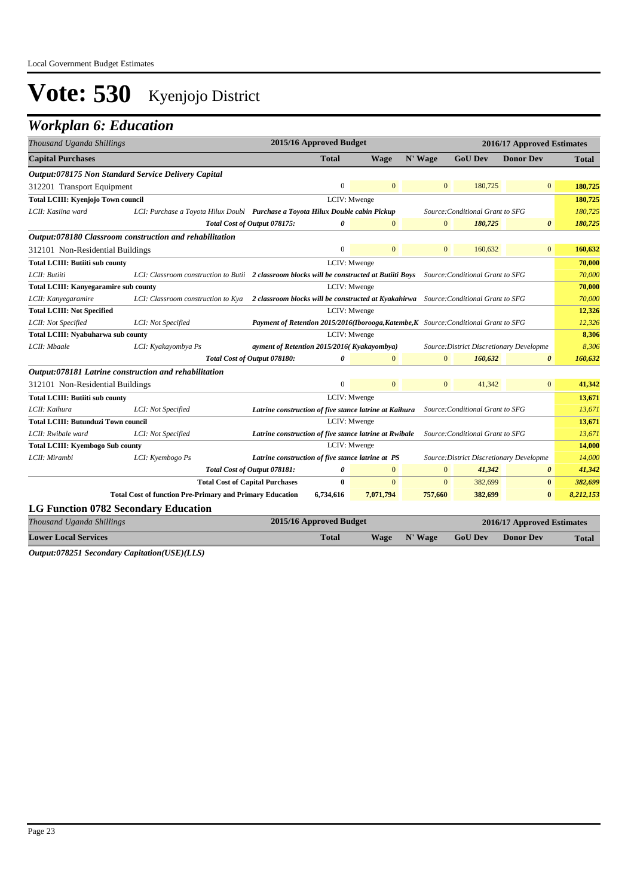Local Government Budget Estimates

# Vote: 530 Kyenjojo District

## Workplan 6: Education

| Thousand Uganda Shillings | | 2015/16 Approved Budget | 2016/17 Approved Estimates | | | | |
|---|---|---|---|---|---|---|---|
| **Capital Purchases** | | **Total** | **Wage** | **N' Wage** | **GoU Dev** | **Donor Dev** | **Total** |
| ***Output:078175 Non Standard Service Delivery Capital*** | | | | | | | |
| 312201 Transport Equipment | | 0 | 0 | 0 | 180,725 | 0 | **180,725** |
| **Total LCIII: Kyenjojo Town council** | | LCIV: Mwenge | | | | | **180,725** |
| *LCII: Kasiina ward* | *LCI: Purchase a Toyota Hilux Doubl* | ***Purchase a Toyota Hilux Double cabin Pickup*** | | *Source:Conditional Grant to SFG* | | | *180,725* |
| | *Total Cost of Output 078175:* | *0* | 0 | 0 | *180,725* | *0* | *180,725* |
| ***Output:078180 Classroom construction and rehabilitation*** | | | | | | | |
| 312101 Non-Residential Buildings | | 0 | 0 | 0 | 160,632 | 0 | **160,632** |
| **Total LCIII: Butiiti sub county** | | LCIV: Mwenge | | | | | **70,000** |
| *LCII: Butiiti* | *LCI: Classroom construction to Butii* | ***2 classroom blocks will be constructed at Butiiti Boys*** | | *Source:Conditional Grant to SFG* | | | *70,000* |
| **Total LCIII: Kanyegaramire sub county** | | LCIV: Mwenge | | | | | **70,000** |
| *LCII: Kanyegaramire* | *LCI: Classroom construction to Kya* | ***2 classroom blocks will be constructed at Kyakahirwa*** | | *Source:Conditional Grant to SFG* | | | *70,000* |
| **Total LCIII: Not Specified** | | LCIV: Mwenge | | | | | **12,326** |
| *LCII: Not Specified* | *LCI: Not Specified* | ***Payment of Retention 2015/2016(Iborooga,Katembe,K*** | | *Source:Conditional Grant to SFG* | | | *12,326* |
| **Total LCIII: Nyabuharwa sub county** | | LCIV: Mwenge | | | | | **8,306** |
| *LCII: Mbaale* | *LCI: Kyakayombya Ps* | ***ayment of Retention 2015/2016( Kyakayombya)*** | | *Source:District Discretionary Developme* | | | *8,306* |
| | *Total Cost of Output 078180:* | *0* | 0 | 0 | *160,632* | *0* | *160,632* |
| ***Output:078181 Latrine construction and rehabilitation*** | | | | | | | |
| 312101 Non-Residential Buildings | | 0 | 0 | 0 | 41,342 | 0 | **41,342** |
| **Total LCIII: Butiiti sub county** | | LCIV: Mwenge | | | | | **13,671** |
| *LCII: Kaihura* | *LCI: Not Specified* | ***Latrine construction of five stance latrine at Kaihura*** | | *Source:Conditional Grant to SFG* | | | *13,671* |
| **Total LCIII: Butunduzi Town council** | | LCIV: Mwenge | | | | | **13,671** |
| *LCII: Rwibale ward* | *LCI: Not Specified* | ***Latrine construction of five stance latrine at Rwibale*** | | *Source:Conditional Grant to SFG* | | | *13,671* |
| **Total LCIII: Kyembogo Sub county** | | LCIV: Mwenge | | | | | **14,000** |
| *LCII: Mirambi* | *LCI: Kyembogo Ps* | ***Latrine construction of five stance latrine at PS*** | | *Source:District Discretionary Developme* | | | *14,000* |
| | *Total Cost of Output 078181:* | *0* | 0 | 0 | *41,342* | *0* | *41,342* |
| | **Total Cost of Capital Purchases** | **0** | 0 | 0 | 382,699 | **0** | ***382,699*** |
| | **Total Cost of function Pre-Primary and Primary Education** | **6,734,616** | **7,071,794** | **757,660** | **382,699** | **0** | ***8,212,153*** |

### LG Function 0782 Secondary Education

| Thousand Uganda Shillings | 2015/16 Approved Budget | 2016/17 Approved Estimates | | | | |
|---|---|---|---|---|---|---|
| **Lower Local Services** | **Total** | **Wage** | **N' Wage** | **GoU Dev** | **Donor Dev** | **Total** |

***Output:078251 Secondary Capitation(USE)(LLS)***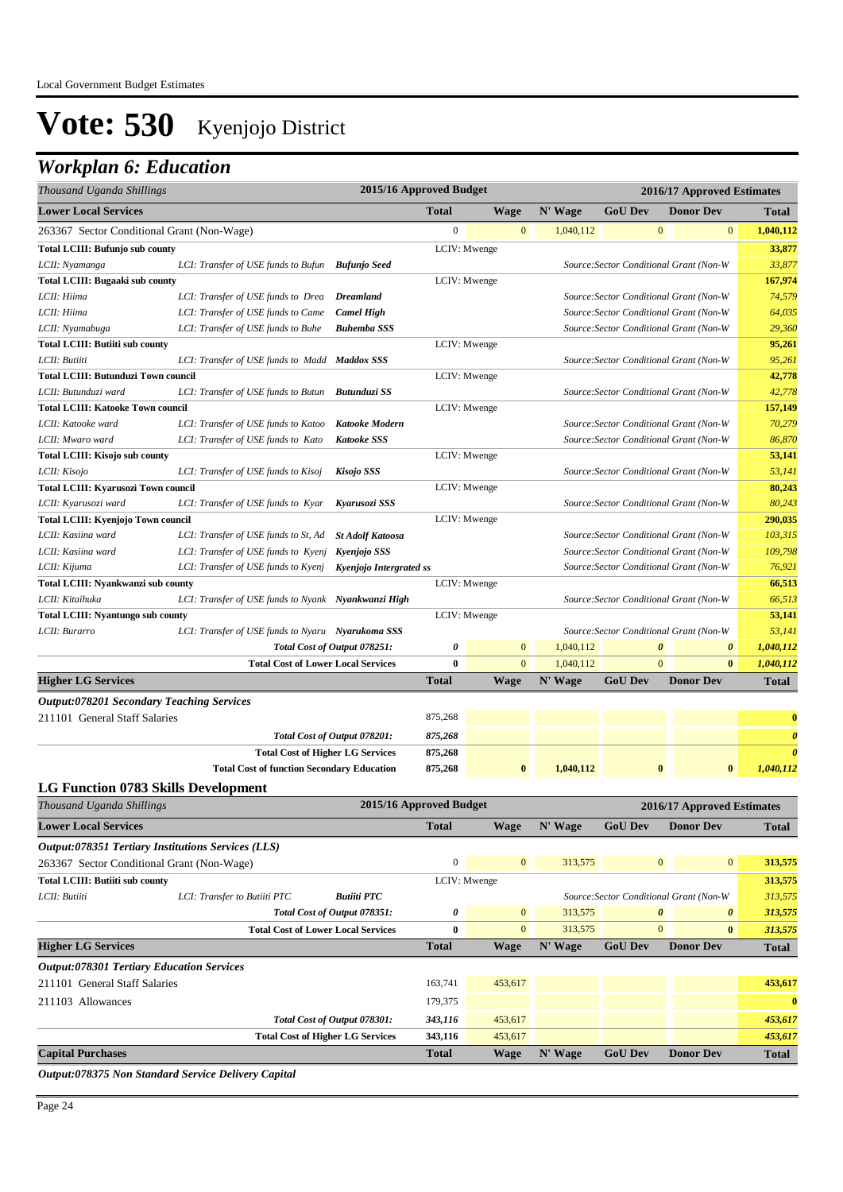# Vote: 530 Kyenjojo District

## Workplan 6: Education

| Thousand Uganda Shillings | | | 2015/16 Approved Budget | | 2016/17 Approved Estimates | | | |
|---|---|---|---|---|---|---|---|---|
| **Lower Local Services** | | | **Total** | **Wage** | **N' Wage** | **GoU Dev** | **Donor Dev** | **Total** |
| 263367 Sector Conditional Grant (Non-Wage) | | | 0 | 0 | 1,040,112 | 0 | 0 | **1,040,112** |
| **Total LCIII: Bufunjo sub county** | | | LCIV: Mwenge | | | | | **33,877** |
| *LCII: Nyamanga* | *LCI: Transfer of USE funds to Bufun* | ***Bufunjo Seed*** | | | *Source:Sector Conditional Grant (Non-W* | | | *33,877* |
| **Total LCIII: Bugaaki sub county** | | | LCIV: Mwenge | | | | | **167,974** |
| *LCII: Hiima* | *LCI: Transfer of USE funds to Drea* | ***Dreamland*** | | | *Source:Sector Conditional Grant (Non-W* | | | *74,579* |
| *LCII: Hiima* | *LCI: Transfer of USE funds to Came* | ***Camel High*** | | | *Source:Sector Conditional Grant (Non-W* | | | *64,035* |
| *LCII: Nyamabuga* | *LCI: Transfer of USE funds to Buhe* | ***Buhemba SSS*** | | | *Source:Sector Conditional Grant (Non-W* | | | *29,360* |
| **Total LCIII: Butiiti sub county** | | | LCIV: Mwenge | | | | | **95,261** |
| *LCII: Butiiti* | *LCI: Transfer of USE funds to Madd* | ***Maddox SSS*** | | | *Source:Sector Conditional Grant (Non-W* | | | *95,261* |
| **Total LCIII: Butunduzi Town council** | | | LCIV: Mwenge | | | | | **42,778** |
| *LCII: Butunduzi ward* | *LCI: Transfer of USE funds to Butun* | ***Butunduzi SS*** | | | *Source:Sector Conditional Grant (Non-W* | | | *42,778* |
| **Total LCIII: Katooke Town council** | | | LCIV: Mwenge | | | | | **157,149** |
| *LCII: Katooke ward* | *LCI: Transfer of USE funds to Katoo* | ***Katooke Modern*** | | | *Source:Sector Conditional Grant (Non-W* | | | *70,279* |
| *LCII: Mwaro ward* | *LCI: Transfer of USE funds to Kato* | ***Katooke SSS*** | | | *Source:Sector Conditional Grant (Non-W* | | | *86,870* |
| **Total LCIII: Kisojo sub county** | | | LCIV: Mwenge | | | | | **53,141** |
| *LCII: Kisojo* | *LCI: Transfer of USE funds to Kisoj* | ***Kisojo SSS*** | | | *Source:Sector Conditional Grant (Non-W* | | | *53,141* |
| **Total LCIII: Kyarusozi Town council** | | | LCIV: Mwenge | | | | | **80,243** |
| *LCII: Kyarusozi ward* | *LCI: Transfer of USE funds to Kyar* | ***Kyarusozi SSS*** | | | *Source:Sector Conditional Grant (Non-W* | | | *80,243* |
| **Total LCIII: Kyenjojo Town council** | | | LCIV: Mwenge | | | | | **290,035** |
| *LCII: Kasiina ward* | *LCI: Transfer of USE funds to St, Ad* | ***St Adolf Katoosa*** | | | *Source:Sector Conditional Grant (Non-W* | | | *103,315* |
| *LCII: Kasiina ward* | *LCI: Transfer of USE funds to Kyenj* | ***Kyenjojo SSS*** | | | *Source:Sector Conditional Grant (Non-W* | | | *109,798* |
| *LCII: Kijuma* | *LCI: Transfer of USE funds to Kyenj* | ***Kyenjojo Intergrated ss*** | | | *Source:Sector Conditional Grant (Non-W* | | | *76,921* |
| **Total LCIII: Nyankwanzi sub county** | | | LCIV: Mwenge | | | | | **66,513** |
| *LCII: Kitaihuka* | *LCI: Transfer of USE funds to Nyank* | ***Nyankwanzi High*** | | | *Source:Sector Conditional Grant (Non-W* | | | *66,513* |
| **Total LCIII: Nyantungo sub county** | | | LCIV: Mwenge | | | | | **53,141** |
| *LCII: Burarro* | *LCI: Transfer of USE funds to Nyaru* | ***Nyarukoma SSS*** | | | *Source:Sector Conditional Grant (Non-W* | | | *53,141* |
| | | *Total Cost of Output 078251:* | *0* | 0 | 1,040,112 | *0* | *0* | *1,040,112* |
| | | **Total Cost of Lower Local Services** | **0** | 0 | 1,040,112 | 0 | **0** | ***1,040,112*** |
| **Higher LG Services** | | | **Total** | **Wage** | **N' Wage** | **GoU Dev** | **Donor Dev** | **Total** |
| ***Output:078201 Secondary Teaching Services*** | | | | | | | | |
| 211101 General Staff Salaries | | | 875,268 | | | | | **0** |
| | | *Total Cost of Output 078201:* | *875,268* | | | | | *0* |
| | | **Total Cost of Higher LG Services** | **875,268** | | | | | *0* |
| | | **Total Cost of function Secondary Education** | **875,268** | **0** | **1,040,112** | **0** | **0** | ***1,040,112*** |

### LG Function 0783 Skills Development

| Thousand Uganda Shillings | | | 2015/16 Approved Budget | | 2016/17 Approved Estimates | | | |
|---|---|---|---|---|---|---|---|---|
| **Lower Local Services** | | | **Total** | **Wage** | **N' Wage** | **GoU Dev** | **Donor Dev** | **Total** |
| ***Output:078351 Tertiary Institutions Services (LLS)*** | | | | | | | | |
| 263367 Sector Conditional Grant (Non-Wage) | | | 0 | 0 | 313,575 | 0 | 0 | **313,575** |
| **Total LCIII: Butiiti sub county** | | | LCIV: Mwenge | | | | | **313,575** |
| *LCII: Butiiti* | *LCI: Transfer to Butiiti PTC* | ***Butiiti PTC*** | | | *Source:Sector Conditional Grant (Non-W* | | | *313,575* |
| | | *Total Cost of Output 078351:* | *0* | 0 | 313,575 | *0* | *0* | *313,575* |
| | | **Total Cost of Lower Local Services** | **0** | 0 | 313,575 | 0 | **0** | *313,575* |
| **Higher LG Services** | | | **Total** | **Wage** | **N' Wage** | **GoU Dev** | **Donor Dev** | **Total** |
| ***Output:078301 Tertiary Education Services*** | | | | | | | | |
| 211101 General Staff Salaries | | | 163,741 | 453,617 | | | | **453,617** |
| 211103 Allowances | | | 179,375 | | | | | **0** |
| | | *Total Cost of Output 078301:* | *343,116* | 453,617 | | | | *453,617* |
| | | **Total Cost of Higher LG Services** | **343,116** | 453,617 | | | | *453,617* |
| **Capital Purchases** | | | **Total** | **Wage** | **N' Wage** | **GoU Dev** | **Donor Dev** | **Total** |

***Output:078375 Non Standard Service Delivery Capital***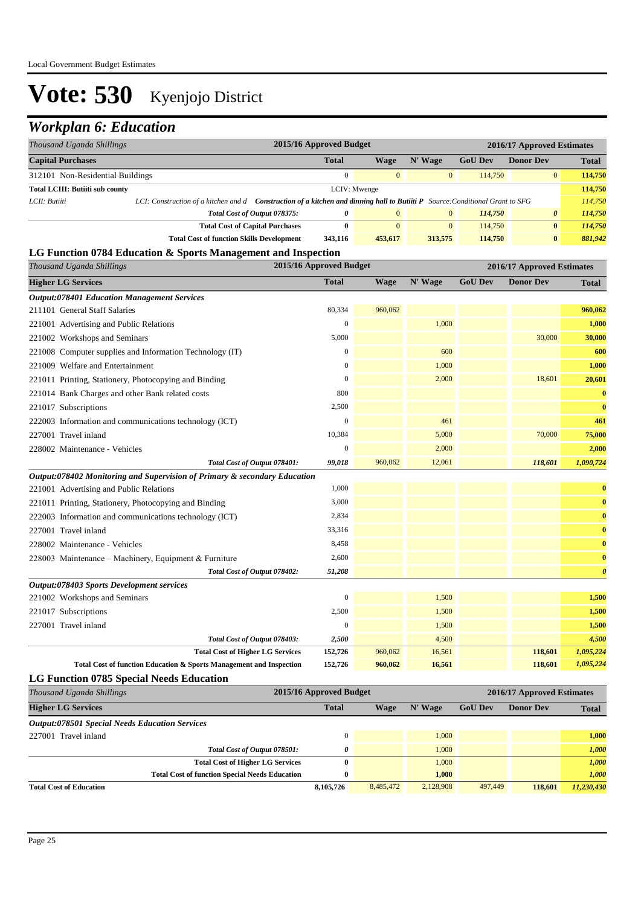# Vote: 530 Kyenjojo District

## Workplan 6: Education

| Thousand Uganda Shillings | | 2015/16 Approved Budget | 2016/17 Approved Estimates | | | | |
|---|---|---|---|---|---|---|---|
| **Capital Purchases** | | **Total** | **Wage** | **N' Wage** | **GoU Dev** | **Donor Dev** | **Total** |
| 312101 Non-Residential Buildings | | 0 | 0 | 0 | 114,750 | 0 | 114,750 |
| **Total LCIII: Butiiti sub county** | | LCIV: Mwenge | | | | | 114,750 |
| LCII: Butiiti | LCI: Construction of a kitchen and d **Construction of a kitchen and dinning hall to Butiiti P** Source:Conditional Grant to SFG | | | | | | 114,750 |
| | *Total Cost of Output 078375:* | *0* | 0 | 0 | *114,750* | *0* | *114,750* |
| | **Total Cost of Capital Purchases** | **0** | 0 | 0 | 114,750 | **0** | *114,750* |
| | **Total Cost of function Skills Development** | **343,116** | **453,617** | **313,575** | **114,750** | **0** | *881,942* |

### LG Function 0784 Education & Sports Management and Inspection

| Thousand Uganda Shillings | 2015/16 Approved Budget | 2016/17 Approved Estimates | | | | |
|---|---|---|---|---|---|---|
| **Higher LG Services** | **Total** | **Wage** | **N' Wage** | **GoU Dev** | **Donor Dev** | **Total** |
| ***Output:078401 Education Management Services*** | | | | | | |
| 211101 General Staff Salaries | 80,334 | 960,062 | | | | 960,062 |
| 221001 Advertising and Public Relations | 0 | | 1,000 | | | 1,000 |
| 221002 Workshops and Seminars | 5,000 | | | | 30,000 | 30,000 |
| 221008 Computer supplies and Information Technology (IT) | 0 | | 600 | | | 600 |
| 221009 Welfare and Entertainment | 0 | | 1,000 | | | 1,000 |
| 221011 Printing, Stationery, Photocopying and Binding | 0 | | 2,000 | | 18,601 | 20,601 |
| 221014 Bank Charges and other Bank related costs | 800 | | | | | 0 |
| 221017 Subscriptions | 2,500 | | | | | 0 |
| 222003 Information and communications technology (ICT) | 0 | | 461 | | | 461 |
| 227001 Travel inland | 10,384 | | 5,000 | | 70,000 | 75,000 |
| 228002 Maintenance - Vehicles | 0 | | 2,000 | | | 2,000 |
| *Total Cost of Output 078401:* | *99,018* | 960,062 | 12,061 | | *118,601* | *1,090,724* |
| ***Output:078402 Monitoring and Supervision of Primary & secondary Education*** | | | | | | |
| 221001 Advertising and Public Relations | 1,000 | | | | | 0 |
| 221011 Printing, Stationery, Photocopying and Binding | 3,000 | | | | | 0 |
| 222003 Information and communications technology (ICT) | 2,834 | | | | | 0 |
| 227001 Travel inland | 33,316 | | | | | 0 |
| 228002 Maintenance - Vehicles | 8,458 | | | | | 0 |
| 228003 Maintenance – Machinery, Equipment & Furniture | 2,600 | | | | | 0 |
| *Total Cost of Output 078402:* | *51,208* | | | | | *0* |
| ***Output:078403 Sports Development services*** | | | | | | |
| 221002 Workshops and Seminars | 0 | | 1,500 | | | 1,500 |
| 221017 Subscriptions | 2,500 | | 1,500 | | | 1,500 |
| 227001 Travel inland | 0 | | 1,500 | | | 1,500 |
| *Total Cost of Output 078403:* | *2,500* | | 4,500 | | | *4,500* |
| **Total Cost of Higher LG Services** | **152,726** | 960,062 | 16,561 | | **118,601** | *1,095,224* |
| **Total Cost of function Education & Sports Management and Inspection** | **152,726** | **960,062** | **16,561** | | **118,601** | *1,095,224* |

### LG Function 0785 Special Needs Education

| Thousand Uganda Shillings | 2015/16 Approved Budget | 2016/17 Approved Estimates | | | | |
|---|---|---|---|---|---|---|
| **Higher LG Services** | **Total** | **Wage** | **N' Wage** | **GoU Dev** | **Donor Dev** | **Total** |
| ***Output:078501 Special Needs Education Services*** | | | | | | |
| 227001 Travel inland | 0 | | 1,000 | | | 1,000 |
| *Total Cost of Output 078501:* | *0* | | 1,000 | | | *1,000* |
| **Total Cost of Higher LG Services** | **0** | | 1,000 | | | *1,000* |
| **Total Cost of function Special Needs Education** | **0** | | **1,000** | | | *1,000* |
| **Total Cost of Education** | **8,105,726** | 8,485,472 | 2,128,908 | 497,449 | **118,601** | *11,230,430* |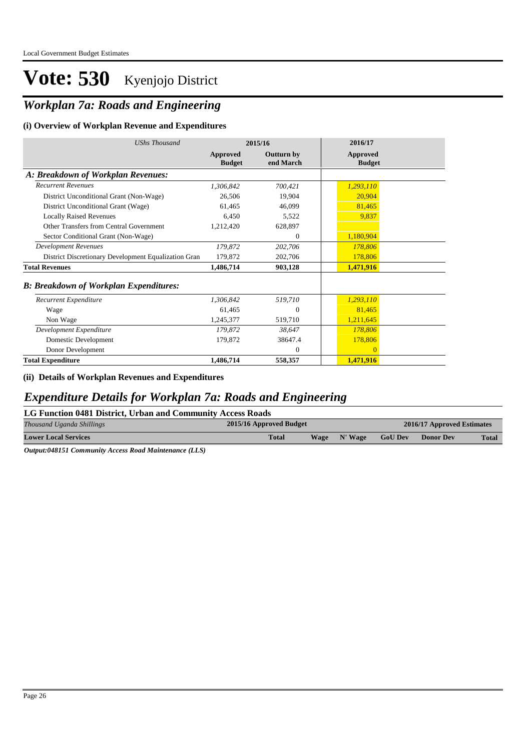# Vote: 530 Kyenjojo District

## *Workplan 7a: Roads and Engineering*

### (i) Overview of Workplan Revenue and Expenditures

| *UShs Thousand* | 2015/16 Approved Budget | 2015/16 Outturn by end March | 2016/17 Approved Budget |
|---|---|---|---|
| ***A: Breakdown of Workplan Revenues:*** | | | |
| *Recurrent Revenues* | *1,306,842* | *700,421* | *1,293,110* |
| District Unconditional Grant (Non-Wage) | 26,506 | 19,904 | 20,904 |
| District Unconditional Grant (Wage) | 61,465 | 46,099 | 81,465 |
| Locally Raised Revenues | 6,450 | 5,522 | 9,837 |
| Other Transfers from Central Government | 1,212,420 | 628,897 | |
| Sector Conditional Grant (Non-Wage) | | 0 | 1,180,904 |
| *Development Revenues* | *179,872* | *202,706* | *178,806* |
| District Discretionary Development Equalization Gran | 179,872 | 202,706 | 178,806 |
| **Total Revenues** | **1,486,714** | **903,128** | **1,471,916** |
| ***B: Breakdown of Workplan Expenditures:*** | | | |
| *Recurrent Expenditure* | *1,306,842* | *519,710* | *1,293,110* |
| Wage | 61,465 | 0 | 81,465 |
| Non Wage | 1,245,377 | 519,710 | 1,211,645 |
| *Development Expenditure* | *179,872* | *38,647* | *178,806* |
| Domestic Development | 179,872 | 38647.4 | 178,806 |
| Donor Development | | 0 | 0 |
| **Total Expenditure** | **1,486,714** | **558,357** | **1,471,916** |

### (ii) Details of Workplan Revenues and Expenditures

## *Expenditure Details for Workplan 7a: Roads and Engineering*

**LG Function 0481 District, Urban and Community Access Roads**

| *Thousand Uganda Shillings* | 2015/16 Approved Budget | 2016/17 Approved Estimates | | | | |
|---|---|---|---|---|---|---|
| **Lower Local Services** | **Total** | **Wage** | **N' Wage** | **GoU Dev** | **Donor Dev** | **Total** |

***Output:048151 Community Access Road Maintenance (LLS)***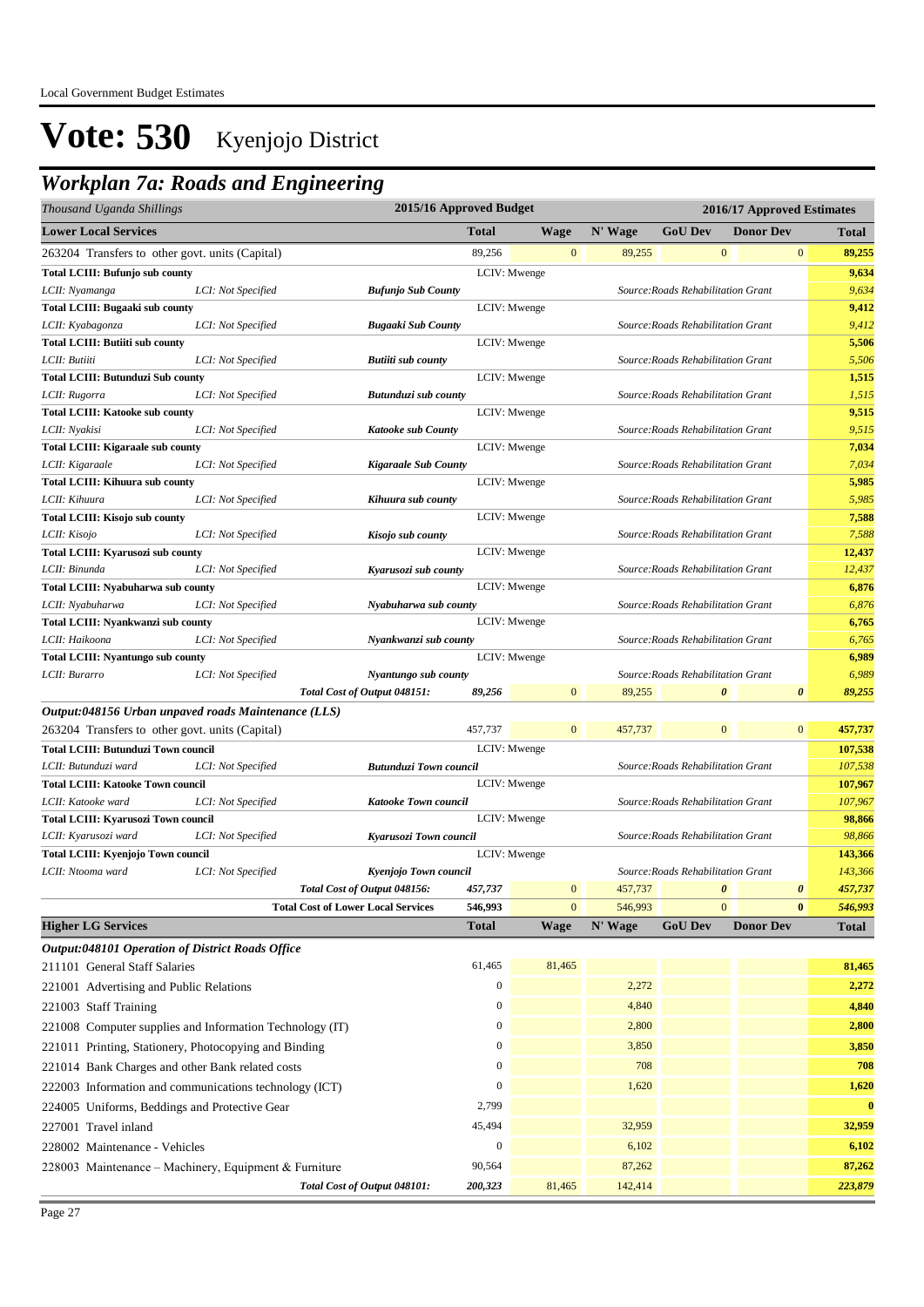# Vote: 530 Kyenjojo District

## Workplan 7a: Roads and Engineering

| Thousand Uganda Shillings | | | 2015/16 Approved Budget | 2016/17 Approved Estimates | | | | |
|---|---|---|---|---|---|---|---|---|
| **Lower Local Services** | | | **Total** | **Wage** | **N' Wage** | **GoU Dev** | **Donor Dev** | **Total** |
| 263204 Transfers to other govt. units (Capital) | | | 89,256 | 0 | 89,255 | 0 | 0 | **89,255** |
| **Total LCIII: Bufunjo sub county** | | | LCIV: Mwenge | | | | | **9,634** |
| *LCII: Nyamanga* | *LCI: Not Specified* | ***Bufunjo Sub County*** | | | *Source:Roads Rehabilitation Grant* | | | *9,634* |
| **Total LCIII: Bugaaki sub county** | | | LCIV: Mwenge | | | | | **9,412** |
| *LCII: Kyabagonza* | *LCI: Not Specified* | ***Bugaaki Sub County*** | | | *Source:Roads Rehabilitation Grant* | | | *9,412* |
| **Total LCIII: Butiiti sub county** | | | LCIV: Mwenge | | | | | **5,506** |
| *LCII: Butiiti* | *LCI: Not Specified* | ***Butiiti sub county*** | | | *Source:Roads Rehabilitation Grant* | | | *5,506* |
| **Total LCIII: Butunduzi Sub county** | | | LCIV: Mwenge | | | | | **1,515** |
| *LCII: Rugorra* | *LCI: Not Specified* | ***Butunduzi sub county*** | | | *Source:Roads Rehabilitation Grant* | | | *1,515* |
| **Total LCIII: Katooke sub county** | | | LCIV: Mwenge | | | | | **9,515** |
| *LCII: Nyakisi* | *LCI: Not Specified* | ***Katooke sub County*** | | | *Source:Roads Rehabilitation Grant* | | | *9,515* |
| **Total LCIII: Kigaraale sub county** | | | LCIV: Mwenge | | | | | **7,034** |
| *LCII: Kigaraale* | *LCI: Not Specified* | ***Kigaraale Sub County*** | | | *Source:Roads Rehabilitation Grant* | | | *7,034* |
| **Total LCIII: Kihuura sub county** | | | LCIV: Mwenge | | | | | **5,985** |
| *LCII: Kihuura* | *LCI: Not Specified* | ***Kihuura sub county*** | | | *Source:Roads Rehabilitation Grant* | | | *5,985* |
| **Total LCIII: Kisojo sub county** | | | LCIV: Mwenge | | | | | **7,588** |
| *LCII: Kisojo* | *LCI: Not Specified* | ***Kisojo sub county*** | | | *Source:Roads Rehabilitation Grant* | | | *7,588* |
| **Total LCIII: Kyarusozi sub county** | | | LCIV: Mwenge | | | | | **12,437** |
| *LCII: Binunda* | *LCI: Not Specified* | ***Kyarusozi sub county*** | | | *Source:Roads Rehabilitation Grant* | | | *12,437* |
| **Total LCIII: Nyabuharwa sub county** | | | LCIV: Mwenge | | | | | **6,876** |
| *LCII: Nyabuharwa* | *LCI: Not Specified* | ***Nyabuharwa sub county*** | | | *Source:Roads Rehabilitation Grant* | | | *6,876* |
| **Total LCIII: Nyankwanzi sub county** | | | LCIV: Mwenge | | | | | **6,765** |
| *LCII: Haikoona* | *LCI: Not Specified* | ***Nyankwanzi sub county*** | | | *Source:Roads Rehabilitation Grant* | | | *6,765* |
| **Total LCIII: Nyantungo sub county** | | | LCIV: Mwenge | | | | | **6,989** |
| *LCII: Burarro* | *LCI: Not Specified* | ***Nyantungo sub county*** | | | *Source:Roads Rehabilitation Grant* | | | *6,989* |
| | | ***Total Cost of Output 048151:*** | ***89,256*** | 0 | 89,255 | ***0*** | ***0*** | ***89,255*** |
| ***Output:048156 Urban unpaved roads Maintenance (LLS)*** | | | | | | | | |
| 263204 Transfers to other govt. units (Capital) | | | 457,737 | 0 | 457,737 | 0 | 0 | **457,737** |
| **Total LCIII: Butunduzi Town council** | | | LCIV: Mwenge | | | | | **107,538** |
| *LCII: Butunduzi ward* | *LCI: Not Specified* | ***Butunduzi Town council*** | | | *Source:Roads Rehabilitation Grant* | | | *107,538* |
| **Total LCIII: Katooke Town council** | | | LCIV: Mwenge | | | | | **107,967** |
| *LCII: Katooke ward* | *LCI: Not Specified* | ***Katooke Town council*** | | | *Source:Roads Rehabilitation Grant* | | | *107,967* |
| **Total LCIII: Kyarusozi Town council** | | | LCIV: Mwenge | | | | | **98,866** |
| *LCII: Kyarusozi ward* | *LCI: Not Specified* | ***Kyarusozi Town council*** | | | *Source:Roads Rehabilitation Grant* | | | *98,866* |
| **Total LCIII: Kyenjojo Town council** | | | LCIV: Mwenge | | | | | **143,366** |
| *LCII: Ntooma ward* | *LCI: Not Specified* | ***Kyenjojo Town council*** | | | *Source:Roads Rehabilitation Grant* | | | *143,366* |
| | | ***Total Cost of Output 048156:*** | ***457,737*** | 0 | 457,737 | ***0*** | ***0*** | ***457,737*** |
| | | **Total Cost of Lower Local Services** | **546,993** | 0 | 546,993 | 0 | **0** | ***546,993*** |
| **Higher LG Services** | | | **Total** | **Wage** | **N' Wage** | **GoU Dev** | **Donor Dev** | **Total** |
| ***Output:048101 Operation of District Roads Office*** | | | | | | | | |
| 211101 General Staff Salaries | | | 61,465 | 81,465 | | | | **81,465** |
| 221001 Advertising and Public Relations | | | 0 | | 2,272 | | | **2,272** |
| 221003 Staff Training | | | 0 | | 4,840 | | | **4,840** |
| 221008 Computer supplies and Information Technology (IT) | | | 0 | | 2,800 | | | **2,800** |
| 221011 Printing, Stationery, Photocopying and Binding | | | 0 | | 3,850 | | | **3,850** |
| 221014 Bank Charges and other Bank related costs | | | 0 | | 708 | | | **708** |
| 222003 Information and communications technology (ICT) | | | 0 | | 1,620 | | | **1,620** |
| 224005 Uniforms, Beddings and Protective Gear | | | 2,799 | | | | | **0** |
| 227001 Travel inland | | | 45,494 | | 32,959 | | | **32,959** |
| 228002 Maintenance - Vehicles | | | 0 | | 6,102 | | | **6,102** |
| 228003 Maintenance – Machinery, Equipment & Furniture | | | 90,564 | | 87,262 | | | **87,262** |
| | | ***Total Cost of Output 048101:*** | ***200,323*** | 81,465 | 142,414 | | | ***223,879*** |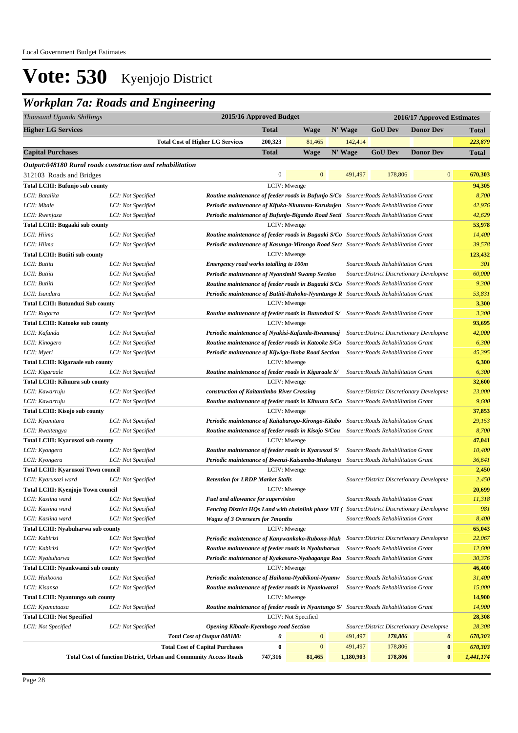Local Government Budget Estimates

# Vote: 530 Kyenjojo District

## Workplan 7a: Roads and Engineering

| Thousand Uganda Shillings | | | 2015/16 Approved Budget | | 2016/17 Approved Estimates | | | |
|---|---|---|---|---|---|---|---|---|
| **Higher LG Services** | | | **Total** | **Wage** | **N' Wage** | **GoU Dev** | **Donor Dev** | **Total** |
| | | **Total Cost of Higher LG Services** | **200,323** | 81,465 | 142,414 | | | ***223,879*** |
| **Capital Purchases** | | | **Total** | **Wage** | **N' Wage** | **GoU Dev** | **Donor Dev** | **Total** |
| ***Output:048180 Rural roads construction and rehabilitation*** | | | | | | | | |
| 312103 Roads and Bridges | | | 0 | 0 | 491,497 | 178,806 | 0 | **670,303** |
| **Total LCIII: Bufunjo sub county** | | LCIV: Mwenge | | | | | | **94,305** |
| *LCII: Batalika* | *LCI: Not Specified* | ***Routine maintenance of feeder roads in Bufunjo S/Co*** | *Source:Roads Rehabilitation Grant* | | | | | *8,700* |
| *LCII: Mbale* | *LCI: Not Specified* | ***Periodic maintenance of Kifuka-Nkununu-Karukujen*** | *Source:Roads Rehabilitation Grant* | | | | | *42,976* |
| *LCII: Rwenjaza* | *LCI: Not Specified* | ***Periodic maintenance of Bufunjo-Bigando Road Secti*** | *Source:Roads Rehabilitation Grant* | | | | | *42,629* |
| **Total LCIII: Bugaaki sub county** | | LCIV: Mwenge | | | | | | **53,978** |
| *LCII: Hiima* | *LCI: Not Specified* | ***Routine maintenance of feeder roads in Bugaaki S/Co*** | *Source:Roads Rehabilitation Grant* | | | | | *14,400* |
| *LCII: Hiima* | *LCI: Not Specified* | ***Periodic maintenance of Kasunga-Mirongo Road Sect*** | *Source:Roads Rehabilitation Grant* | | | | | *39,578* |
| **Total LCIII: Butiiti sub county** | | LCIV: Mwenge | | | | | | **123,432** |
| *LCII: Butiiti* | *LCI: Not Specified* | ***Emergency road works totalling to 100m*** | *Source:Roads Rehabilitation Grant* | | | | | *301* |
| *LCII: Butiiti* | *LCI: Not Specified* | ***Periodic maintenance of Nyansimbi Swamp Section*** | *Source:District Discretionary Developme* | | | | | *60,000* |
| *LCII: Butiiti* | *LCI: Not Specified* | ***Routine maintenance of feeder roads in Bugaaki S/Co*** | *Source:Roads Rehabilitation Grant* | | | | | *9,300* |
| *LCII: Isandara* | *LCI: Not Specified* | ***Periodic maintenance of Butiiti-Ruhoko-Nyantungo R*** | *Source:Roads Rehabilitation Grant* | | | | | *53,831* |
| **Total LCIII: Butunduzi Sub county** | | LCIV: Mwenge | | | | | | **3,300** |
| *LCII: Rugorra* | *LCI: Not Specified* | ***Routine maintenance of feeder roads in Butunduzi S/*** | *Source:Roads Rehabilitation Grant* | | | | | *3,300* |
| **Total LCIII: Katooke sub county** | | LCIV: Mwenge | | | | | | **93,695** |
| *LCII: Kafunda* | *LCI: Not Specified* | ***Periodic maintenance of Nyakisi-Kafunda-Rwamasaj*** | *Source:District Discretionary Developme* | | | | | *42,000* |
| *LCII: Kinogero* | *LCI: Not Specified* | ***Routine maintenance of feeder roads in Katooke S/Co*** | *Source:Roads Rehabilitation Grant* | | | | | *6,300* |
| *LCII: Myeri* | *LCI: Not Specified* | ***Periodic maintenance of Kijwiga-Ikoba Road Section*** | *Source:Roads Rehabilitation Grant* | | | | | *45,395* |
| **Total LCIII: Kigaraale sub county** | | LCIV: Mwenge | | | | | | **6,300** |
| *LCII: Kigaraale* | *LCI: Not Specified* | ***Routine maintenance of feeder roads in Kigaraale S/*** | *Source:Roads Rehabilitation Grant* | | | | | *6,300* |
| **Total LCIII: Kihuura sub county** | | LCIV: Mwenge | | | | | | **32,600** |
| *LCII: Kawarruju* | *LCI: Not Specified* | ***construction of Kaitantimbo River Crossing*** | *Source:District Discretionary Developme* | | | | | *23,000* |
| *LCII: Kawarruju* | *LCI: Not Specified* | ***Routine maintenance of feeder roads in Kihuura S/Co*** | *Source:Roads Rehabilitation Grant* | | | | | *9,600* |
| **Total LCIII: Kisojo sub county** | | LCIV: Mwenge | | | | | | **37,853** |
| *LCII: Kyamitara* | *LCI: Not Specified* | ***Periodic maintenance of Kaitabarogo-Kirongo-Kitabo*** | *Source:Roads Rehabilitation Grant* | | | | | *29,153* |
| *LCII: Rwaitengya* | *LCI: Not Specified* | ***Routine maintenance of feeder roads in Kisojo S/Cou*** | *Source:Roads Rehabilitation Grant* | | | | | *8,700* |
| **Total LCIII: Kyarusozi sub county** | | LCIV: Mwenge | | | | | | **47,041** |
| *LCII: Kyongera* | *LCI: Not Specified* | ***Routine maintenance of feeder roads in Kyarusozi S/*** | *Source:Roads Rehabilitation Grant* | | | | | *10,400* |
| *LCII: Kyongera* | *LCI: Not Specified* | ***Periodic maintenance of Bwenzi-Kaisamba-Mukunyu*** | *Source:Roads Rehabilitation Grant* | | | | | *36,641* |
| **Total LCIII: Kyarusozi Town council** | | LCIV: Mwenge | | | | | | **2,450** |
| *LCII: Kyarusozi ward* | *LCI: Not Specified* | ***Retention for LRDP Market Stalls*** | *Source:District Discretionary Developme* | | | | | *2,450* |
| **Total LCIII: Kyenjojo Town council** | | LCIV: Mwenge | | | | | | **20,699** |
| *LCII: Kasiina ward* | *LCI: Not Specified* | ***Fuel and allowance for supervision*** | *Source:Roads Rehabilitation Grant* | | | | | *11,318* |
| *LCII: Kasiina ward* | *LCI: Not Specified* | ***Fencing District HQs Land with chainlink phase VII (*** | *Source:District Discretionary Developme* | | | | | *981* |
| *LCII: Kasiina ward* | *LCI: Not Specified* | ***Wages of 3 Overseers for 7months*** | *Source:Roads Rehabilitation Grant* | | | | | *8,400* |
| **Total LCIII: Nyabuharwa sub county** | | LCIV: Mwenge | | | | | | **65,043** |
| *LCII: Kabirizi* | *LCI: Not Specified* | ***Periodic maintenance of Kanywankoko-Rubona-Muh*** | *Source:District Discretionary Developme* | | | | | *22,067* |
| *LCII: Kabirizi* | *LCI: Not Specified* | ***Routine maintenance of feeder roads in Nyabuharwa*** | *Source:Roads Rehabilitation Grant* | | | | | *12,600* |
| *LCII: Nyabuharwa* | *LCI: Not Specified* | ***Periodic maintenance of Kyakasura-Nyabaganga Roa*** | *Source:Roads Rehabilitation Grant* | | | | | *30,376* |
| **Total LCIII: Nyankwanzi sub county** | | LCIV: Mwenge | | | | | | **46,400** |
| *LCII: Haikoona* | *LCI: Not Specified* | ***Periodic maintenance of Haikona-Nyabikoni-Nyamw*** | *Source:Roads Rehabilitation Grant* | | | | | *31,400* |
| *LCII: Kisansa* | *LCI: Not Specified* | ***Routine maintenance of feeder roads in Nyankwanzi*** | *Source:Roads Rehabilitation Grant* | | | | | *15,000* |
| **Total LCIII: Nyantungo sub county** | | LCIV: Mwenge | | | | | | **14,900** |
| *LCII: Kyamutaasa* | *LCI: Not Specified* | ***Routine maintenance of feeder roads in Nyantungo S/*** | *Source:Roads Rehabilitation Grant* | | | | | *14,900* |
| **Total LCIII: Not Specified** | | LCIV: Not Specified | | | | | | **28,308** |
| *LCII: Not Specified* | *LCI: Not Specified* | ***Opening Kibaale-Kyembogo road Section*** | *Source:District Discretionary Developme* | | | | | *28,308* |
| | | ***Total Cost of Output 048180:*** | ***0*** | 0 | 491,497 | ***178,806*** | ***0*** | ***670,303*** |
| | | **Total Cost of Capital Purchases** | **0** | 0 | 491,497 | 178,806 | **0** | ***670,303*** |
| | | **Total Cost of function District, Urban and Community Access Roads** | **747,316** | **81,465** | **1,180,903** | **178,806** | **0** | ***1,441,174*** |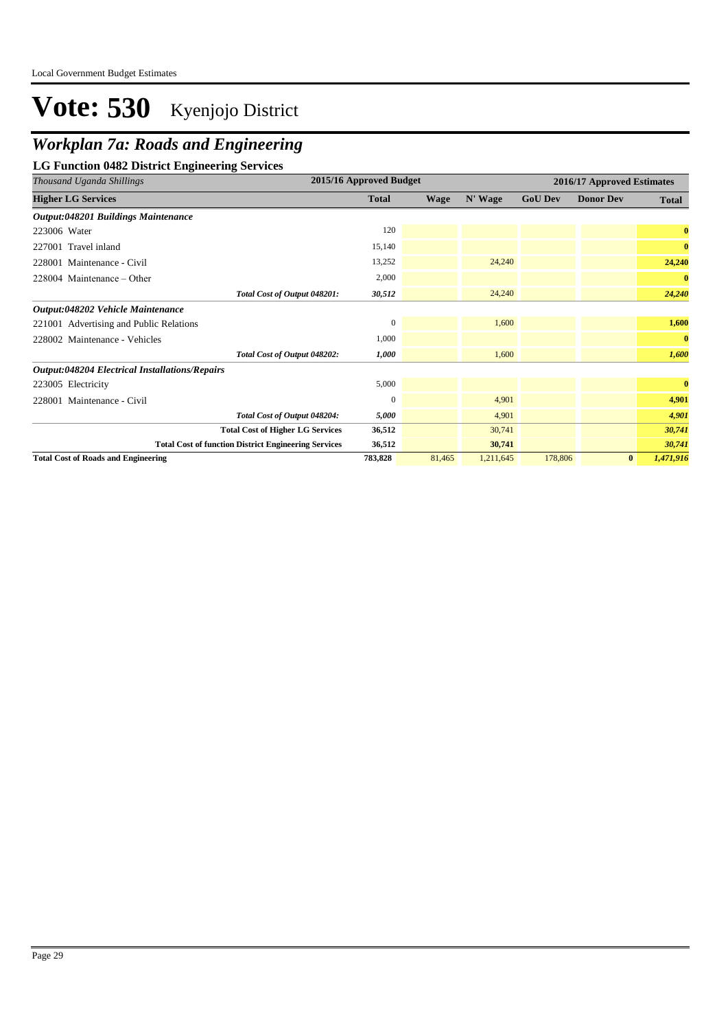# Vote: 530 Kyenjojo District

## *Workplan 7a: Roads and Engineering*

### LG Function 0482 District Engineering Services

| *Thousand Uganda Shillings* | 2015/16 Approved Budget | 2016/17 Approved Estimates | | | | |
|---|---|---|---|---|---|---|
| **Higher LG Services** | **Total** | **Wage** | **N' Wage** | **GoU Dev** | **Donor Dev** | **Total** |
| ***Output:048201 Buildings Maintenance*** | | | | | | |
| 223006 Water | 120 | | | | | **0** |
| 227001 Travel inland | 15,140 | | | | | **0** |
| 228001 Maintenance - Civil | 13,252 | | 24,240 | | | **24,240** |
| 228004 Maintenance – Other | 2,000 | | | | | **0** |
| *Total Cost of Output 048201:* | ***30,512*** | | 24,240 | | | ***24,240*** |
| ***Output:048202 Vehicle Maintenance*** | | | | | | |
| 221001 Advertising and Public Relations | 0 | | 1,600 | | | **1,600** |
| 228002 Maintenance - Vehicles | 1,000 | | | | | **0** |
| *Total Cost of Output 048202:* | ***1,000*** | | 1,600 | | | ***1,600*** |
| ***Output:048204 Electrical Installations/Repairs*** | | | | | | |
| 223005 Electricity | 5,000 | | | | | **0** |
| 228001 Maintenance - Civil | 0 | | 4,901 | | | **4,901** |
| *Total Cost of Output 048204:* | ***5,000*** | | 4,901 | | | ***4,901*** |
| **Total Cost of Higher LG Services** | **36,512** | | 30,741 | | | ***30,741*** |
| **Total Cost of function District Engineering Services** | **36,512** | | **30,741** | | | ***30,741*** |
| **Total Cost of Roads and Engineering** | **783,828** | 81,465 | 1,211,645 | 178,806 | **0** | ***1,471,916*** |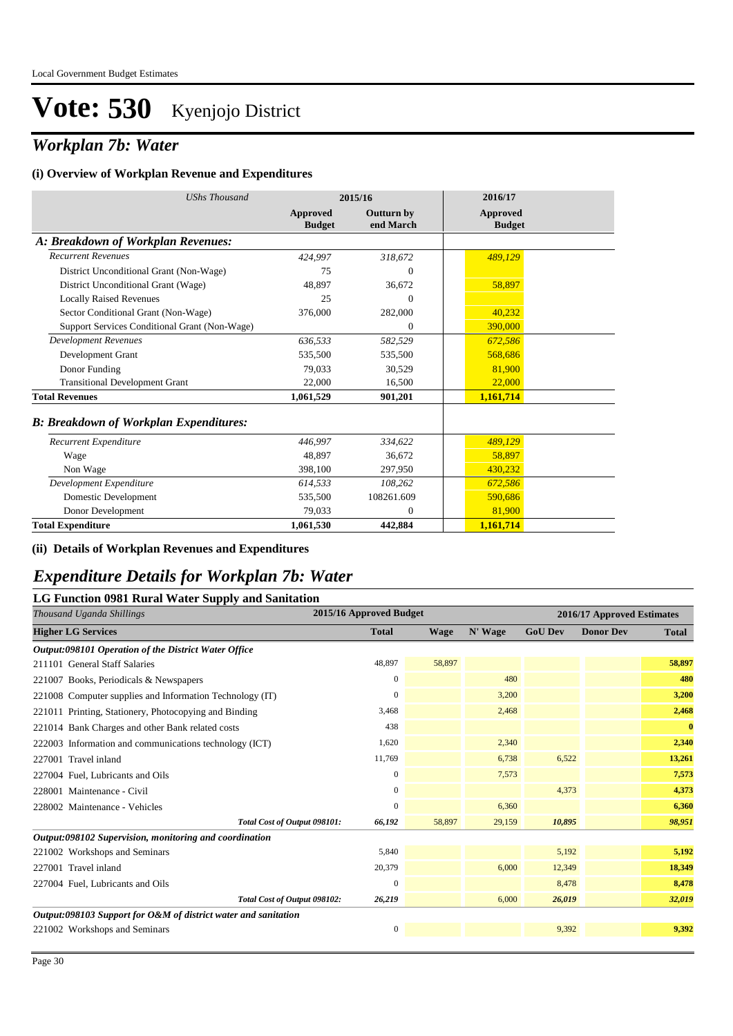# Vote: 530 Kyenjojo District

## *Workplan 7b: Water*

### (i) Overview of Workplan Revenue and Expenditures

| *UShs Thousand* | 2015/16 | | 2016/17 |
|---|---|---|---|
| | **Approved Budget** | **Outturn by end March** | **Approved Budget** |
| ***A: Breakdown of Workplan Revenues:*** | | | |
| *Recurrent Revenues* | *424,997* | *318,672* | *489,129* |
| District Unconditional Grant (Non-Wage) | 75 | 0 | |
| District Unconditional Grant (Wage) | 48,897 | 36,672 | 58,897 |
| Locally Raised Revenues | 25 | 0 | |
| Sector Conditional Grant (Non-Wage) | 376,000 | 282,000 | 40,232 |
| Support Services Conditional Grant (Non-Wage) | | 0 | 390,000 |
| *Development Revenues* | *636,533* | *582,529* | *672,586* |
| Development Grant | 535,500 | 535,500 | 568,686 |
| Donor Funding | 79,033 | 30,529 | 81,900 |
| Transitional Development Grant | 22,000 | 16,500 | 22,000 |
| **Total Revenues** | **1,061,529** | **901,201** | **1,161,714** |
| ***B: Breakdown of Workplan Expenditures:*** | | | |
| *Recurrent Expenditure* | *446,997* | *334,622* | *489,129* |
| Wage | 48,897 | 36,672 | 58,897 |
| Non Wage | 398,100 | 297,950 | 430,232 |
| *Development Expenditure* | *614,533* | *108,262* | *672,586* |
| Domestic Development | 535,500 | 108261.609 | 590,686 |
| Donor Development | 79,033 | 0 | 81,900 |
| **Total Expenditure** | **1,061,530** | **442,884** | **1,161,714** |

### (ii) Details of Workplan Revenues and Expenditures

## *Expenditure Details for Workplan 7b: Water*

### LG Function 0981 Rural Water Supply and Sanitation

| *Thousand Uganda Shillings* | 2015/16 Approved Budget | 2016/17 Approved Estimates | | | | |
|---|---|---|---|---|---|---|
| **Higher LG Services** | **Total** | **Wage** | **N' Wage** | **GoU Dev** | **Donor Dev** | **Total** |
| ***Output:098101 Operation of the District Water Office*** | | | | | | |
| 211101 General Staff Salaries | 48,897 | 58,897 | | | | **58,897** |
| 221007 Books, Periodicals & Newspapers | 0 | | 480 | | | **480** |
| 221008 Computer supplies and Information Technology (IT) | 0 | | 3,200 | | | **3,200** |
| 221011 Printing, Stationery, Photocopying and Binding | 3,468 | | 2,468 | | | **2,468** |
| 221014 Bank Charges and other Bank related costs | 438 | | | | | **0** |
| 222003 Information and communications technology (ICT) | 1,620 | | 2,340 | | | **2,340** |
| 227001 Travel inland | 11,769 | | 6,738 | 6,522 | | **13,261** |
| 227004 Fuel, Lubricants and Oils | 0 | | 7,573 | | | **7,573** |
| 228001 Maintenance - Civil | 0 | | | 4,373 | | **4,373** |
| 228002 Maintenance - Vehicles | 0 | | 6,360 | | | **6,360** |
| ***Total Cost of Output 098101:*** | ***66,192*** | 58,897 | 29,159 | ***10,895*** | | ***98,951*** |
| ***Output:098102 Supervision, monitoring and coordination*** | | | | | | |
| 221002 Workshops and Seminars | 5,840 | | | 5,192 | | **5,192** |
| 227001 Travel inland | 20,379 | | 6,000 | 12,349 | | **18,349** |
| 227004 Fuel, Lubricants and Oils | 0 | | | 8,478 | | **8,478** |
| ***Total Cost of Output 098102:*** | ***26,219*** | | 6,000 | ***26,019*** | | ***32,019*** |
| ***Output:098103 Support for O&M of district water and sanitation*** | | | | | | |
| 221002 Workshops and Seminars | 0 | | | 9,392 | | **9,392** |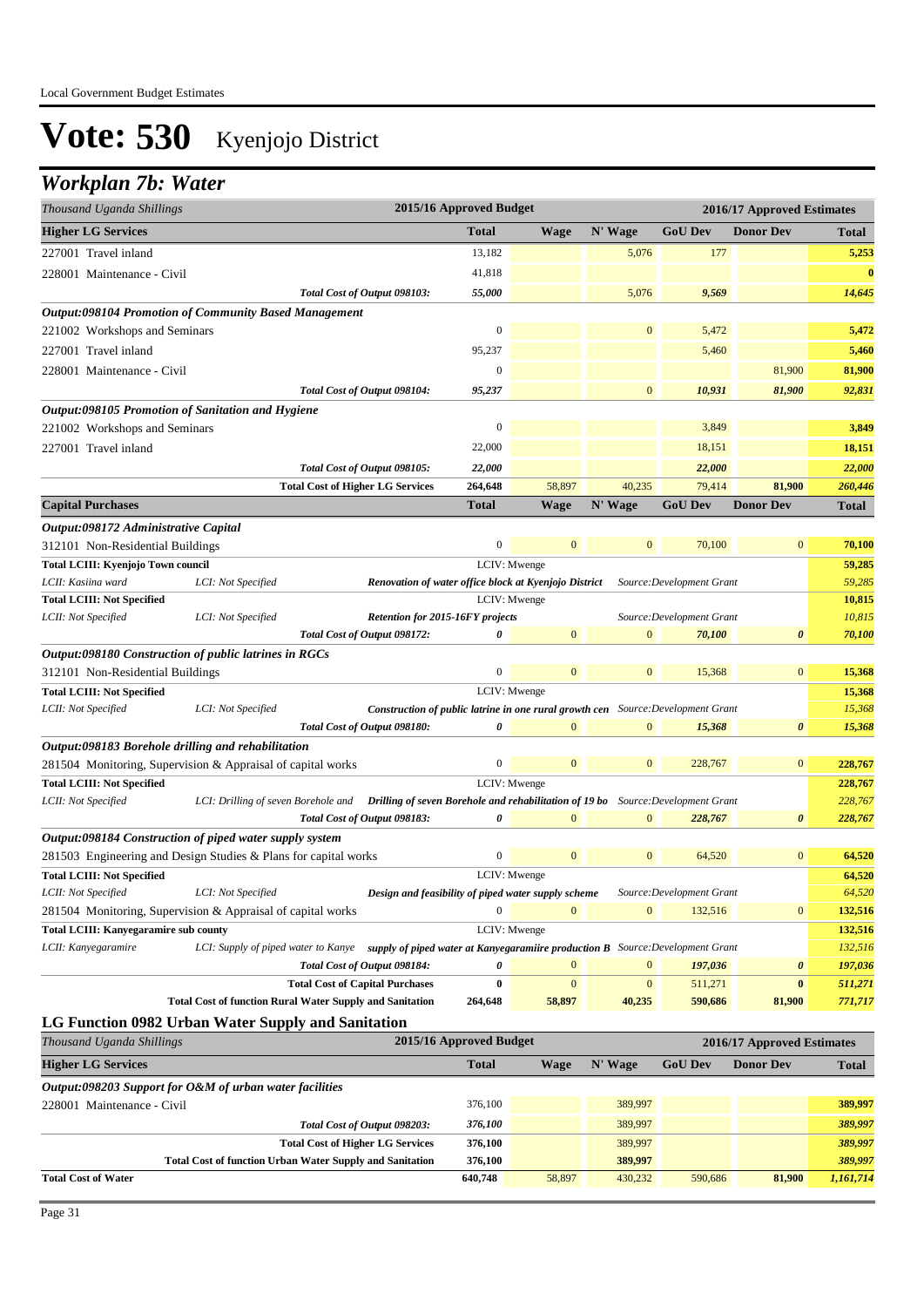Local Government Budget Estimates

# Vote: 530 Kyenjojo District

## Workplan 7b: Water

| Thousand Uganda Shillings | | | 2015/16 Approved Budget | 2016/17 Approved Estimates | | | | |
|---|---|---|---|---|---|---|---|---|
| **Higher LG Services** | | | **Total** | **Wage** | **N' Wage** | **GoU Dev** | **Donor Dev** | **Total** |
| 227001 Travel inland | | | 13,182 | | 5,076 | 177 | | **5,253** |
| 228001 Maintenance - Civil | | | 41,818 | | | | | **0** |
| | | *Total Cost of Output 098103:* | *55,000* | | 5,076 | *9,569* | | *14,645* |
| ***Output:098104 Promotion of Community Based Management*** | | | | | | | | |
| 221002 Workshops and Seminars | | | 0 | | 0 | 5,472 | | **5,472** |
| 227001 Travel inland | | | 95,237 | | | 5,460 | | **5,460** |
| 228001 Maintenance - Civil | | | 0 | | | | 81,900 | **81,900** |
| | | *Total Cost of Output 098104:* | *95,237* | | 0 | *10,931* | *81,900* | *92,831* |
| ***Output:098105 Promotion of Sanitation and Hygiene*** | | | | | | | | |
| 221002 Workshops and Seminars | | | 0 | | | 3,849 | | **3,849** |
| 227001 Travel inland | | | 22,000 | | | 18,151 | | **18,151** |
| | | *Total Cost of Output 098105:* | *22,000* | | | *22,000* | | *22,000* |
| | | **Total Cost of Higher LG Services** | **264,648** | 58,897 | 40,235 | 79,414 | 81,900 | *260,446* |
| **Capital Purchases** | | | **Total** | **Wage** | **N' Wage** | **GoU Dev** | **Donor Dev** | **Total** |
| ***Output:098172 Administrative Capital*** | | | | | | | | |
| 312101 Non-Residential Buildings | | | 0 | 0 | 0 | 70,100 | 0 | **70,100** |
| **Total LCIII: Kyenjojo Town council** | | | LCIV: Mwenge | | | | | **59,285** |
| *LCII: Kasiina ward* | *LCI: Not Specified* | ***Renovation of water office block at Kyenjojo District*** | | | | *Source:Development Grant* | | *59,285* |
| **Total LCIII: Not Specified** | | | LCIV: Mwenge | | | | | **10,815** |
| *LCII: Not Specified* | *LCI: Not Specified* | ***Retention for 2015-16FY projects*** | | | | *Source:Development Grant* | | *10,815* |
| | | *Total Cost of Output 098172:* | *0* | 0 | 0 | *70,100* | *0* | *70,100* |
| ***Output:098180 Construction of public latrines in RGCs*** | | | | | | | | |
| 312101 Non-Residential Buildings | | | 0 | 0 | 0 | 15,368 | 0 | **15,368** |
| **Total LCIII: Not Specified** | | | LCIV: Mwenge | | | | | **15,368** |
| *LCII: Not Specified* | *LCI: Not Specified* | ***Construction of public latrine in one rural growth cen*** | | | | *Source:Development Grant* | | *15,368* |
| | | *Total Cost of Output 098180:* | *0* | 0 | 0 | *15,368* | *0* | *15,368* |
| ***Output:098183 Borehole drilling and rehabilitation*** | | | | | | | | |
| 281504 Monitoring, Supervision & Appraisal of capital works | | | 0 | 0 | 0 | 228,767 | 0 | **228,767** |
| **Total LCIII: Not Specified** | | | LCIV: Mwenge | | | | | **228,767** |
| *LCII: Not Specified* | *LCI: Drilling of seven Borehole and* | ***Drilling of seven Borehole and rehabilitation of 19 bo*** | | | | *Source:Development Grant* | | *228,767* |
| | | *Total Cost of Output 098183:* | *0* | 0 | 0 | *228,767* | *0* | *228,767* |
| ***Output:098184 Construction of piped water supply system*** | | | | | | | | |
| 281503 Engineering and Design Studies & Plans for capital works | | | 0 | 0 | 0 | 64,520 | 0 | **64,520** |
| **Total LCIII: Not Specified** | | | LCIV: Mwenge | | | | | **64,520** |
| *LCII: Not Specified* | *LCI: Not Specified* | ***Design and feasibility of piped water supply scheme*** | | | | *Source:Development Grant* | | *64,520* |
| 281504 Monitoring, Supervision & Appraisal of capital works | | | 0 | 0 | 0 | 132,516 | 0 | **132,516** |
| **Total LCIII: Kanyegaramire sub county** | | | LCIV: Mwenge | | | | | **132,516** |
| *LCII: Kanyegaramire* | *LCI: Supply of piped water to Kanye* | ***supply of piped water at Kanyegaramiire production B*** | | | | *Source:Development Grant* | | *132,516* |
| | | *Total Cost of Output 098184:* | *0* | 0 | 0 | *197,036* | *0* | *197,036* |
| | | **Total Cost of Capital Purchases** | **0** | 0 | 0 | 511,271 | **0** | *511,271* |
| | | **Total Cost of function Rural Water Supply and Sanitation** | **264,648** | **58,897** | **40,235** | **590,686** | **81,900** | *771,717* |

### LG Function 0982 Urban Water Supply and Sanitation

| Thousand Uganda Shillings | 2015/16 Approved Budget | 2016/17 Approved Estimates | | | | |
|---|---|---|---|---|---|---|
| **Higher LG Services** | **Total** | **Wage** | **N' Wage** | **GoU Dev** | **Donor Dev** | **Total** |
| ***Output:098203 Support for O&M of urban water facilities*** | | | | | | |
| 228001 Maintenance - Civil | 376,100 | | 389,997 | | | **389,997** |
| *Total Cost of Output 098203:* | *376,100* | | 389,997 | | | *389,997* |
| **Total Cost of Higher LG Services** | **376,100** | | 389,997 | | | *389,997* |
| **Total Cost of function Urban Water Supply and Sanitation** | **376,100** | | **389,997** | | | *389,997* |
| **Total Cost of Water** | **640,748** | 58,897 | 430,232 | 590,686 | 81,900 | *1,161,714* |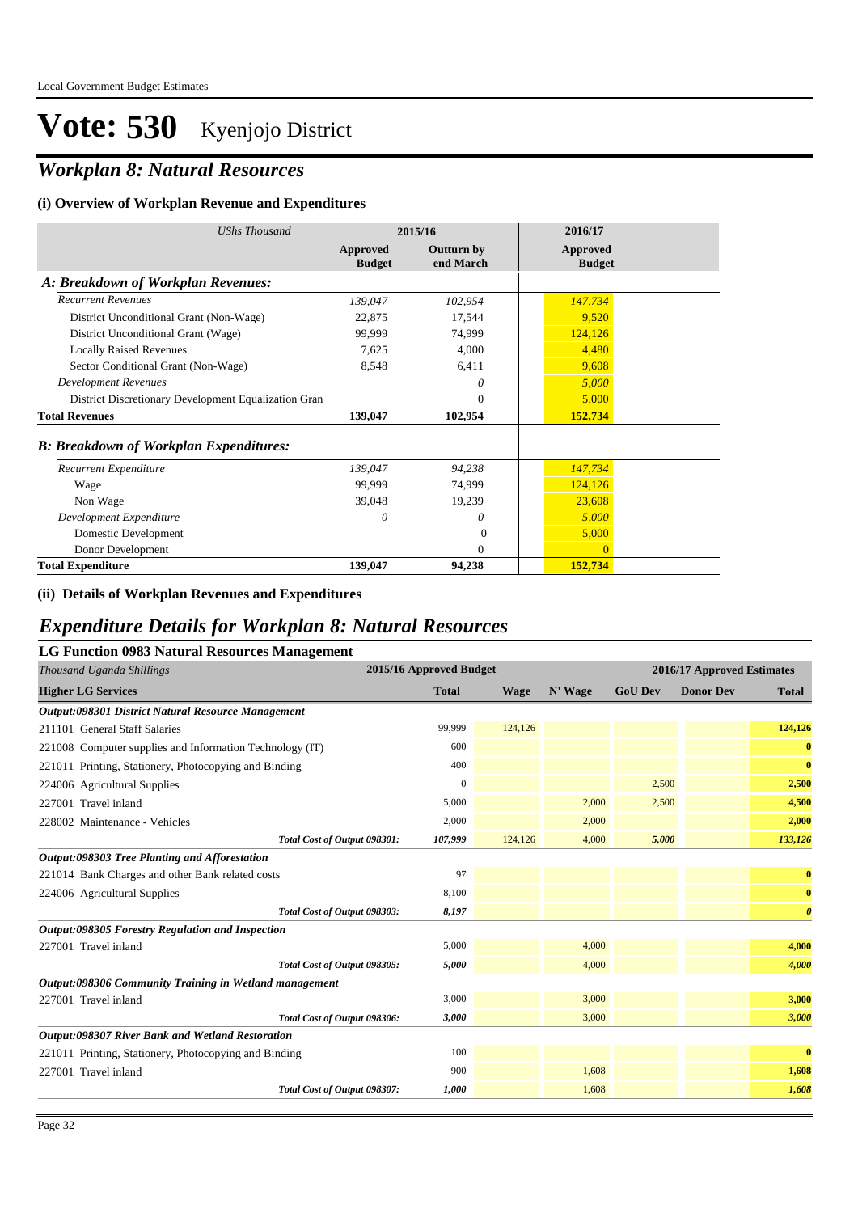# Vote: 530 Kyenjojo District

## *Workplan 8: Natural Resources*

### (i) Overview of Workplan Revenue and Expenditures

| *UShs Thousand* | 2015/16 | | 2016/17 |
|---|---|---|---|
| | **Approved Budget** | **Outturn by end March** | **Approved Budget** |
| ***A: Breakdown of Workplan Revenues:*** | | | |
| *Recurrent Revenues* | *139,047* | *102,954* | *147,734* |
| District Unconditional Grant (Non-Wage) | 22,875 | 17,544 | 9,520 |
| District Unconditional Grant (Wage) | 99,999 | 74,999 | 124,126 |
| Locally Raised Revenues | 7,625 | 4,000 | 4,480 |
| Sector Conditional Grant (Non-Wage) | 8,548 | 6,411 | 9,608 |
| *Development Revenues* | | *0* | *5,000* |
| District Discretionary Development Equalization Gran | | 0 | 5,000 |
| **Total Revenues** | **139,047** | **102,954** | **152,734** |
| ***B: Breakdown of Workplan Expenditures:*** | | | |
| *Recurrent Expenditure* | *139,047* | *94,238* | *147,734* |
| Wage | 99,999 | 74,999 | 124,126 |
| Non Wage | 39,048 | 19,239 | 23,608 |
| *Development Expenditure* | *0* | *0* | *5,000* |
| Domestic Development | | 0 | 5,000 |
| Donor Development | | 0 | 0 |
| **Total Expenditure** | **139,047** | **94,238** | **152,734** |

### (ii) Details of Workplan Revenues and Expenditures

## *Expenditure Details for Workplan 8: Natural Resources*

### LG Function 0983 Natural Resources Management

| *Thousand Uganda Shillings* | 2015/16 Approved Budget | 2016/17 Approved Estimates | | | | |
|---|---|---|---|---|---|---|
| **Higher LG Services** | **Total** | **Wage** | **N' Wage** | **GoU Dev** | **Donor Dev** | **Total** |
| ***Output:098301 District Natural Resource Management*** | | | | | | |
| 211101 General Staff Salaries | 99,999 | 124,126 | | | | **124,126** |
| 221008 Computer supplies and Information Technology (IT) | 600 | | | | | **0** |
| 221011 Printing, Stationery, Photocopying and Binding | 400 | | | | | **0** |
| 224006 Agricultural Supplies | 0 | | | 2,500 | | **2,500** |
| 227001 Travel inland | 5,000 | | 2,000 | 2,500 | | **4,500** |
| 228002 Maintenance - Vehicles | 2,000 | | 2,000 | | | **2,000** |
| ***Total Cost of Output 098301:*** | ***107,999*** | 124,126 | 4,000 | ***5,000*** | | ***133,126*** |
| ***Output:098303 Tree Planting and Afforestation*** | | | | | | |
| 221014 Bank Charges and other Bank related costs | 97 | | | | | **0** |
| 224006 Agricultural Supplies | 8,100 | | | | | **0** |
| ***Total Cost of Output 098303:*** | ***8,197*** | | | | | ***0*** |
| ***Output:098305 Forestry Regulation and Inspection*** | | | | | | |
| 227001 Travel inland | 5,000 | | 4,000 | | | **4,000** |
| ***Total Cost of Output 098305:*** | ***5,000*** | | 4,000 | | | ***4,000*** |
| ***Output:098306 Community Training in Wetland management*** | | | | | | |
| 227001 Travel inland | 3,000 | | 3,000 | | | **3,000** |
| ***Total Cost of Output 098306:*** | ***3,000*** | | 3,000 | | | ***3,000*** |
| ***Output:098307 River Bank and Wetland Restoration*** | | | | | | |
| 221011 Printing, Stationery, Photocopying and Binding | 100 | | | | | **0** |
| 227001 Travel inland | 900 | | 1,608 | | | **1,608** |
| ***Total Cost of Output 098307:*** | ***1,000*** | | 1,608 | | | ***1,608*** |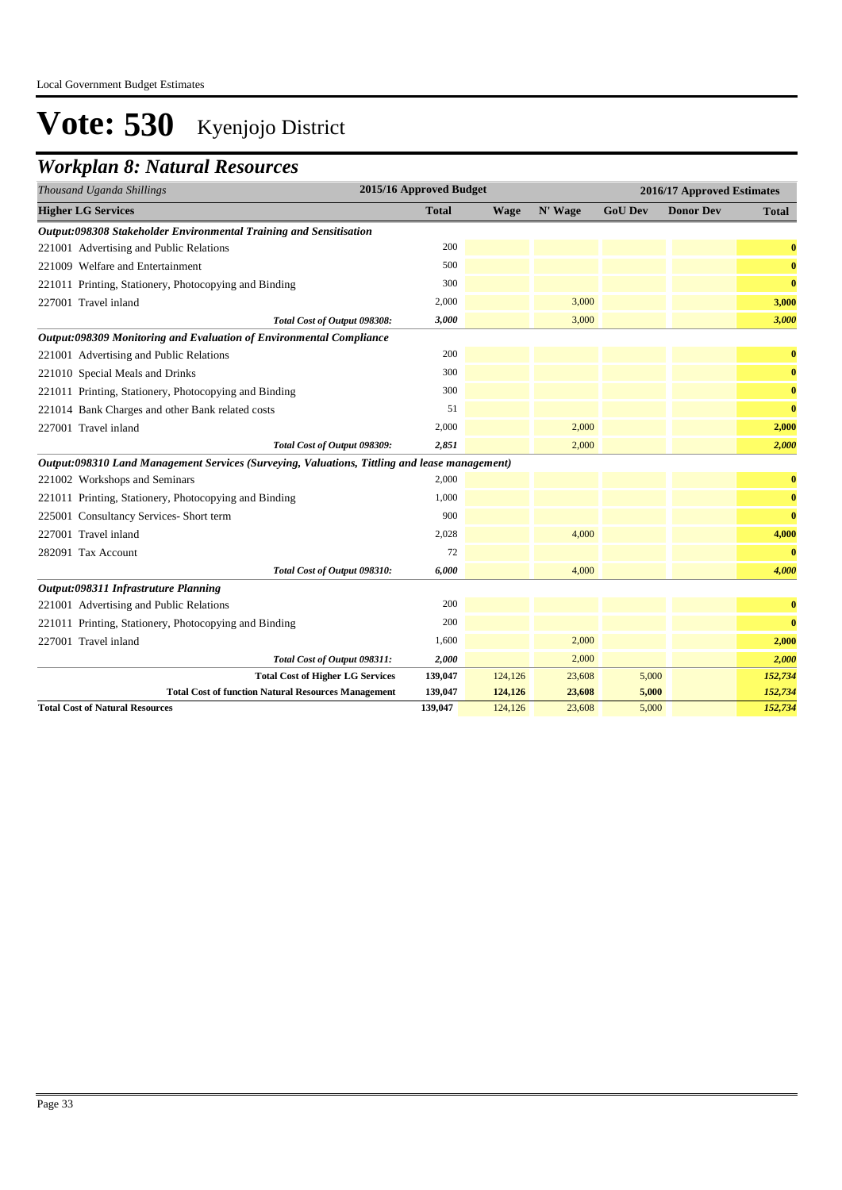# Vote: 530 Kyenjojo District

## Workplan 8: Natural Resources

| Thousand Uganda Shillings | 2015/16 Approved Budget | 2016/17 Approved Estimates | | | | |
|---|---|---|---|---|---|---|
| **Higher LG Services** | **Total** | **Wage** | **N' Wage** | **GoU Dev** | **Donor Dev** | **Total** |
| ***Output:098308 Stakeholder Environmental Training and Sensitisation*** | | | | | | |
| 221001 Advertising and Public Relations | 200 | | | | | **0** |
| 221009 Welfare and Entertainment | 500 | | | | | **0** |
| 221011 Printing, Stationery, Photocopying and Binding | 300 | | | | | **0** |
| 227001 Travel inland | 2,000 | | 3,000 | | | **3,000** |
| *Total Cost of Output 098308:* | ***3,000*** | | 3,000 | | | ***3,000*** |
| ***Output:098309 Monitoring and Evaluation of Environmental Compliance*** | | | | | | |
| 221001 Advertising and Public Relations | 200 | | | | | **0** |
| 221010 Special Meals and Drinks | 300 | | | | | **0** |
| 221011 Printing, Stationery, Photocopying and Binding | 300 | | | | | **0** |
| 221014 Bank Charges and other Bank related costs | 51 | | | | | **0** |
| 227001 Travel inland | 2,000 | | 2,000 | | | **2,000** |
| *Total Cost of Output 098309:* | ***2,851*** | | 2,000 | | | ***2,000*** |
| ***Output:098310 Land Management Services (Surveying, Valuations, Tittling and lease management)*** | | | | | | |
| 221002 Workshops and Seminars | 2,000 | | | | | **0** |
| 221011 Printing, Stationery, Photocopying and Binding | 1,000 | | | | | **0** |
| 225001 Consultancy Services- Short term | 900 | | | | | **0** |
| 227001 Travel inland | 2,028 | | 4,000 | | | **4,000** |
| 282091 Tax Account | 72 | | | | | **0** |
| *Total Cost of Output 098310:* | ***6,000*** | | 4,000 | | | ***4,000*** |
| ***Output:098311 Infrastruture Planning*** | | | | | | |
| 221001 Advertising and Public Relations | 200 | | | | | **0** |
| 221011 Printing, Stationery, Photocopying and Binding | 200 | | | | | **0** |
| 227001 Travel inland | 1,600 | | 2,000 | | | **2,000** |
| *Total Cost of Output 098311:* | ***2,000*** | | 2,000 | | | ***2,000*** |
| **Total Cost of Higher LG Services** | **139,047** | 124,126 | 23,608 | 5,000 | | ***152,734*** |
| **Total Cost of function Natural Resources Management** | **139,047** | **124,126** | **23,608** | **5,000** | | ***152,734*** |
| **Total Cost of Natural Resources** | **139,047** | 124,126 | 23,608 | 5,000 | | ***152,734*** |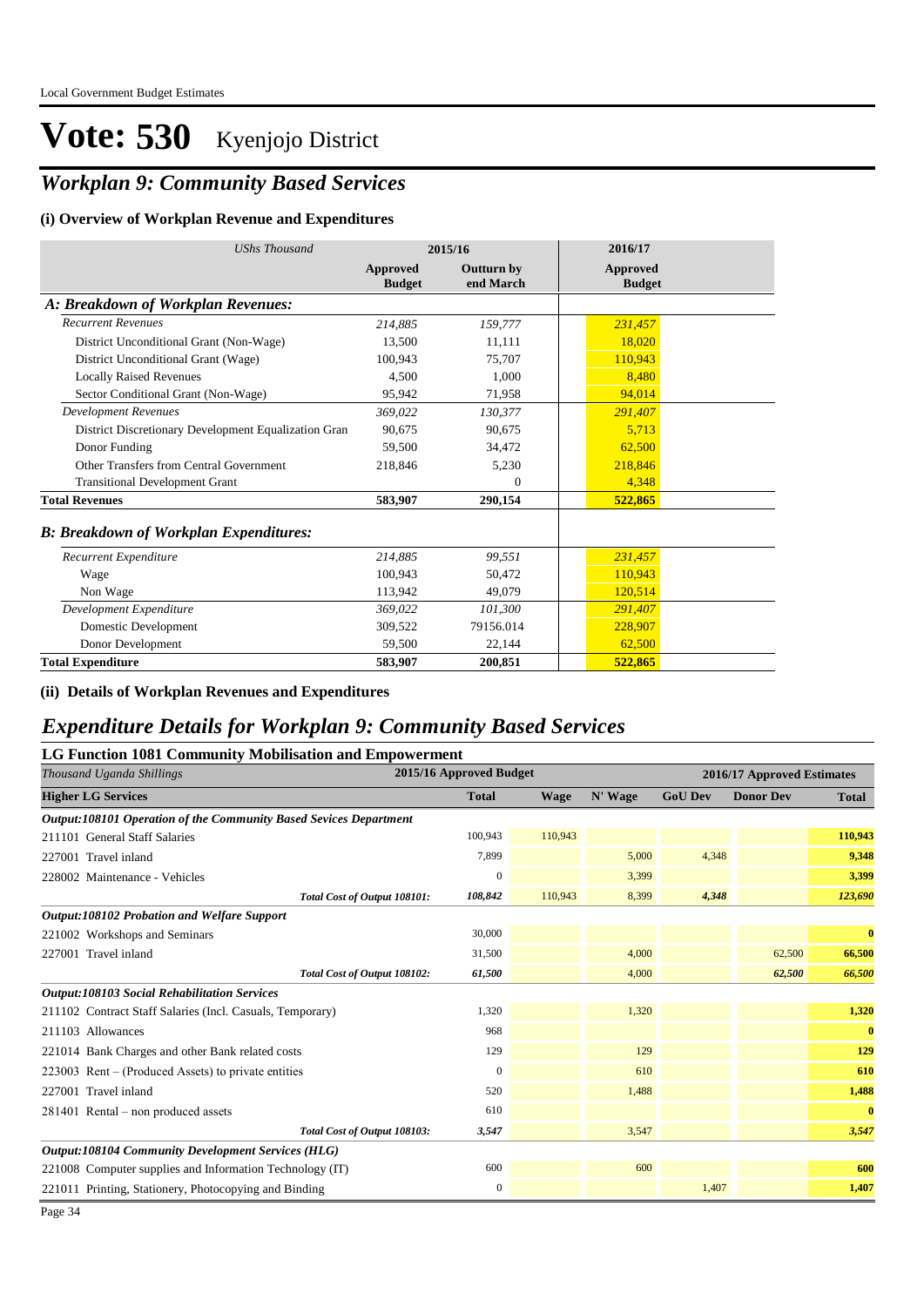# Vote: 530 Kyenjojo District

## *Workplan 9: Community Based Services*

### (i) Overview of Workplan Revenue and Expenditures

| *UShs Thousand* | 2015/16 | | 2016/17 |
|---|---|---|---|
| | **Approved Budget** | **Outturn by end March** | **Approved Budget** |
| ***A: Breakdown of Workplan Revenues:*** | | | |
| *Recurrent Revenues* | *214,885* | *159,777* | *231,457* |
| District Unconditional Grant (Non-Wage) | 13,500 | 11,111 | 18,020 |
| District Unconditional Grant (Wage) | 100,943 | 75,707 | 110,943 |
| Locally Raised Revenues | 4,500 | 1,000 | 8,480 |
| Sector Conditional Grant (Non-Wage) | 95,942 | 71,958 | 94,014 |
| *Development Revenues* | *369,022* | *130,377* | *291,407* |
| District Discretionary Development Equalization Gran | 90,675 | 90,675 | 5,713 |
| Donor Funding | 59,500 | 34,472 | 62,500 |
| Other Transfers from Central Government | 218,846 | 5,230 | 218,846 |
| Transitional Development Grant | | 0 | 4,348 |
| **Total Revenues** | **583,907** | **290,154** | **522,865** |
| ***B: Breakdown of Workplan Expenditures:*** | | | |
| *Recurrent Expenditure* | *214,885* | *99,551* | *231,457* |
| Wage | 100,943 | 50,472 | 110,943 |
| Non Wage | 113,942 | 49,079 | 120,514 |
| *Development Expenditure* | *369,022* | *101,300* | *291,407* |
| Domestic Development | 309,522 | 79156.014 | 228,907 |
| Donor Development | 59,500 | 22,144 | 62,500 |
| **Total Expenditure** | **583,907** | **200,851** | **522,865** |

### (ii) Details of Workplan Revenues and Expenditures

## *Expenditure Details for Workplan 9: Community Based Services*

### LG Function 1081 Community Mobilisation and Empowerment

| *Thousand Uganda Shillings* | 2015/16 Approved Budget | 2016/17 Approved Estimates | | | | |
|---|---|---|---|---|---|---|
| **Higher LG Services** | **Total** | **Wage** | **N' Wage** | **GoU Dev** | **Donor Dev** | **Total** |
| ***Output:108101 Operation of the Community Based Sevices Department*** | | | | | | |
| 211101 General Staff Salaries | 100,943 | 110,943 | | | | 110,943 |
| 227001 Travel inland | 7,899 | | 5,000 | 4,348 | | 9,348 |
| 228002 Maintenance - Vehicles | 0 | | 3,399 | | | 3,399 |
| *Total Cost of Output 108101:* | *108,842* | 110,943 | 8,399 | *4,348* | | *123,690* |
| ***Output:108102 Probation and Welfare Support*** | | | | | | |
| 221002 Workshops and Seminars | 30,000 | | | | | 0 |
| 227001 Travel inland | 31,500 | | 4,000 | | 62,500 | 66,500 |
| *Total Cost of Output 108102:* | *61,500* | | 4,000 | | *62,500* | *66,500* |
| ***Output:108103 Social Rehabilitation Services*** | | | | | | |
| 211102 Contract Staff Salaries (Incl. Casuals, Temporary) | 1,320 | | 1,320 | | | 1,320 |
| 211103 Allowances | 968 | | | | | 0 |
| 221014 Bank Charges and other Bank related costs | 129 | | 129 | | | 129 |
| 223003 Rent – (Produced Assets) to private entities | 0 | | 610 | | | 610 |
| 227001 Travel inland | 520 | | 1,488 | | | 1,488 |
| 281401 Rental – non produced assets | 610 | | | | | 0 |
| *Total Cost of Output 108103:* | *3,547* | | 3,547 | | | *3,547* |
| ***Output:108104 Community Development Services (HLG)*** | | | | | | |
| 221008 Computer supplies and Information Technology (IT) | 600 | | 600 | | | 600 |
| 221011 Printing, Stationery, Photocopying and Binding | 0 | | | 1,407 | | 1,407 |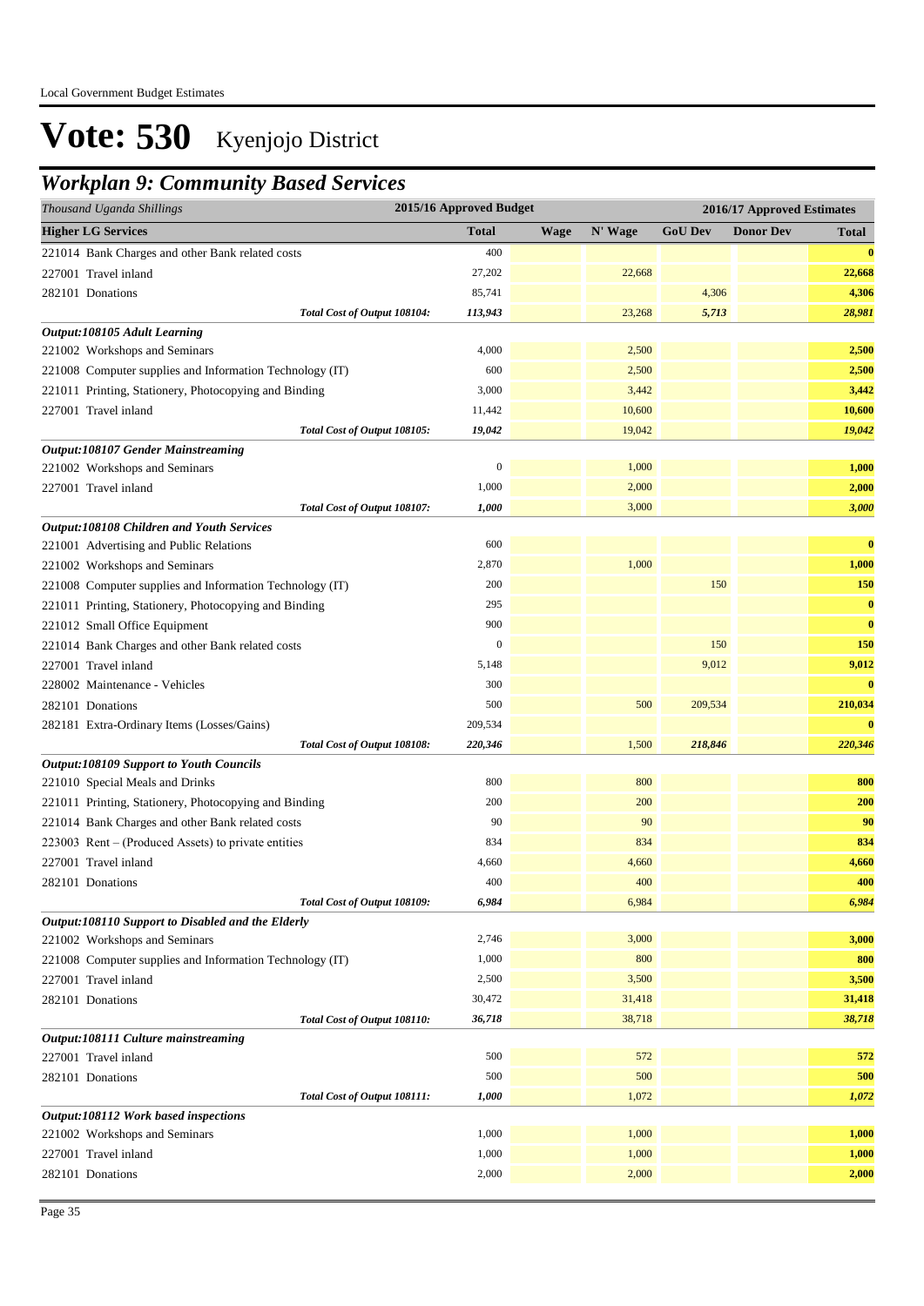# Vote: 530 Kyenjojo District

## Workplan 9: Community Based Services

| Thousand Uganda Shillings | 2015/16 Approved Budget | 2016/17 Approved Estimates | | | | |
|---|---|---|---|---|---|---|
| **Higher LG Services** | **Total** | **Wage** | **N' Wage** | **GoU Dev** | **Donor Dev** | **Total** |
| 221014 Bank Charges and other Bank related costs | 400 | | | | | **0** |
| 227001 Travel inland | 27,202 | | 22,668 | | | **22,668** |
| 282101 Donations | 85,741 | | | 4,306 | | **4,306** |
| *Total Cost of Output 108104:* | *113,943* | | 23,268 | *5,713* | | *28,981* |
| ***Output:108105 Adult Learning*** | | | | | | |
| 221002 Workshops and Seminars | 4,000 | | 2,500 | | | **2,500** |
| 221008 Computer supplies and Information Technology (IT) | 600 | | 2,500 | | | **2,500** |
| 221011 Printing, Stationery, Photocopying and Binding | 3,000 | | 3,442 | | | **3,442** |
| 227001 Travel inland | 11,442 | | 10,600 | | | **10,600** |
| *Total Cost of Output 108105:* | *19,042* | | 19,042 | | | *19,042* |
| ***Output:108107 Gender Mainstreaming*** | | | | | | |
| 221002 Workshops and Seminars | 0 | | 1,000 | | | **1,000** |
| 227001 Travel inland | 1,000 | | 2,000 | | | **2,000** |
| *Total Cost of Output 108107:* | *1,000* | | 3,000 | | | *3,000* |
| ***Output:108108 Children and Youth Services*** | | | | | | |
| 221001 Advertising and Public Relations | 600 | | | | | **0** |
| 221002 Workshops and Seminars | 2,870 | | 1,000 | | | **1,000** |
| 221008 Computer supplies and Information Technology (IT) | 200 | | | 150 | | **150** |
| 221011 Printing, Stationery, Photocopying and Binding | 295 | | | | | **0** |
| 221012 Small Office Equipment | 900 | | | | | **0** |
| 221014 Bank Charges and other Bank related costs | 0 | | | 150 | | **150** |
| 227001 Travel inland | 5,148 | | | 9,012 | | **9,012** |
| 228002 Maintenance - Vehicles | 300 | | | | | **0** |
| 282101 Donations | 500 | | 500 | 209,534 | | **210,034** |
| 282181 Extra-Ordinary Items (Losses/Gains) | 209,534 | | | | | **0** |
| *Total Cost of Output 108108:* | *220,346* | | 1,500 | *218,846* | | *220,346* |
| ***Output:108109 Support to Youth Councils*** | | | | | | |
| 221010 Special Meals and Drinks | 800 | | 800 | | | **800** |
| 221011 Printing, Stationery, Photocopying and Binding | 200 | | 200 | | | **200** |
| 221014 Bank Charges and other Bank related costs | 90 | | 90 | | | **90** |
| 223003 Rent – (Produced Assets) to private entities | 834 | | 834 | | | **834** |
| 227001 Travel inland | 4,660 | | 4,660 | | | **4,660** |
| 282101 Donations | 400 | | 400 | | | **400** |
| *Total Cost of Output 108109:* | *6,984* | | 6,984 | | | *6,984* |
| ***Output:108110 Support to Disabled and the Elderly*** | | | | | | |
| 221002 Workshops and Seminars | 2,746 | | 3,000 | | | **3,000** |
| 221008 Computer supplies and Information Technology (IT) | 1,000 | | 800 | | | **800** |
| 227001 Travel inland | 2,500 | | 3,500 | | | **3,500** |
| 282101 Donations | 30,472 | | 31,418 | | | **31,418** |
| *Total Cost of Output 108110:* | *36,718* | | 38,718 | | | *38,718* |
| ***Output:108111 Culture mainstreaming*** | | | | | | |
| 227001 Travel inland | 500 | | 572 | | | **572** |
| 282101 Donations | 500 | | 500 | | | **500** |
| *Total Cost of Output 108111:* | *1,000* | | 1,072 | | | *1,072* |
| ***Output:108112 Work based inspections*** | | | | | | |
| 221002 Workshops and Seminars | 1,000 | | 1,000 | | | **1,000** |
| 227001 Travel inland | 1,000 | | 1,000 | | | **1,000** |
| 282101 Donations | 2,000 | | 2,000 | | | **2,000** |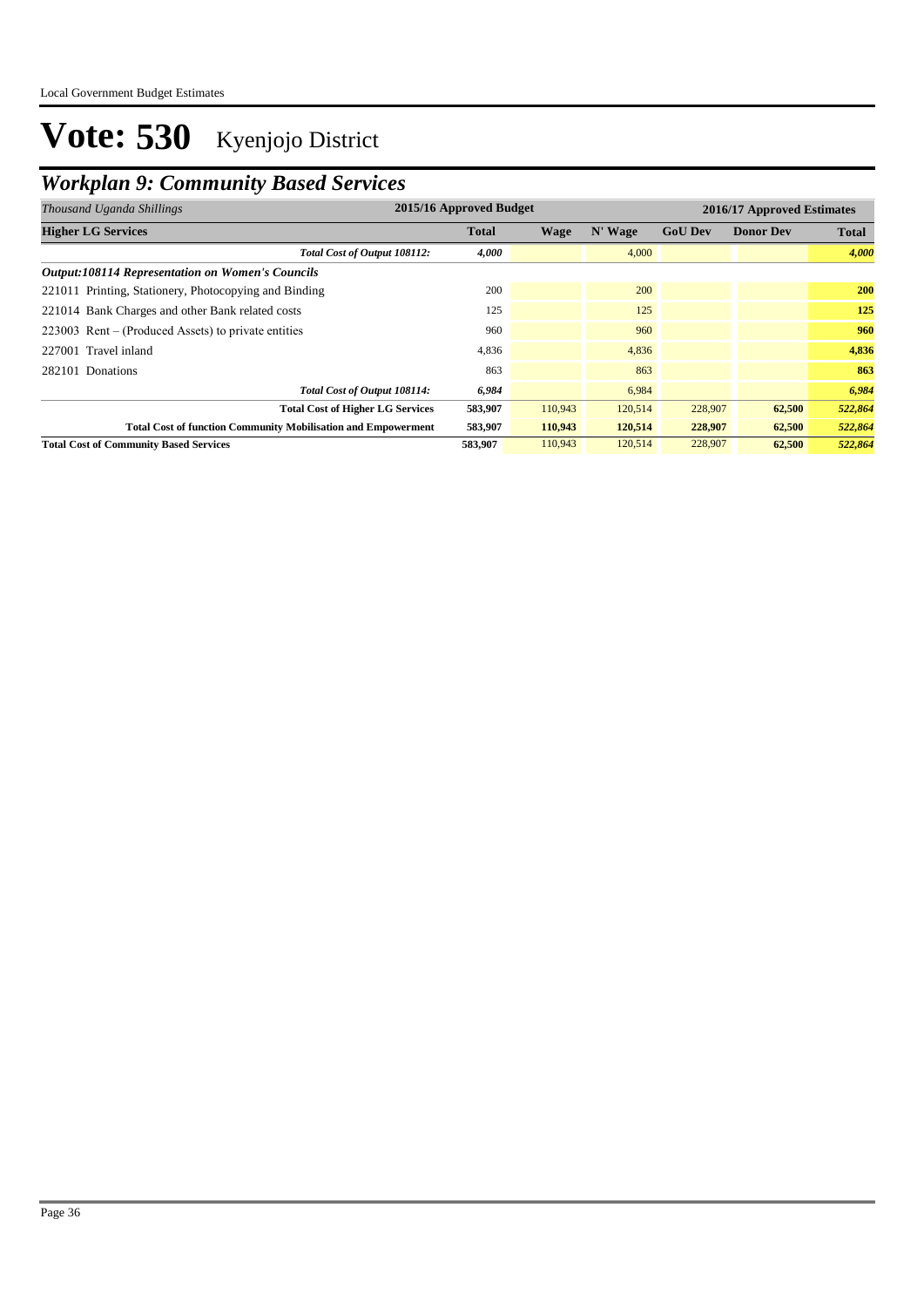# Vote: 530 Kyenjojo District

## *Workplan 9: Community Based Services*

| *Thousand Uganda Shillings* | 2015/16 Approved Budget | 2016/17 Approved Estimates | | | | |
|---|---|---|---|---|---|---|
| **Higher LG Services** | **Total** | **Wage** | **N' Wage** | **GoU Dev** | **Donor Dev** | **Total** |
| *Total Cost of Output 108112:* | *4,000* | | 4,000 | | | *4,000* |
| ***Output:108114 Representation on Women's Councils*** | | | | | | |
| 221011 Printing, Stationery, Photocopying and Binding | 200 | | 200 | | | **200** |
| 221014 Bank Charges and other Bank related costs | 125 | | 125 | | | **125** |
| 223003 Rent – (Produced Assets) to private entities | 960 | | 960 | | | **960** |
| 227001 Travel inland | 4,836 | | 4,836 | | | **4,836** |
| 282101 Donations | 863 | | 863 | | | **863** |
| *Total Cost of Output 108114:* | *6,984* | | 6,984 | | | *6,984* |
| **Total Cost of Higher LG Services** | **583,907** | 110,943 | 120,514 | 228,907 | **62,500** | ***522,864*** |
| **Total Cost of function Community Mobilisation and Empowerment** | **583,907** | **110,943** | **120,514** | **228,907** | **62,500** | ***522,864*** |
| **Total Cost of Community Based Services** | **583,907** | 110,943 | 120,514 | 228,907 | **62,500** | ***522,864*** |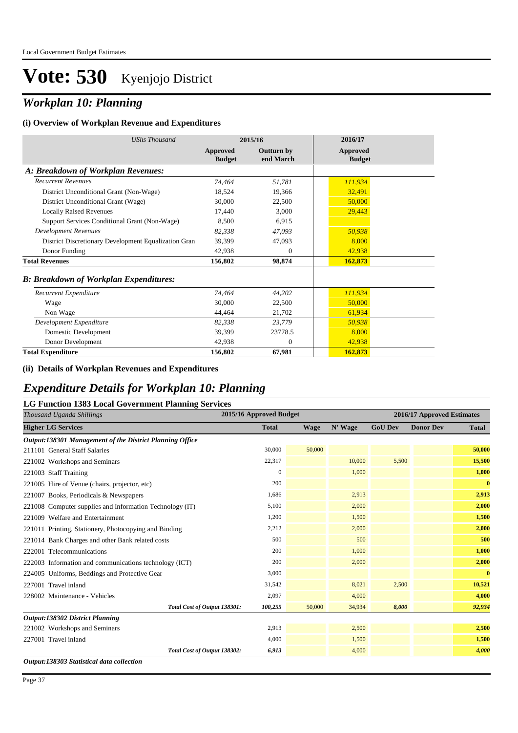# Vote: 530 Kyenjojo District

## *Workplan 10: Planning*

### (i) Overview of Workplan Revenue and Expenditures

| *UShs Thousand* | 2015/16 | | 2016/17 |
|---|---|---|---|
| | **Approved Budget** | **Outturn by end March** | **Approved Budget** |
| ***A: Breakdown of Workplan Revenues:*** | | | |
| *Recurrent Revenues* | *74,464* | *51,781* | *111,934* |
| District Unconditional Grant (Non-Wage) | 18,524 | 19,366 | 32,491 |
| District Unconditional Grant (Wage) | 30,000 | 22,500 | 50,000 |
| Locally Raised Revenues | 17,440 | 3,000 | 29,443 |
| Support Services Conditional Grant (Non-Wage) | 8,500 | 6,915 | |
| *Development Revenues* | *82,338* | *47,093* | *50,938* |
| District Discretionary Development Equalization Gran | 39,399 | 47,093 | 8,000 |
| Donor Funding | 42,938 | 0 | 42,938 |
| **Total Revenues** | **156,802** | **98,874** | **162,873** |
| ***B: Breakdown of Workplan Expenditures:*** | | | |
| *Recurrent Expenditure* | *74,464* | *44,202* | *111,934* |
| Wage | 30,000 | 22,500 | 50,000 |
| Non Wage | 44,464 | 21,702 | 61,934 |
| *Development Expenditure* | *82,338* | *23,779* | *50,938* |
| Domestic Development | 39,399 | 23778.5 | 8,000 |
| Donor Development | 42,938 | 0 | 42,938 |
| **Total Expenditure** | **156,802** | **67,981** | **162,873** |

### (ii) Details of Workplan Revenues and Expenditures

## *Expenditure Details for Workplan 10: Planning*

### LG Function 1383 Local Government Planning Services

| *Thousand Uganda Shillings* | 2015/16 Approved Budget | 2016/17 Approved Estimates | | | | |
|---|---|---|---|---|---|---|
| **Higher LG Services** | **Total** | **Wage** | **N' Wage** | **GoU Dev** | **Donor Dev** | **Total** |
| ***Output:138301 Management of the District Planning Office*** | | | | | | |
| 211101 General Staff Salaries | 30,000 | 50,000 | | | | **50,000** |
| 221002 Workshops and Seminars | 22,317 | | 10,000 | 5,500 | | **15,500** |
| 221003 Staff Training | 0 | | 1,000 | | | **1,000** |
| 221005 Hire of Venue (chairs, projector, etc) | 200 | | | | | **0** |
| 221007 Books, Periodicals & Newspapers | 1,686 | | 2,913 | | | **2,913** |
| 221008 Computer supplies and Information Technology (IT) | 5,100 | | 2,000 | | | **2,000** |
| 221009 Welfare and Entertainment | 1,200 | | 1,500 | | | **1,500** |
| 221011 Printing, Stationery, Photocopying and Binding | 2,212 | | 2,000 | | | **2,000** |
| 221014 Bank Charges and other Bank related costs | 500 | | 500 | | | **500** |
| 222001 Telecommunications | 200 | | 1,000 | | | **1,000** |
| 222003 Information and communications technology (ICT) | 200 | | 2,000 | | | **2,000** |
| 224005 Uniforms, Beddings and Protective Gear | 3,000 | | | | | **0** |
| 227001 Travel inland | 31,542 | | 8,021 | 2,500 | | **10,521** |
| 228002 Maintenance - Vehicles | 2,097 | | 4,000 | | | **4,000** |
| *Total Cost of Output 138301:* | *100,255* | 50,000 | 34,934 | *8,000* | | ***92,934*** |
| ***Output:138302 District Planning*** | | | | | | |
| 221002 Workshops and Seminars | 2,913 | | 2,500 | | | **2,500** |
| 227001 Travel inland | 4,000 | | 1,500 | | | **1,500** |
| *Total Cost of Output 138302:* | *6,913* | | 4,000 | | | ***4,000*** |
| ***Output:138303 Statistical data collection*** | | | | | | |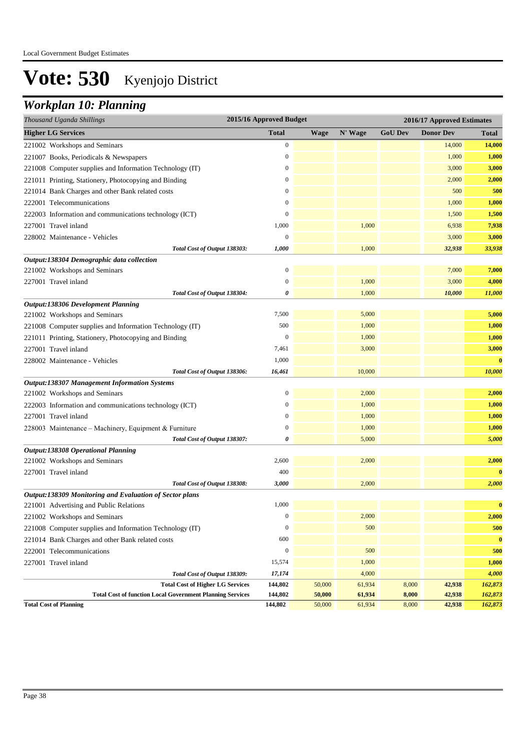# Vote: 530 Kyenjojo District

## Workplan 10: Planning

| Thousand Uganda Shillings | 2015/16 Approved Budget | 2016/17 Approved Estimates | | | | |
|---|---|---|---|---|---|---|
| **Higher LG Services** | **Total** | **Wage** | **N' Wage** | **GoU Dev** | **Donor Dev** | **Total** |
| 221002 Workshops and Seminars | 0 | | | | 14,000 | **14,000** |
| 221007 Books, Periodicals & Newspapers | 0 | | | | 1,000 | **1,000** |
| 221008 Computer supplies and Information Technology (IT) | 0 | | | | 3,000 | **3,000** |
| 221011 Printing, Stationery, Photocopying and Binding | 0 | | | | 2,000 | **2,000** |
| 221014 Bank Charges and other Bank related costs | 0 | | | | 500 | **500** |
| 222001 Telecommunications | 0 | | | | 1,000 | **1,000** |
| 222003 Information and communications technology (ICT) | 0 | | | | 1,500 | **1,500** |
| 227001 Travel inland | 1,000 | | 1,000 | | 6,938 | **7,938** |
| 228002 Maintenance - Vehicles | 0 | | | | 3,000 | **3,000** |
| *Total Cost of Output 138303:* | *1,000* | | 1,000 | | *32,938* | *33,938* |
| ***Output:138304 Demographic data collection*** | | | | | | |
| 221002 Workshops and Seminars | 0 | | | | 7,000 | **7,000** |
| 227001 Travel inland | 0 | | 1,000 | | 3,000 | **4,000** |
| *Total Cost of Output 138304:* | *0* | | 1,000 | | *10,000* | *11,000* |
| ***Output:138306 Development Planning*** | | | | | | |
| 221002 Workshops and Seminars | 7,500 | | 5,000 | | | **5,000** |
| 221008 Computer supplies and Information Technology (IT) | 500 | | 1,000 | | | **1,000** |
| 221011 Printing, Stationery, Photocopying and Binding | 0 | | 1,000 | | | **1,000** |
| 227001 Travel inland | 7,461 | | 3,000 | | | **3,000** |
| 228002 Maintenance - Vehicles | 1,000 | | | | | **0** |
| *Total Cost of Output 138306:* | *16,461* | | 10,000 | | | *10,000* |
| ***Output:138307 Management Information Systems*** | | | | | | |
| 221002 Workshops and Seminars | 0 | | 2,000 | | | **2,000** |
| 222003 Information and communications technology (ICT) | 0 | | 1,000 | | | **1,000** |
| 227001 Travel inland | 0 | | 1,000 | | | **1,000** |
| 228003 Maintenance – Machinery, Equipment & Furniture | 0 | | 1,000 | | | **1,000** |
| *Total Cost of Output 138307:* | *0* | | 5,000 | | | *5,000* |
| ***Output:138308 Operational Planning*** | | | | | | |
| 221002 Workshops and Seminars | 2,600 | | 2,000 | | | **2,000** |
| 227001 Travel inland | 400 | | | | | **0** |
| *Total Cost of Output 138308:* | *3,000* | | 2,000 | | | *2,000* |
| ***Output:138309 Monitoring and Evaluation of Sector plans*** | | | | | | |
| 221001 Advertising and Public Relations | 1,000 | | | | | **0** |
| 221002 Workshops and Seminars | 0 | | 2,000 | | | **2,000** |
| 221008 Computer supplies and Information Technology (IT) | 0 | | 500 | | | **500** |
| 221014 Bank Charges and other Bank related costs | 600 | | | | | **0** |
| 222001 Telecommunications | 0 | | 500 | | | **500** |
| 227001 Travel inland | 15,574 | | 1,000 | | | **1,000** |
| *Total Cost of Output 138309:* | *17,174* | | 4,000 | | | *4,000* |
| **Total Cost of Higher LG Services** | **144,802** | 50,000 | 61,934 | 8,000 | **42,938** | *162,873* |
| **Total Cost of function Local Government Planning Services** | **144,802** | **50,000** | **61,934** | **8,000** | **42,938** | *162,873* |
| **Total Cost of Planning** | **144,802** | 50,000 | 61,934 | 8,000 | **42,938** | *162,873* |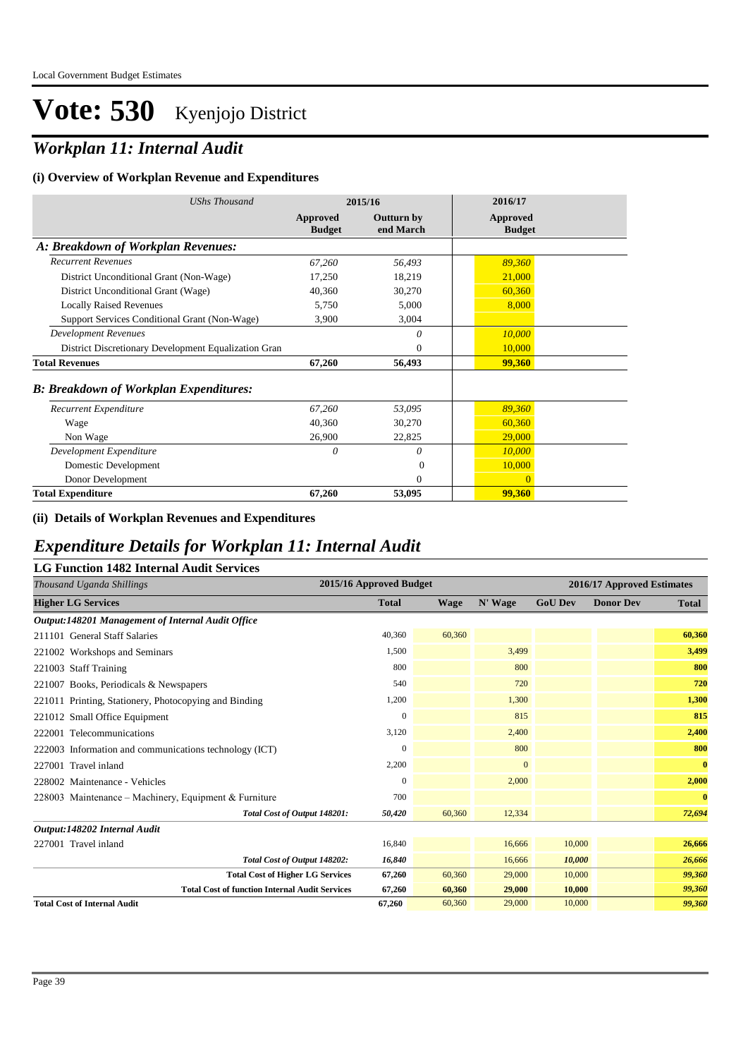Local Government Budget Estimates

# Vote: 530 Kyenjojo District

## *Workplan 11: Internal Audit*

### (i) Overview of Workplan Revenue and Expenditures

| *UShs Thousand* | 2015/16 | | 2016/17 |
|---|---|---|---|
| | **Approved Budget** | **Outturn by end March** | **Approved Budget** |
| ***A: Breakdown of Workplan Revenues:*** | | | |
| *Recurrent Revenues* | *67,260* | *56,493* | *89,360* |
| District Unconditional Grant (Non-Wage) | 17,250 | 18,219 | 21,000 |
| District Unconditional Grant (Wage) | 40,360 | 30,270 | 60,360 |
| Locally Raised Revenues | 5,750 | 5,000 | 8,000 |
| Support Services Conditional Grant (Non-Wage) | 3,900 | 3,004 | |
| *Development Revenues* | | *0* | *10,000* |
| District Discretionary Development Equalization Gran | | 0 | 10,000 |
| **Total Revenues** | **67,260** | **56,493** | **99,360** |
| ***B: Breakdown of Workplan Expenditures:*** | | | |
| *Recurrent Expenditure* | *67,260* | *53,095* | *89,360* |
| Wage | 40,360 | 30,270 | 60,360 |
| Non Wage | 26,900 | 22,825 | 29,000 |
| *Development Expenditure* | *0* | *0* | *10,000* |
| Domestic Development | | 0 | 10,000 |
| Donor Development | | 0 | 0 |
| **Total Expenditure** | **67,260** | **53,095** | **99,360** |

### (ii) Details of Workplan Revenues and Expenditures

## *Expenditure Details for Workplan 11: Internal Audit*

### LG Function 1482 Internal Audit Services

| *Thousand Uganda Shillings* | 2015/16 Approved Budget | 2016/17 Approved Estimates | | | | |
|---|---|---|---|---|---|---|
| **Higher LG Services** | **Total** | **Wage** | **N' Wage** | **GoU Dev** | **Donor Dev** | **Total** |
| ***Output:148201 Management of Internal Audit Office*** | | | | | | |
| 211101 General Staff Salaries | 40,360 | 60,360 | | | | **60,360** |
| 221002 Workshops and Seminars | 1,500 | | 3,499 | | | **3,499** |
| 221003 Staff Training | 800 | | 800 | | | **800** |
| 221007 Books, Periodicals & Newspapers | 540 | | 720 | | | **720** |
| 221011 Printing, Stationery, Photocopying and Binding | 1,200 | | 1,300 | | | **1,300** |
| 221012 Small Office Equipment | 0 | | 815 | | | **815** |
| 222001 Telecommunications | 3,120 | | 2,400 | | | **2,400** |
| 222003 Information and communications technology (ICT) | 0 | | 800 | | | **800** |
| 227001 Travel inland | 2,200 | | 0 | | | **0** |
| 228002 Maintenance - Vehicles | 0 | | 2,000 | | | **2,000** |
| 228003 Maintenance – Machinery, Equipment & Furniture | 700 | | | | | **0** |
| *Total Cost of Output 148201:* | *50,420* | 60,360 | 12,334 | | | ***72,694*** |
| ***Output:148202 Internal Audit*** | | | | | | |
| 227001 Travel inland | 16,840 | | 16,666 | 10,000 | | **26,666** |
| *Total Cost of Output 148202:* | *16,840* | | 16,666 | *10,000* | | ***26,666*** |
| **Total Cost of Higher LG Services** | **67,260** | 60,360 | 29,000 | 10,000 | | ***99,360*** |
| **Total Cost of function Internal Audit Services** | **67,260** | **60,360** | **29,000** | **10,000** | | ***99,360*** |
| **Total Cost of Internal Audit** | **67,260** | 60,360 | 29,000 | 10,000 | | ***99,360*** |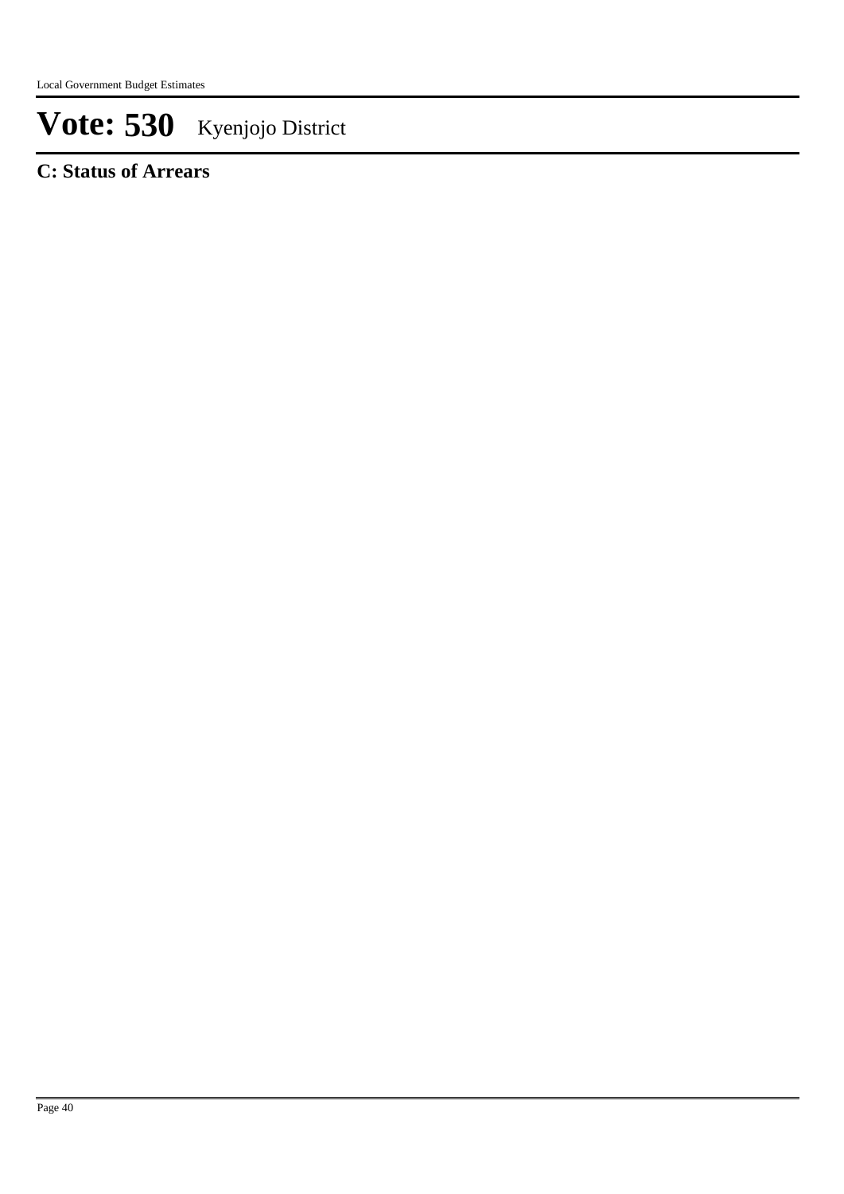# Vote: 530 Kyenjojo District

## C: Status of Arrears